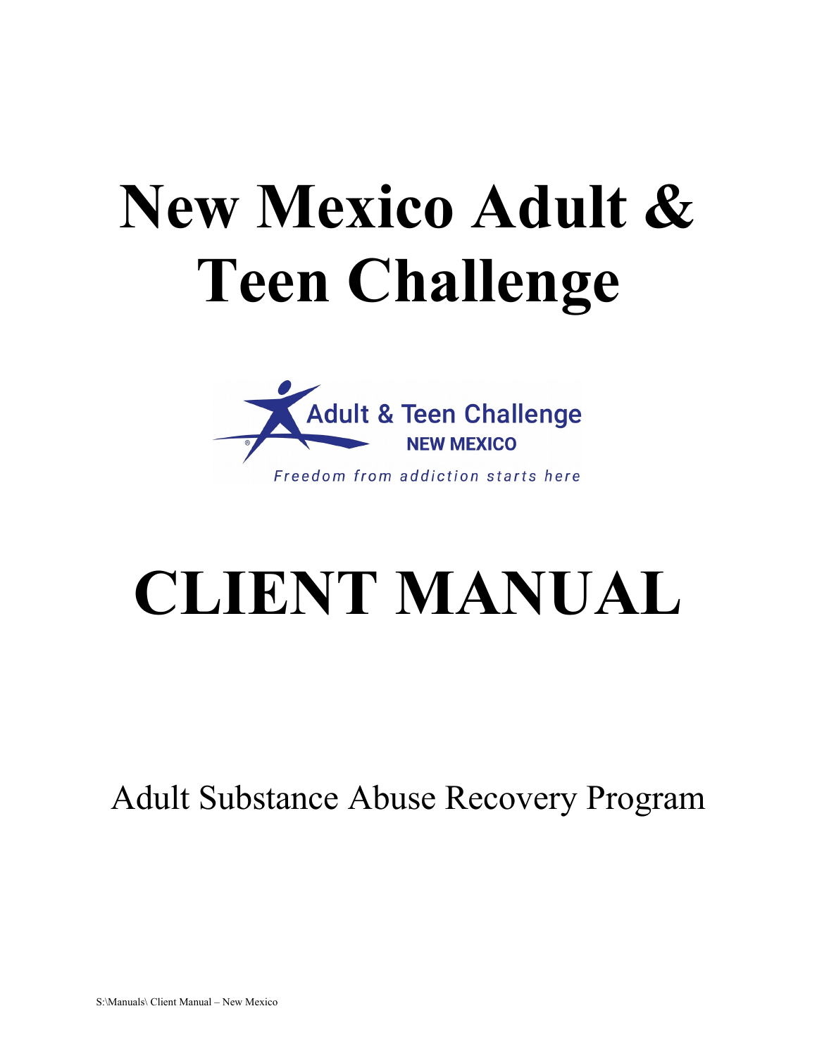# New Mexico Adult & Teen Challenge

Adult & Teen Challenge
NEW MEXICO
*Freedom from addiction starts here*

# CLIENT MANUAL

Adult Substance Abuse Recovery Program

S:\Manuals\ Client Manual – New Mexico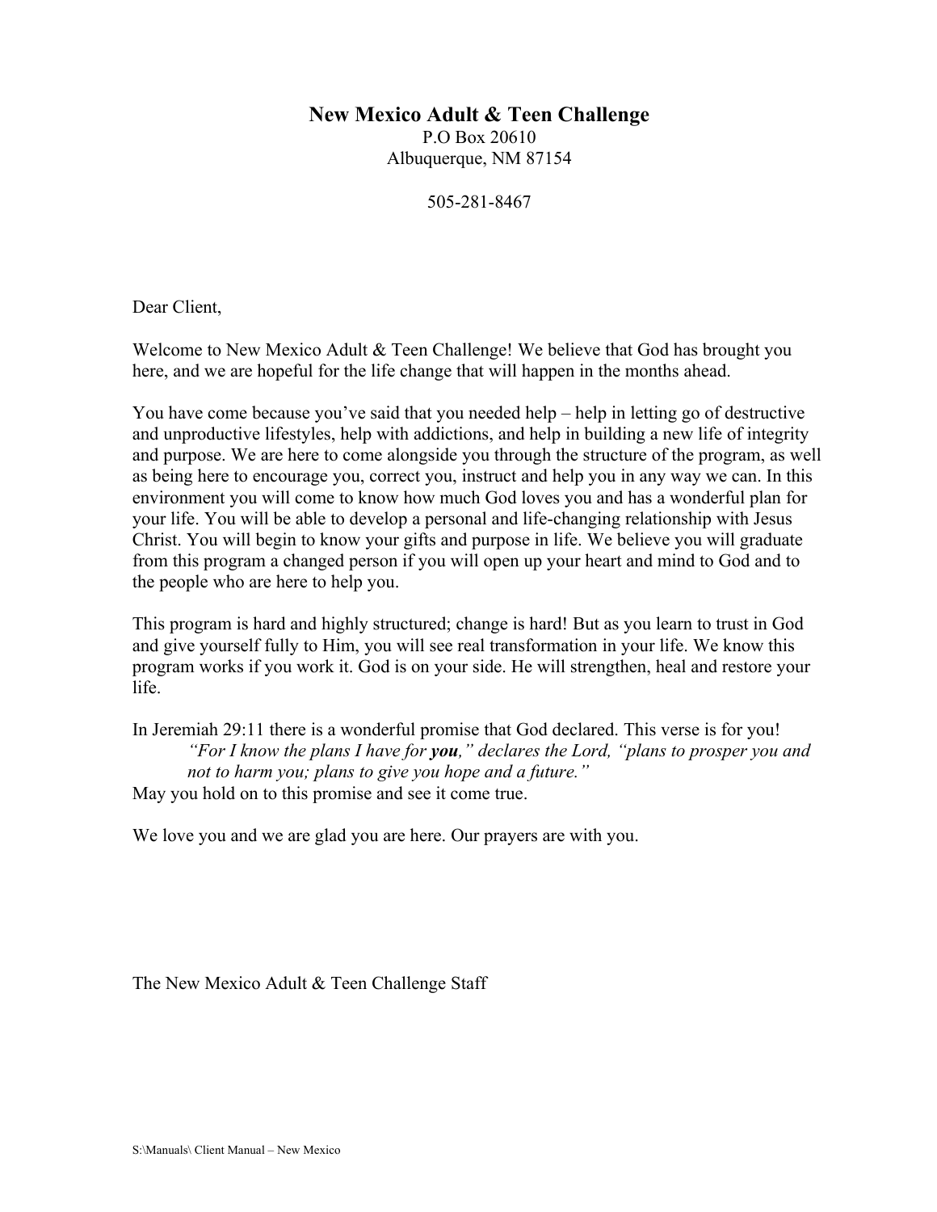# New Mexico Adult & Teen Challenge

P.O Box 20610
Albuquerque, NM 87154

505-281-8467

Dear Client,

Welcome to New Mexico Adult & Teen Challenge! We believe that God has brought you here, and we are hopeful for the life change that will happen in the months ahead.

You have come because you've said that you needed help – help in letting go of destructive and unproductive lifestyles, help with addictions, and help in building a new life of integrity and purpose. We are here to come alongside you through the structure of the program, as well as being here to encourage you, correct you, instruct and help you in any way we can. In this environment you will come to know how much God loves you and has a wonderful plan for your life. You will be able to develop a personal and life-changing relationship with Jesus Christ. You will begin to know your gifts and purpose in life. We believe you will graduate from this program a changed person if you will open up your heart and mind to God and to the people who are here to help you.

This program is hard and highly structured; change is hard! But as you learn to trust in God and give yourself fully to Him, you will see real transformation in your life. We know this program works if you work it. God is on your side. He will strengthen, heal and restore your life.

In Jeremiah 29:11 there is a wonderful promise that God declared. This verse is for you!

> *"For I know the plans I have for **you**," declares the Lord, "plans to prosper you and not to harm you; plans to give you hope and a future."*

May you hold on to this promise and see it come true.

We love you and we are glad you are here. Our prayers are with you.

The New Mexico Adult & Teen Challenge Staff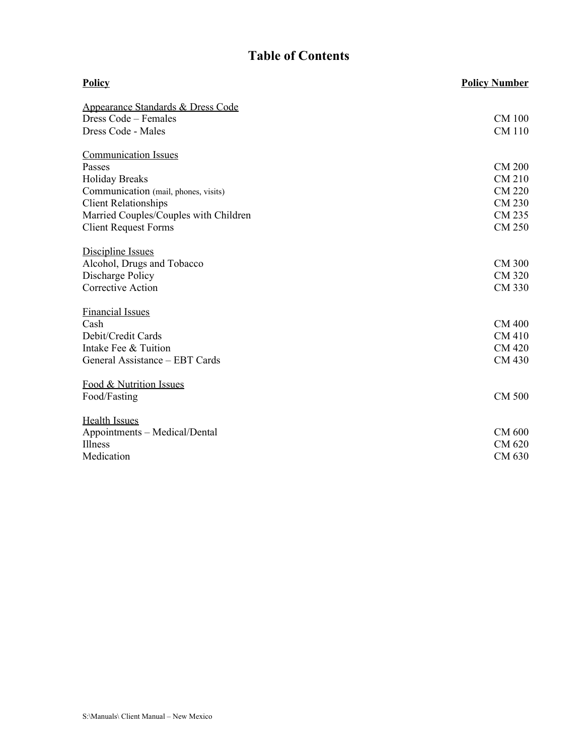# Table of Contents

| **Policy** | **Policy Number** |
|---|---|
| Appearance Standards & Dress Code | |
| Dress Code – Females | CM 100 |
| Dress Code - Males | CM 110 |
| | |
| Communication Issues | |
| Passes | CM 200 |
| Holiday Breaks | CM 210 |
| Communication (mail, phones, visits) | CM 220 |
| Client Relationships | CM 230 |
| Married Couples/Couples with Children | CM 235 |
| Client Request Forms | CM 250 |
| | |
| Discipline Issues | |
| Alcohol, Drugs and Tobacco | CM 300 |
| Discharge Policy | CM 320 |
| Corrective Action | CM 330 |
| | |
| Financial Issues | |
| Cash | CM 400 |
| Debit/Credit Cards | CM 410 |
| Intake Fee & Tuition | CM 420 |
| General Assistance – EBT Cards | CM 430 |
| | |
| Food & Nutrition Issues | |
| Food/Fasting | CM 500 |
| | |
| Health Issues | |
| Appointments – Medical/Dental | CM 600 |
| Illness | CM 620 |
| Medication | CM 630 |

S:\Manuals\ Client Manual – New Mexico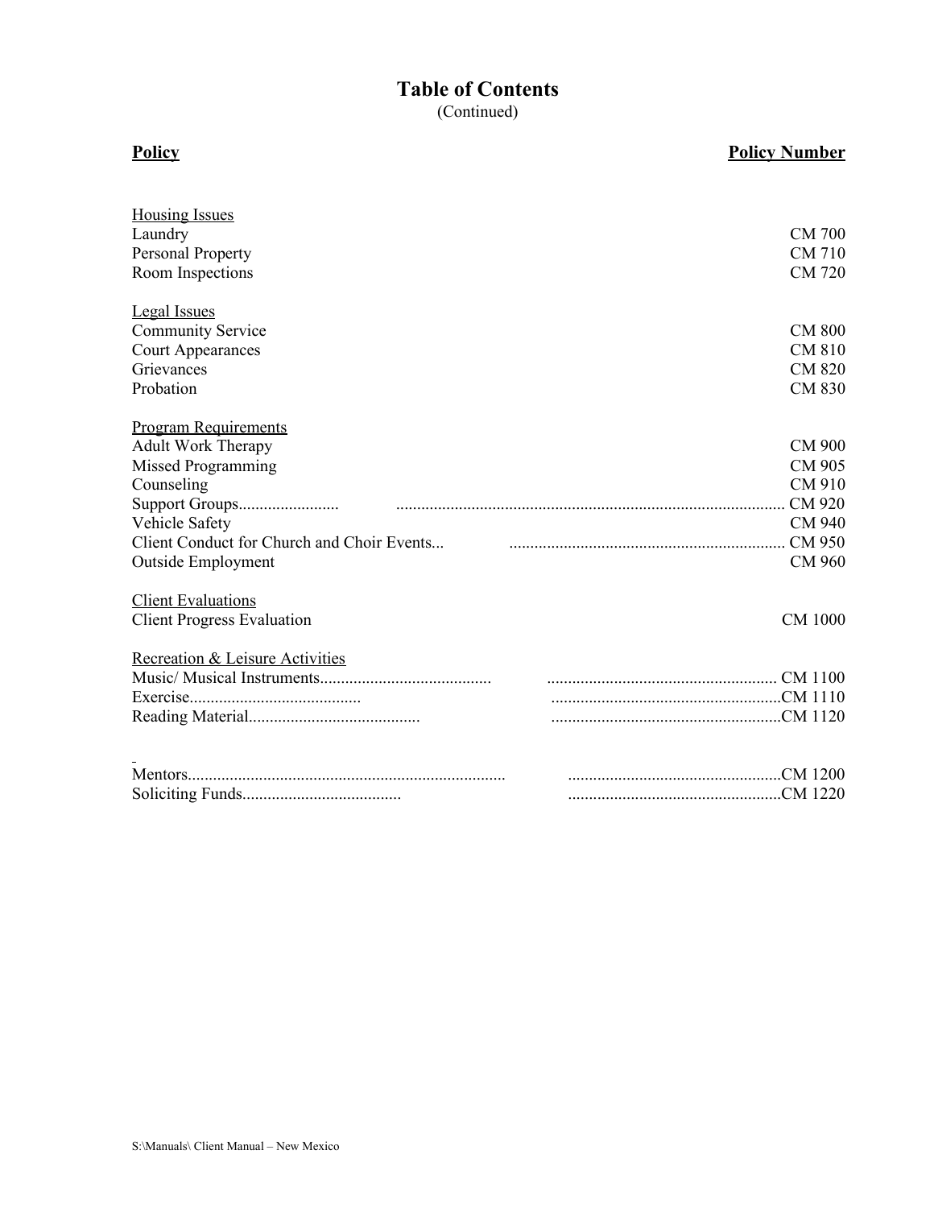# Table of Contents

(Continued)

| Policy | Policy Number |
|---|---|
| **Housing Issues** | |
| Laundry | CM 700 |
| Personal Property | CM 710 |
| Room Inspections | CM 720 |
| **Legal Issues** | |
| Community Service | CM 800 |
| Court Appearances | CM 810 |
| Grievances | CM 820 |
| Probation | CM 830 |
| **Program Requirements** | |
| Adult Work Therapy | CM 900 |
| Missed Programming | CM 905 |
| Counseling | CM 910 |
| Support Groups | CM 920 |
| Vehicle Safety | CM 940 |
| Client Conduct for Church and Choir Events | CM 950 |
| Outside Employment | CM 960 |
| **Client Evaluations** | |
| Client Progress Evaluation | CM 1000 |
| **Recreation & Leisure Activities** | |
| Music/ Musical Instruments | CM 1100 |
| Exercise | CM 1110 |
| Reading Material | CM 1120 |
| Mentors | CM 1200 |
| Soliciting Funds | CM 1220 |

S:\Manuals\ Client Manual – New Mexico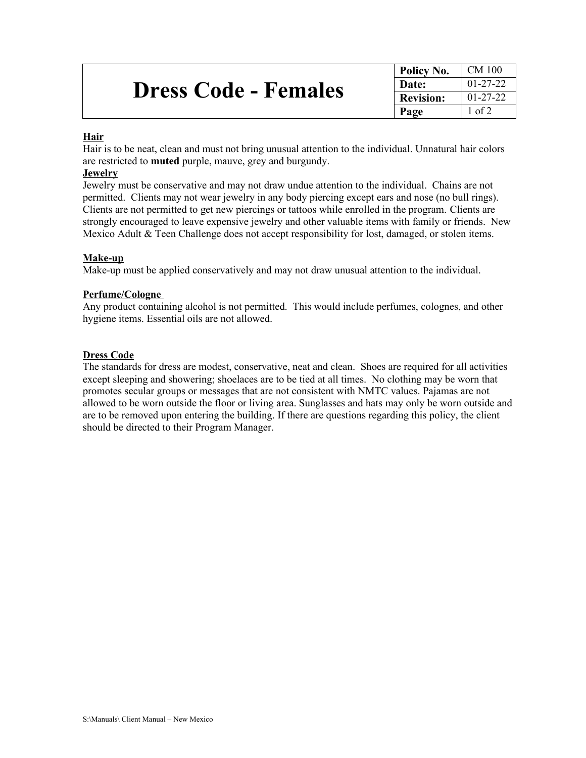# Dress Code - Females

| Policy No. | CM 100 |
| --- | --- |
| Date: | 01-27-22 |
| Revision: | 01-27-22 |
| Page | 1 of 2 |

**Hair**

Hair is to be neat, clean and must not bring unusual attention to the individual. Unnatural hair colors are restricted to **muted** purple, mauve, grey and burgundy.

**Jewelry**

Jewelry must be conservative and may not draw undue attention to the individual. Chains are not permitted. Clients may not wear jewelry in any body piercing except ears and nose (no bull rings). Clients are not permitted to get new piercings or tattoos while enrolled in the program. Clients are strongly encouraged to leave expensive jewelry and other valuable items with family or friends. New Mexico Adult & Teen Challenge does not accept responsibility for lost, damaged, or stolen items.

**Make-up**

Make-up must be applied conservatively and may not draw unusual attention to the individual.

**Perfume/Cologne**

Any product containing alcohol is not permitted. This would include perfumes, colognes, and other hygiene items. Essential oils are not allowed.

**Dress Code**

The standards for dress are modest, conservative, neat and clean. Shoes are required for all activities except sleeping and showering; shoelaces are to be tied at all times. No clothing may be worn that promotes secular groups or messages that are not consistent with NMTC values. Pajamas are not allowed to be worn outside the floor or living area. Sunglasses and hats may only be worn outside and are to be removed upon entering the building. If there are questions regarding this policy, the client should be directed to their Program Manager.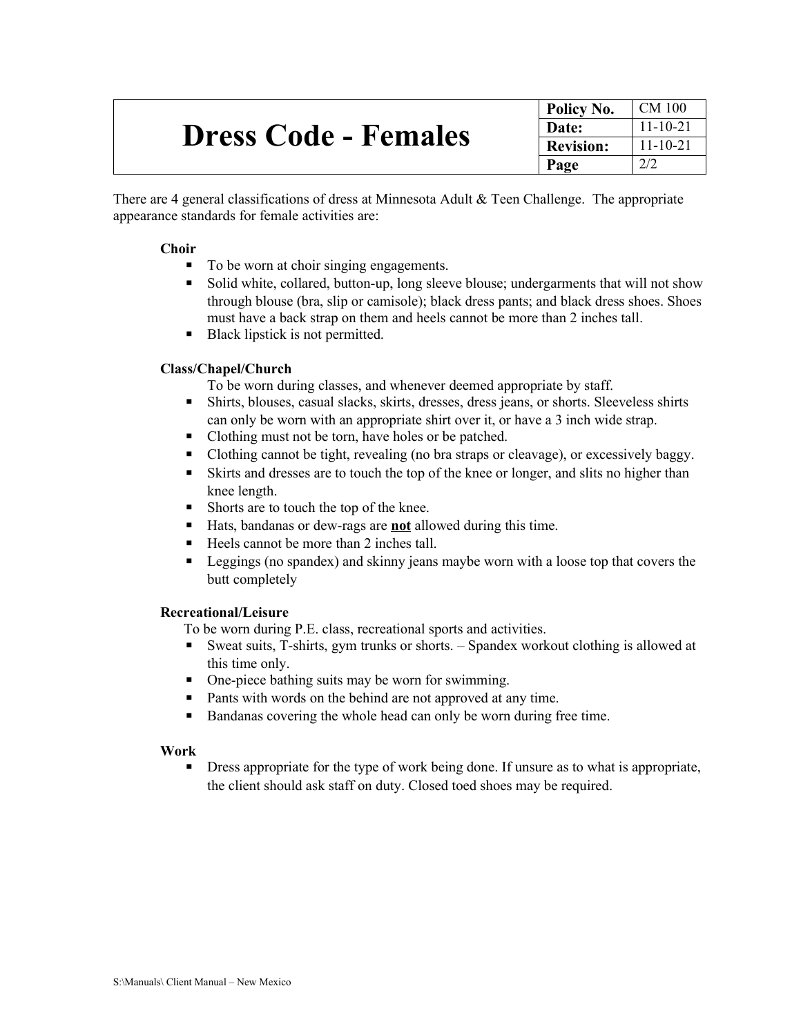| # Dress Code - Females | Policy No. | CM 100 |
|---|---|---|
| | **Date:** | 11-10-21 |
| | **Revision:** | 11-10-21 |
| | **Page** | 2/2 |

There are 4 general classifications of dress at Minnesota Adult & Teen Challenge. The appropriate appearance standards for female activities are:

**Choir**

- To be worn at choir singing engagements.
- Solid white, collared, button-up, long sleeve blouse; undergarments that will not show through blouse (bra, slip or camisole); black dress pants; and black dress shoes. Shoes must have a back strap on them and heels cannot be more than 2 inches tall.
- Black lipstick is not permitted.

**Class/Chapel/Church**

To be worn during classes, and whenever deemed appropriate by staff.

- Shirts, blouses, casual slacks, skirts, dresses, dress jeans, or shorts. Sleeveless shirts can only be worn with an appropriate shirt over it, or have a 3 inch wide strap.
- Clothing must not be torn, have holes or be patched.
- Clothing cannot be tight, revealing (no bra straps or cleavage), or excessively baggy.
- Skirts and dresses are to touch the top of the knee or longer, and slits no higher than knee length.
- Shorts are to touch the top of the knee.
- Hats, bandanas or dew-rags are **not** allowed during this time.
- Heels cannot be more than 2 inches tall.
- Leggings (no spandex) and skinny jeans maybe worn with a loose top that covers the butt completely

**Recreational/Leisure**

To be worn during P.E. class, recreational sports and activities.

- Sweat suits, T-shirts, gym trunks or shorts. – Spandex workout clothing is allowed at this time only.
- One-piece bathing suits may be worn for swimming.
- Pants with words on the behind are not approved at any time.
- Bandanas covering the whole head can only be worn during free time.

**Work**

- Dress appropriate for the type of work being done. If unsure as to what is appropriate, the client should ask staff on duty. Closed toed shoes may be required.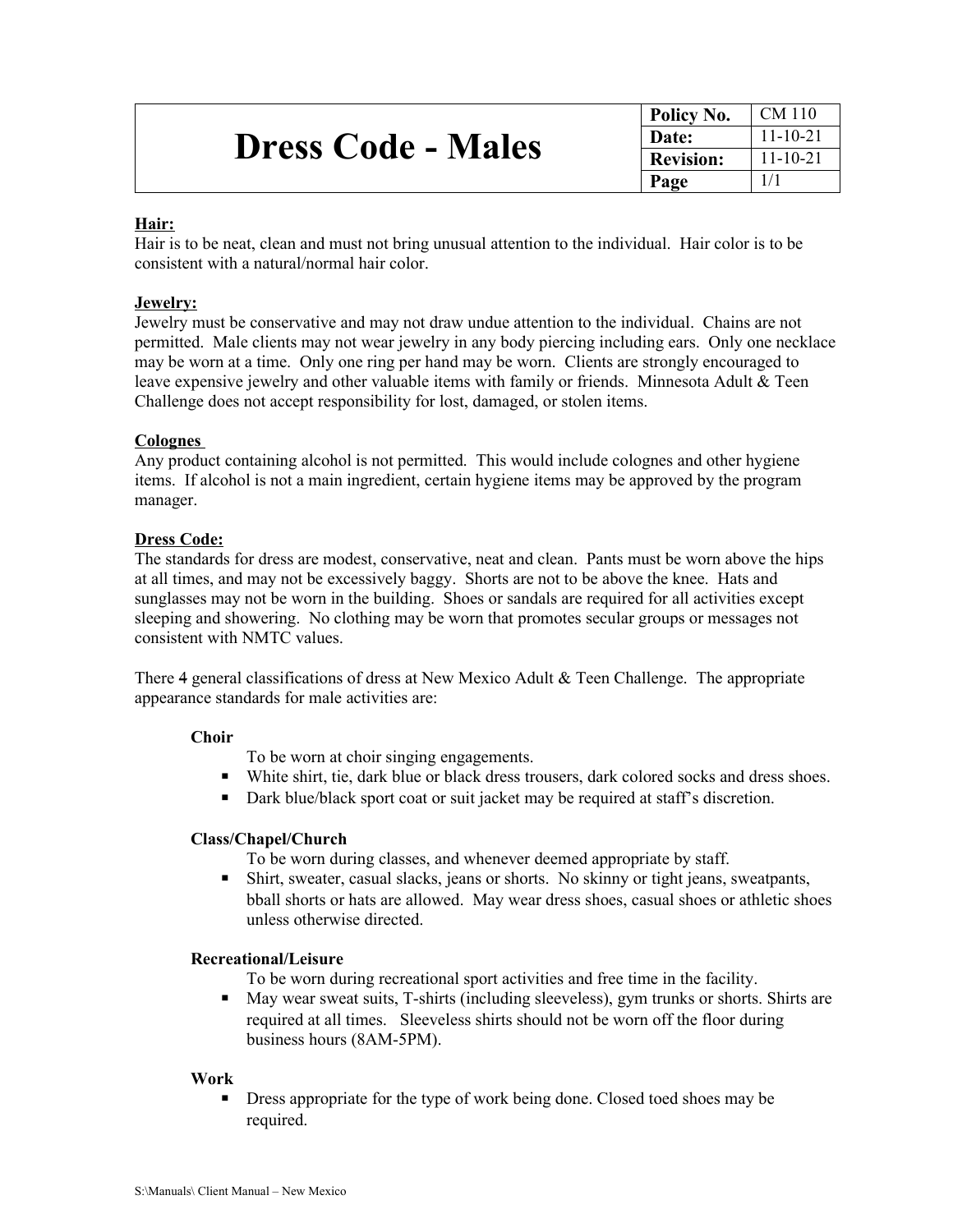# Dress Code - Males

| Policy No. | CM 110 |
|---|---|
| Date: | 11-10-21 |
| Revision: | 11-10-21 |
| Page | 1/1 |

**Hair:**
Hair is to be neat, clean and must not bring unusual attention to the individual. Hair color is to be consistent with a natural/normal hair color.

**Jewelry:**
Jewelry must be conservative and may not draw undue attention to the individual. Chains are not permitted. Male clients may not wear jewelry in any body piercing including ears. Only one necklace may be worn at a time. Only one ring per hand may be worn. Clients are strongly encouraged to leave expensive jewelry and other valuable items with family or friends. Minnesota Adult & Teen Challenge does not accept responsibility for lost, damaged, or stolen items.

**Colognes**
Any product containing alcohol is not permitted. This would include colognes and other hygiene items. If alcohol is not a main ingredient, certain hygiene items may be approved by the program manager.

**Dress Code:**
The standards for dress are modest, conservative, neat and clean. Pants must be worn above the hips at all times, and may not be excessively baggy. Shorts are not to be above the knee. Hats and sunglasses may not be worn in the building. Shoes or sandals are required for all activities except sleeping and showering. No clothing may be worn that promotes secular groups or messages not consistent with NMTC values.

There 4 general classifications of dress at New Mexico Adult & Teen Challenge. The appropriate appearance standards for male activities are:

**Choir**

To be worn at choir singing engagements.

- White shirt, tie, dark blue or black dress trousers, dark colored socks and dress shoes.
- Dark blue/black sport coat or suit jacket may be required at staff's discretion.

**Class/Chapel/Church**

To be worn during classes, and whenever deemed appropriate by staff.

- Shirt, sweater, casual slacks, jeans or shorts. No skinny or tight jeans, sweatpants, bball shorts or hats are allowed. May wear dress shoes, casual shoes or athletic shoes unless otherwise directed.

**Recreational/Leisure**

To be worn during recreational sport activities and free time in the facility.

- May wear sweat suits, T-shirts (including sleeveless), gym trunks or shorts. Shirts are required at all times. Sleeveless shirts should not be worn off the floor during business hours (8AM-5PM).

**Work**

- Dress appropriate for the type of work being done. Closed toed shoes may be required.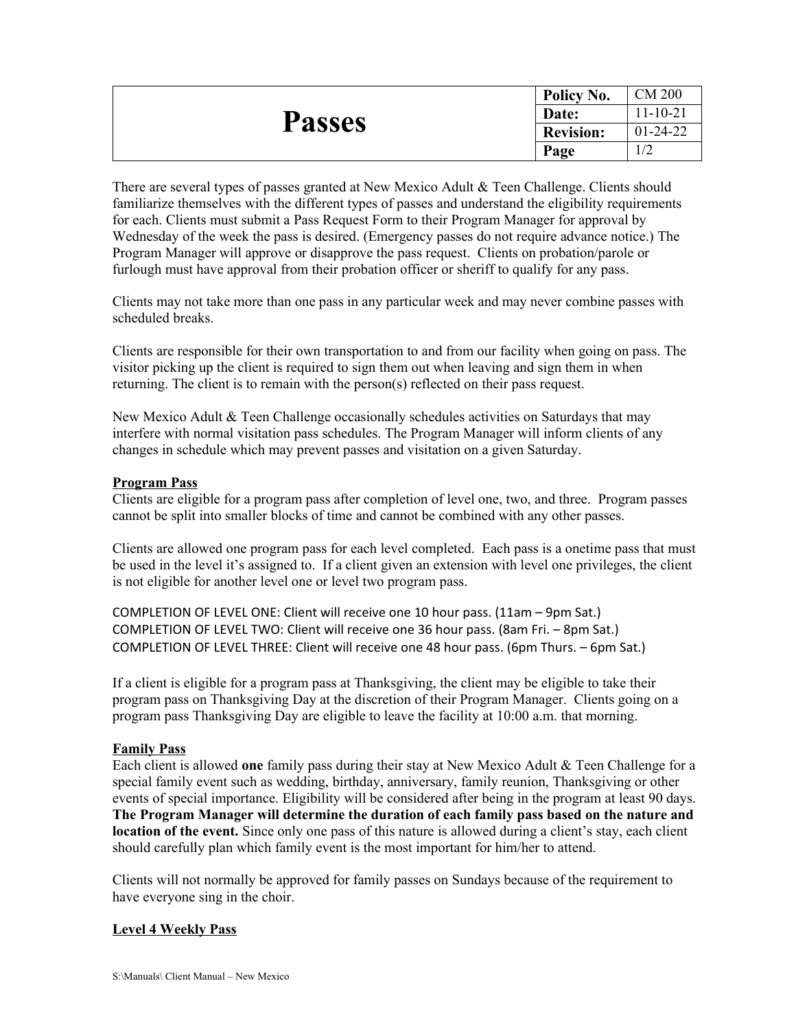| # Passes | Policy No. | CM 200 |
|---|---|---|
| | Date: | 11-10-21 |
| | Revision: | 01-24-22 |
| | Page | 1/2 |

There are several types of passes granted at New Mexico Adult & Teen Challenge. Clients should familiarize themselves with the different types of passes and understand the eligibility requirements for each. Clients must submit a Pass Request Form to their Program Manager for approval by Wednesday of the week the pass is desired. (Emergency passes do not require advance notice.) The Program Manager will approve or disapprove the pass request. Clients on probation/parole or furlough must have approval from their probation officer or sheriff to qualify for any pass.

Clients may not take more than one pass in any particular week and may never combine passes with scheduled breaks.

Clients are responsible for their own transportation to and from our facility when going on pass. The visitor picking up the client is required to sign them out when leaving and sign them in when returning. The client is to remain with the person(s) reflected on their pass request.

New Mexico Adult & Teen Challenge occasionally schedules activities on Saturdays that may interfere with normal visitation pass schedules. The Program Manager will inform clients of any changes in schedule which may prevent passes and visitation on a given Saturday.

## Program Pass

Clients are eligible for a program pass after completion of level one, two, and three. Program passes cannot be split into smaller blocks of time and cannot be combined with any other passes.

Clients are allowed one program pass for each level completed. Each pass is a onetime pass that must be used in the level it's assigned to. If a client given an extension with level one privileges, the client is not eligible for another level one or level two program pass.

COMPLETION OF LEVEL ONE: Client will receive one 10 hour pass. (11am – 9pm Sat.)
COMPLETION OF LEVEL TWO: Client will receive one 36 hour pass. (8am Fri. – 8pm Sat.)
COMPLETION OF LEVEL THREE: Client will receive one 48 hour pass. (6pm Thurs. – 6pm Sat.)

If a client is eligible for a program pass at Thanksgiving, the client may be eligible to take their program pass on Thanksgiving Day at the discretion of their Program Manager. Clients going on a program pass Thanksgiving Day are eligible to leave the facility at 10:00 a.m. that morning.

## Family Pass

Each client is allowed **one** family pass during their stay at New Mexico Adult & Teen Challenge for a special family event such as wedding, birthday, anniversary, family reunion, Thanksgiving or other events of special importance. Eligibility will be considered after being in the program at least 90 days. **The Program Manager will determine the duration of each family pass based on the nature and location of the event.** Since only one pass of this nature is allowed during a client's stay, each client should carefully plan which family event is the most important for him/her to attend.

Clients will not normally be approved for family passes on Sundays because of the requirement to have everyone sing in the choir.

## Level 4 Weekly Pass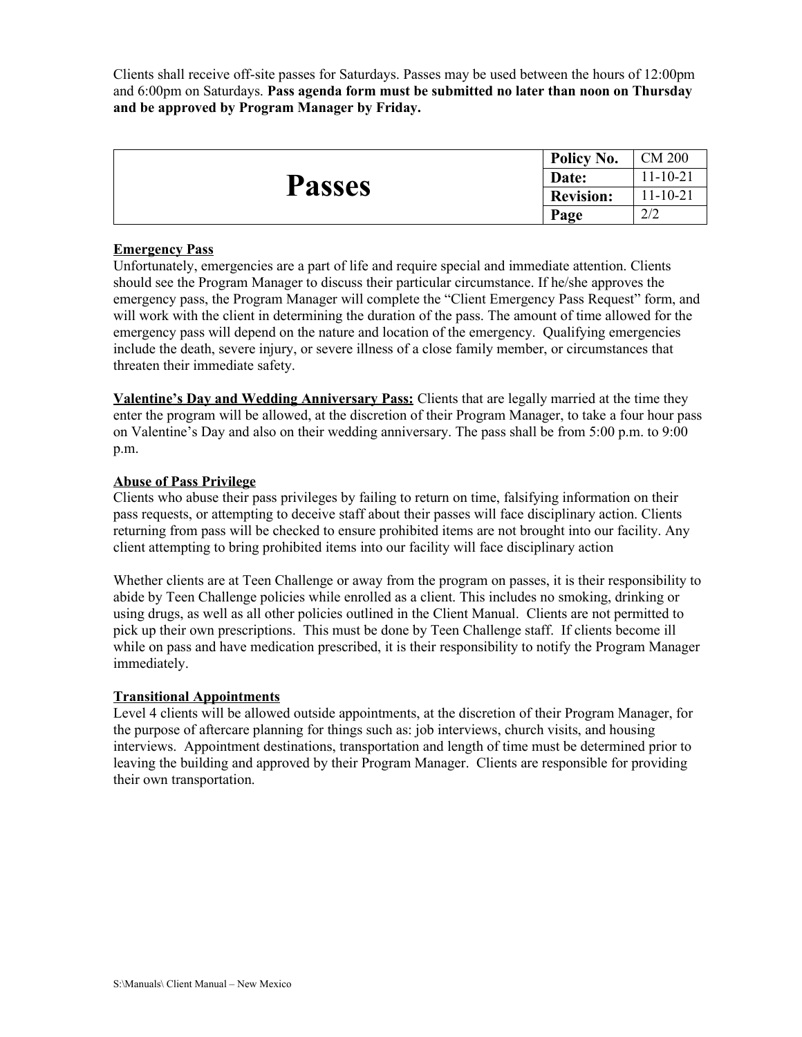Clients shall receive off-site passes for Saturdays. Passes may be used between the hours of 12:00pm and 6:00pm on Saturdays. **Pass agenda form must be submitted no later than noon on Thursday and be approved by Program Manager by Friday.**

| # Passes | Policy No. | CM 200 |
|---|---|---|
| | **Date:** | 11-10-21 |
| | **Revision:** | 11-10-21 |
| | **Page** | 2/2 |

**Emergency Pass**

Unfortunately, emergencies are a part of life and require special and immediate attention. Clients should see the Program Manager to discuss their particular circumstance. If he/she approves the emergency pass, the Program Manager will complete the "Client Emergency Pass Request" form, and will work with the client in determining the duration of the pass. The amount of time allowed for the emergency pass will depend on the nature and location of the emergency. Qualifying emergencies include the death, severe injury, or severe illness of a close family member, or circumstances that threaten their immediate safety.

**Valentine's Day and Wedding Anniversary Pass:** Clients that are legally married at the time they enter the program will be allowed, at the discretion of their Program Manager, to take a four hour pass on Valentine's Day and also on their wedding anniversary. The pass shall be from 5:00 p.m. to 9:00 p.m.

**Abuse of Pass Privilege**

Clients who abuse their pass privileges by failing to return on time, falsifying information on their pass requests, or attempting to deceive staff about their passes will face disciplinary action. Clients returning from pass will be checked to ensure prohibited items are not brought into our facility. Any client attempting to bring prohibited items into our facility will face disciplinary action

Whether clients are at Teen Challenge or away from the program on passes, it is their responsibility to abide by Teen Challenge policies while enrolled as a client. This includes no smoking, drinking or using drugs, as well as all other policies outlined in the Client Manual. Clients are not permitted to pick up their own prescriptions. This must be done by Teen Challenge staff. If clients become ill while on pass and have medication prescribed, it is their responsibility to notify the Program Manager immediately.

**Transitional Appointments**

Level 4 clients will be allowed outside appointments, at the discretion of their Program Manager, for the purpose of aftercare planning for things such as: job interviews, church visits, and housing interviews. Appointment destinations, transportation and length of time must be determined prior to leaving the building and approved by their Program Manager. Clients are responsible for providing their own transportation.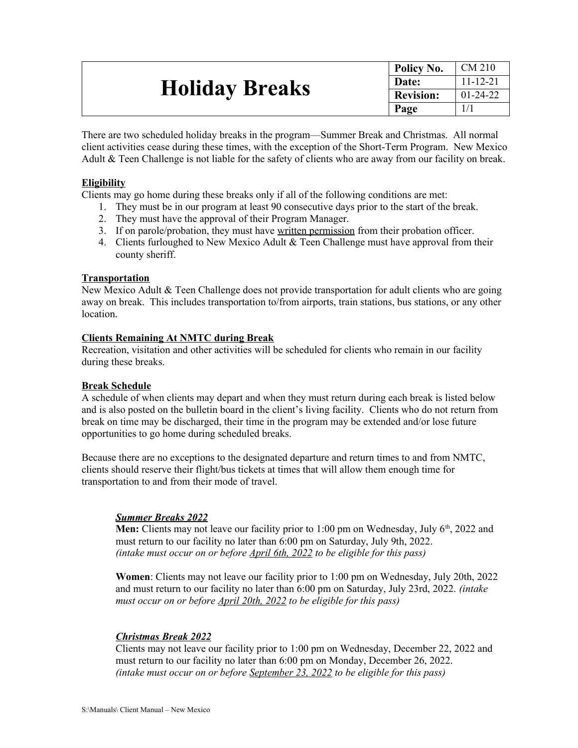# Holiday Breaks

| Policy No. | CM 210 |
|---|---|
| Date: | 11-12-21 |
| Revision: | 01-24-22 |
| Page | 1/1 |

There are two scheduled holiday breaks in the program—Summer Break and Christmas. All normal client activities cease during these times, with the exception of the Short-Term Program. New Mexico Adult & Teen Challenge is not liable for the safety of clients who are away from our facility on break.

**Eligibility**

Clients may go home during these breaks only if all of the following conditions are met:

1. They must be in our program at least 90 consecutive days prior to the start of the break.
2. They must have the approval of their Program Manager.
3. If on parole/probation, they must have written permission from their probation officer.
4. Clients furloughed to New Mexico Adult & Teen Challenge must have approval from their county sheriff.

**Transportation**

New Mexico Adult & Teen Challenge does not provide transportation for adult clients who are going away on break. This includes transportation to/from airports, train stations, bus stations, or any other location.

**Clients Remaining At NMTC during Break**

Recreation, visitation and other activities will be scheduled for clients who remain in our facility during these breaks.

**Break Schedule**

A schedule of when clients may depart and when they must return during each break is listed below and is also posted on the bulletin board in the client's living facility. Clients who do not return from break on time may be discharged, their time in the program may be extended and/or lose future opportunities to go home during scheduled breaks.

Because there are no exceptions to the designated departure and return times to and from NMTC, clients should reserve their flight/bus tickets at times that will allow them enough time for transportation to and from their mode of travel.

***Summer Breaks 2022***

**Men:** Clients may not leave our facility prior to 1:00 pm on Wednesday, July 6th, 2022 and must return to our facility no later than 6:00 pm on Saturday, July 9th, 2022. *(intake must occur on or before April 6th, 2022 to be eligible for this pass)*

**Women**: Clients may not leave our facility prior to 1:00 pm on Wednesday, July 20th, 2022 and must return to our facility no later than 6:00 pm on Saturday, July 23rd, 2022. *(intake must occur on or before April 20th, 2022 to be eligible for this pass)*

***Christmas Break 2022***

Clients may not leave our facility prior to 1:00 pm on Wednesday, December 22, 2022 and must return to our facility no later than 6:00 pm on Monday, December 26, 2022. *(intake must occur on or before September 23, 2022 to be eligible for this pass)*

S:\Manuals\ Client Manual – New Mexico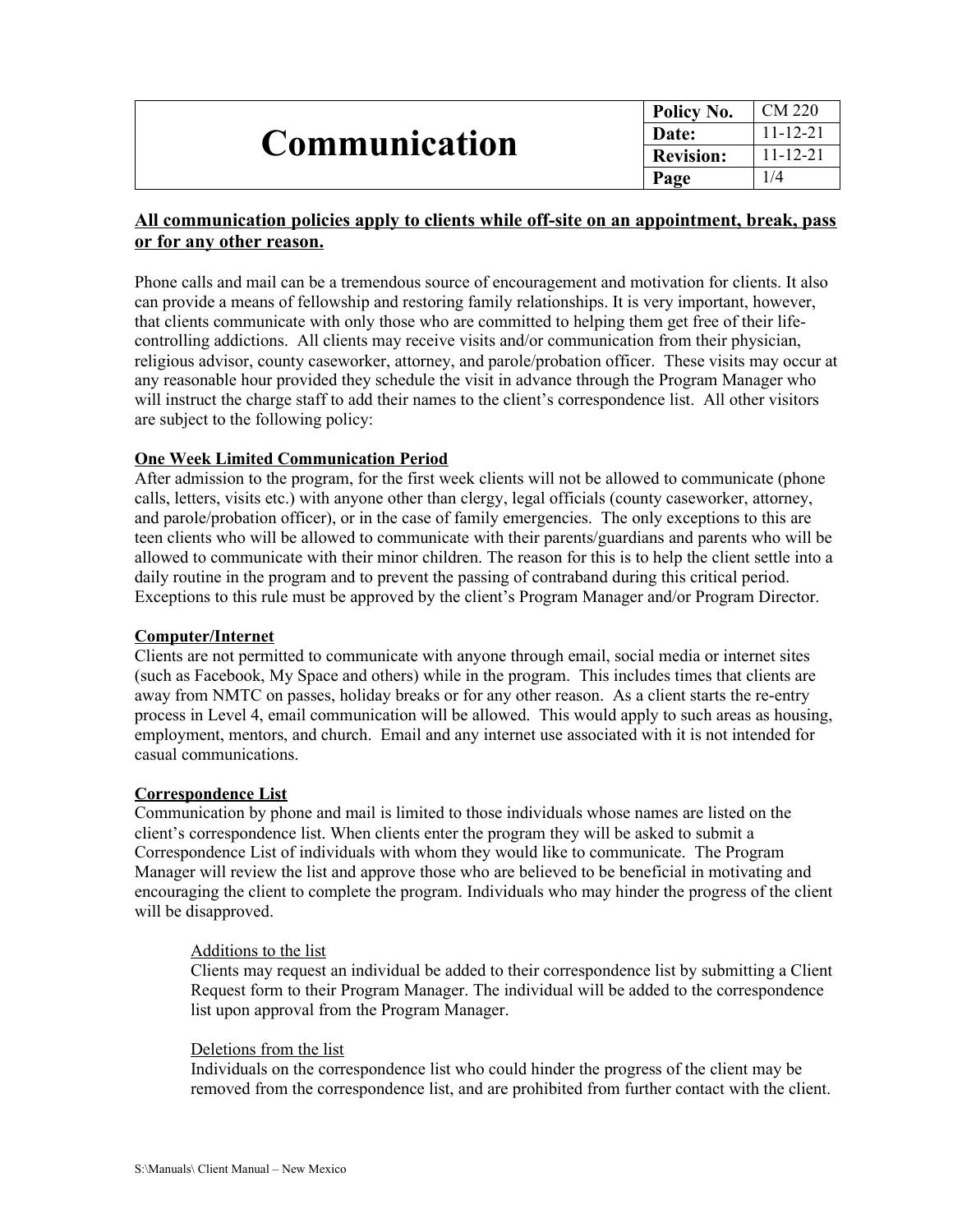# Communication

| Policy No. | CM 220 |
| --- | --- |
| Date: | 11-12-21 |
| Revision: | 11-12-21 |
| Page | 1/4 |

**All communication policies apply to clients while off-site on an appointment, break, pass or for any other reason.**

Phone calls and mail can be a tremendous source of encouragement and motivation for clients. It also can provide a means of fellowship and restoring family relationships. It is very important, however, that clients communicate with only those who are committed to helping them get free of their life-controlling addictions. All clients may receive visits and/or communication from their physician, religious advisor, county caseworker, attorney, and parole/probation officer. These visits may occur at any reasonable hour provided they schedule the visit in advance through the Program Manager who will instruct the charge staff to add their names to the client's correspondence list. All other visitors are subject to the following policy:

**One Week Limited Communication Period**

After admission to the program, for the first week clients will not be allowed to communicate (phone calls, letters, visits etc.) with anyone other than clergy, legal officials (county caseworker, attorney, and parole/probation officer), or in the case of family emergencies. The only exceptions to this are teen clients who will be allowed to communicate with their parents/guardians and parents who will be allowed to communicate with their minor children. The reason for this is to help the client settle into a daily routine in the program and to prevent the passing of contraband during this critical period. Exceptions to this rule must be approved by the client's Program Manager and/or Program Director.

**Computer/Internet**

Clients are not permitted to communicate with anyone through email, social media or internet sites (such as Facebook, My Space and others) while in the program. This includes times that clients are away from NMTC on passes, holiday breaks or for any other reason. As a client starts the re-entry process in Level 4, email communication will be allowed. This would apply to such areas as housing, employment, mentors, and church. Email and any internet use associated with it is not intended for casual communications.

**Correspondence List**

Communication by phone and mail is limited to those individuals whose names are listed on the client's correspondence list. When clients enter the program they will be asked to submit a Correspondence List of individuals with whom they would like to communicate. The Program Manager will review the list and approve those who are believed to be beneficial in motivating and encouraging the client to complete the program. Individuals who may hinder the progress of the client will be disapproved.

Additions to the list

Clients may request an individual be added to their correspondence list by submitting a Client Request form to their Program Manager. The individual will be added to the correspondence list upon approval from the Program Manager.

Deletions from the list

Individuals on the correspondence list who could hinder the progress of the client may be removed from the correspondence list, and are prohibited from further contact with the client.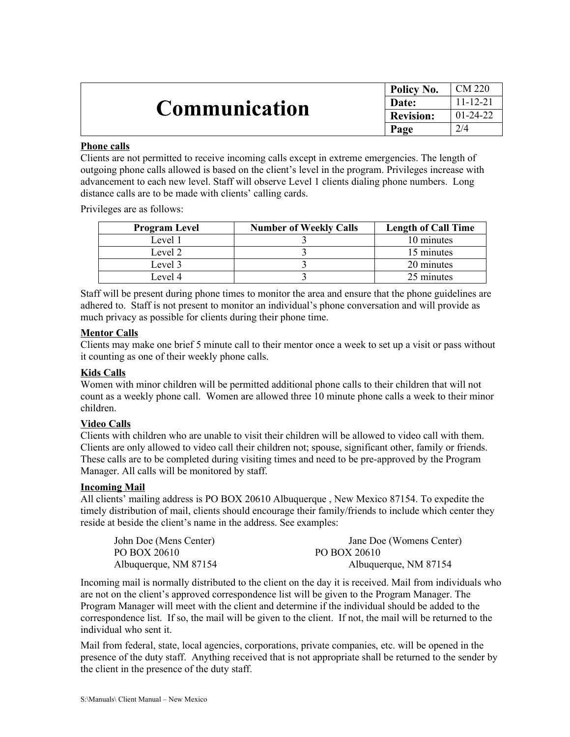# Communication

| Policy No. | CM 220 |
| --- | --- |
| Date: | 11-12-21 |
| Revision: | 01-24-22 |
| Page | 2/4 |

**Phone calls**

Clients are not permitted to receive incoming calls except in extreme emergencies. The length of outgoing phone calls allowed is based on the client's level in the program. Privileges increase with advancement to each new level. Staff will observe Level 1 clients dialing phone numbers. Long distance calls are to be made with clients' calling cards.

Privileges are as follows:

| Program Level | Number of Weekly Calls | Length of Call Time |
| --- | --- | --- |
| Level 1 | 3 | 10 minutes |
| Level 2 | 3 | 15 minutes |
| Level 3 | 3 | 20 minutes |
| Level 4 | 3 | 25 minutes |

Staff will be present during phone times to monitor the area and ensure that the phone guidelines are adhered to. Staff is not present to monitor an individual's phone conversation and will provide as much privacy as possible for clients during their phone time.

**Mentor Calls**

Clients may make one brief 5 minute call to their mentor once a week to set up a visit or pass without it counting as one of their weekly phone calls.

**Kids Calls**

Women with minor children will be permitted additional phone calls to their children that will not count as a weekly phone call. Women are allowed three 10 minute phone calls a week to their minor children.

**Video Calls**

Clients with children who are unable to visit their children will be allowed to video call with them. Clients are only allowed to video call their children not; spouse, significant other, family or friends. These calls are to be completed during visiting times and need to be pre-approved by the Program Manager. All calls will be monitored by staff.

**Incoming Mail**

All clients' mailing address is PO BOX 20610 Albuquerque , New Mexico 87154. To expedite the timely distribution of mail, clients should encourage their family/friends to include which center they reside at beside the client's name in the address. See examples:

John Doe (Mens Center)
PO BOX 20610
Albuquerque, NM 87154

Jane Doe (Womens Center)
PO BOX 20610
Albuquerque, NM 87154

Incoming mail is normally distributed to the client on the day it is received. Mail from individuals who are not on the client's approved correspondence list will be given to the Program Manager. The Program Manager will meet with the client and determine if the individual should be added to the correspondence list. If so, the mail will be given to the client. If not, the mail will be returned to the individual who sent it.

Mail from federal, state, local agencies, corporations, private companies, etc. will be opened in the presence of the duty staff. Anything received that is not appropriate shall be returned to the sender by the client in the presence of the duty staff.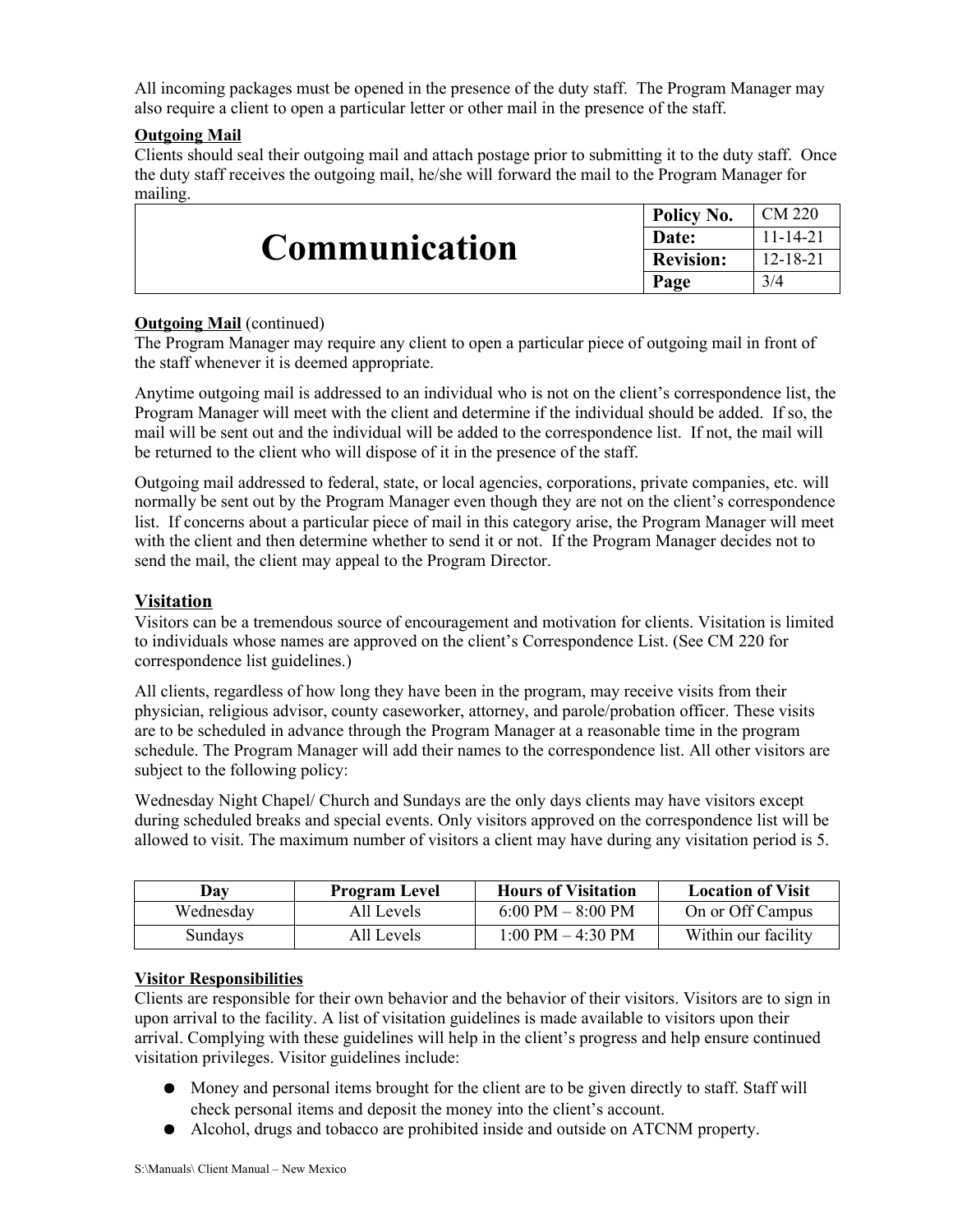All incoming packages must be opened in the presence of the duty staff. The Program Manager may also require a client to open a particular letter or other mail in the presence of the staff.

**Outgoing Mail**

Clients should seal their outgoing mail and attach postage prior to submitting it to the duty staff. Once the duty staff receives the outgoing mail, he/she will forward the mail to the Program Manager for mailing.

| Communication | Policy No. | CM 220 |
|---|---|---|
| | Date: | 11-14-21 |
| | Revision: | 12-18-21 |
| | Page | 3/4 |

**Outgoing Mail** (continued)

The Program Manager may require any client to open a particular piece of outgoing mail in front of the staff whenever it is deemed appropriate.

Anytime outgoing mail is addressed to an individual who is not on the client's correspondence list, the Program Manager will meet with the client and determine if the individual should be added. If so, the mail will be sent out and the individual will be added to the correspondence list. If not, the mail will be returned to the client who will dispose of it in the presence of the staff.

Outgoing mail addressed to federal, state, or local agencies, corporations, private companies, etc. will normally be sent out by the Program Manager even though they are not on the client's correspondence list. If concerns about a particular piece of mail in this category arise, the Program Manager will meet with the client and then determine whether to send it or not. If the Program Manager decides not to send the mail, the client may appeal to the Program Director.

## Visitation

Visitors can be a tremendous source of encouragement and motivation for clients. Visitation is limited to individuals whose names are approved on the client's Correspondence List. (See CM 220 for correspondence list guidelines.)

All clients, regardless of how long they have been in the program, may receive visits from their physician, religious advisor, county caseworker, attorney, and parole/probation officer. These visits are to be scheduled in advance through the Program Manager at a reasonable time in the program schedule. The Program Manager will add their names to the correspondence list. All other visitors are subject to the following policy:

Wednesday Night Chapel/ Church and Sundays are the only days clients may have visitors except during scheduled breaks and special events. Only visitors approved on the correspondence list will be allowed to visit. The maximum number of visitors a client may have during any visitation period is 5.

| Day | Program Level | Hours of Visitation | Location of Visit |
|---|---|---|---|
| Wednesday | All Levels | 6:00 PM – 8:00 PM | On or Off Campus |
| Sundays | All Levels | 1:00 PM – 4:30 PM | Within our facility |

**Visitor Responsibilities**

Clients are responsible for their own behavior and the behavior of their visitors. Visitors are to sign in upon arrival to the facility. A list of visitation guidelines is made available to visitors upon their arrival. Complying with these guidelines will help in the client's progress and help ensure continued visitation privileges. Visitor guidelines include:

- Money and personal items brought for the client are to be given directly to staff. Staff will check personal items and deposit the money into the client's account.
- Alcohol, drugs and tobacco are prohibited inside and outside on ATCNM property.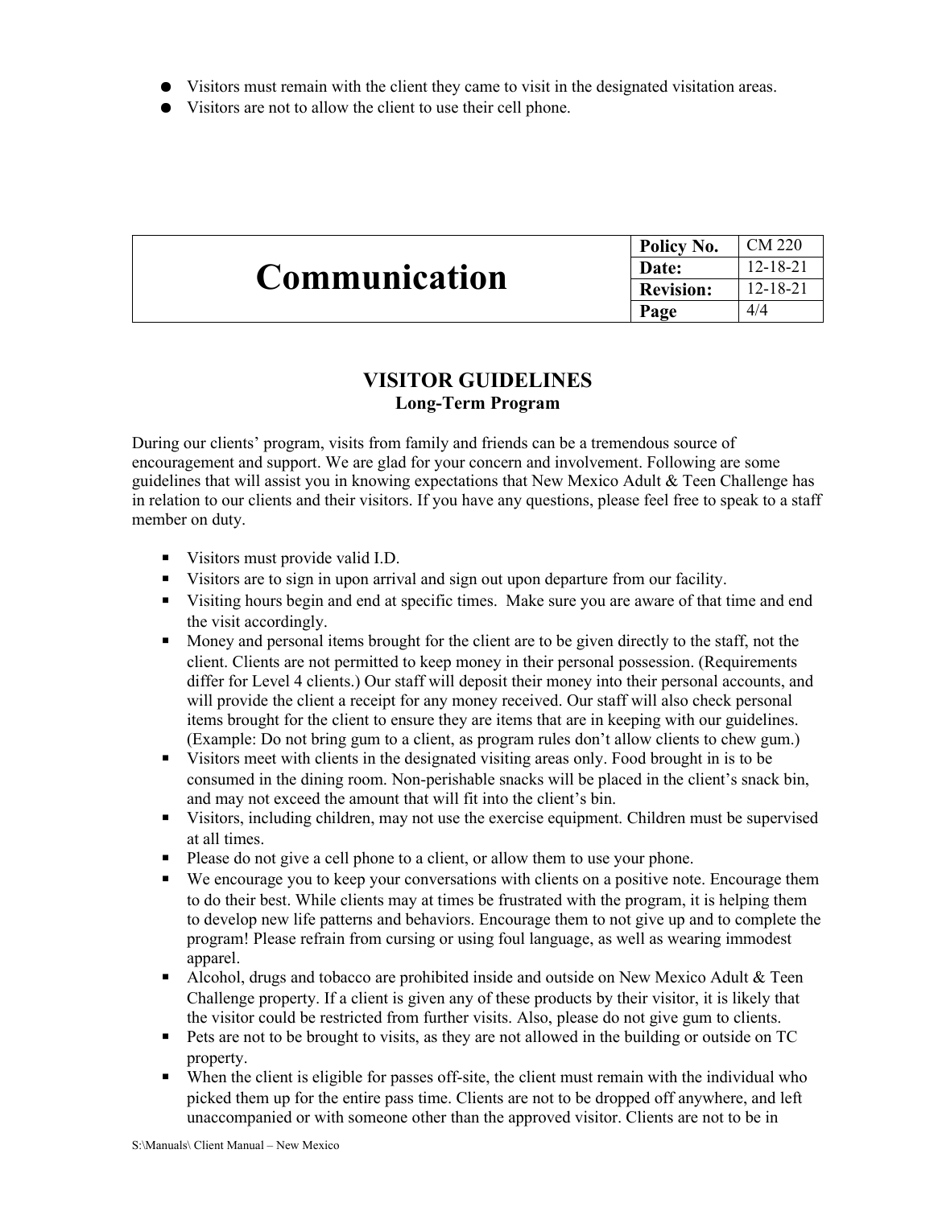- Visitors must remain with the client they came to visit in the designated visitation areas.
- Visitors are not to allow the client to use their cell phone.

| Communication | Policy No. | CM 220 |
|---|---|---|
| | Date: | 12-18-21 |
| | Revision: | 12-18-21 |
| | Page | 4/4 |

## VISITOR GUIDELINES

**Long-Term Program**

During our clients' program, visits from family and friends can be a tremendous source of encouragement and support. We are glad for your concern and involvement. Following are some guidelines that will assist you in knowing expectations that New Mexico Adult & Teen Challenge has in relation to our clients and their visitors. If you have any questions, please feel free to speak to a staff member on duty.

- Visitors must provide valid I.D.
- Visitors are to sign in upon arrival and sign out upon departure from our facility.
- Visiting hours begin and end at specific times. Make sure you are aware of that time and end the visit accordingly.
- Money and personal items brought for the client are to be given directly to the staff, not the client. Clients are not permitted to keep money in their personal possession. (Requirements differ for Level 4 clients.) Our staff will deposit their money into their personal accounts, and will provide the client a receipt for any money received. Our staff will also check personal items brought for the client to ensure they are items that are in keeping with our guidelines. (Example: Do not bring gum to a client, as program rules don't allow clients to chew gum.)
- Visitors meet with clients in the designated visiting areas only. Food brought in is to be consumed in the dining room. Non-perishable snacks will be placed in the client's snack bin, and may not exceed the amount that will fit into the client's bin.
- Visitors, including children, may not use the exercise equipment. Children must be supervised at all times.
- Please do not give a cell phone to a client, or allow them to use your phone.
- We encourage you to keep your conversations with clients on a positive note. Encourage them to do their best. While clients may at times be frustrated with the program, it is helping them to develop new life patterns and behaviors. Encourage them to not give up and to complete the program! Please refrain from cursing or using foul language, as well as wearing immodest apparel.
- Alcohol, drugs and tobacco are prohibited inside and outside on New Mexico Adult & Teen Challenge property. If a client is given any of these products by their visitor, it is likely that the visitor could be restricted from further visits. Also, please do not give gum to clients.
- Pets are not to be brought to visits, as they are not allowed in the building or outside on TC property.
- When the client is eligible for passes off-site, the client must remain with the individual who picked them up for the entire pass time. Clients are not to be dropped off anywhere, and left unaccompanied or with someone other than the approved visitor. Clients are not to be in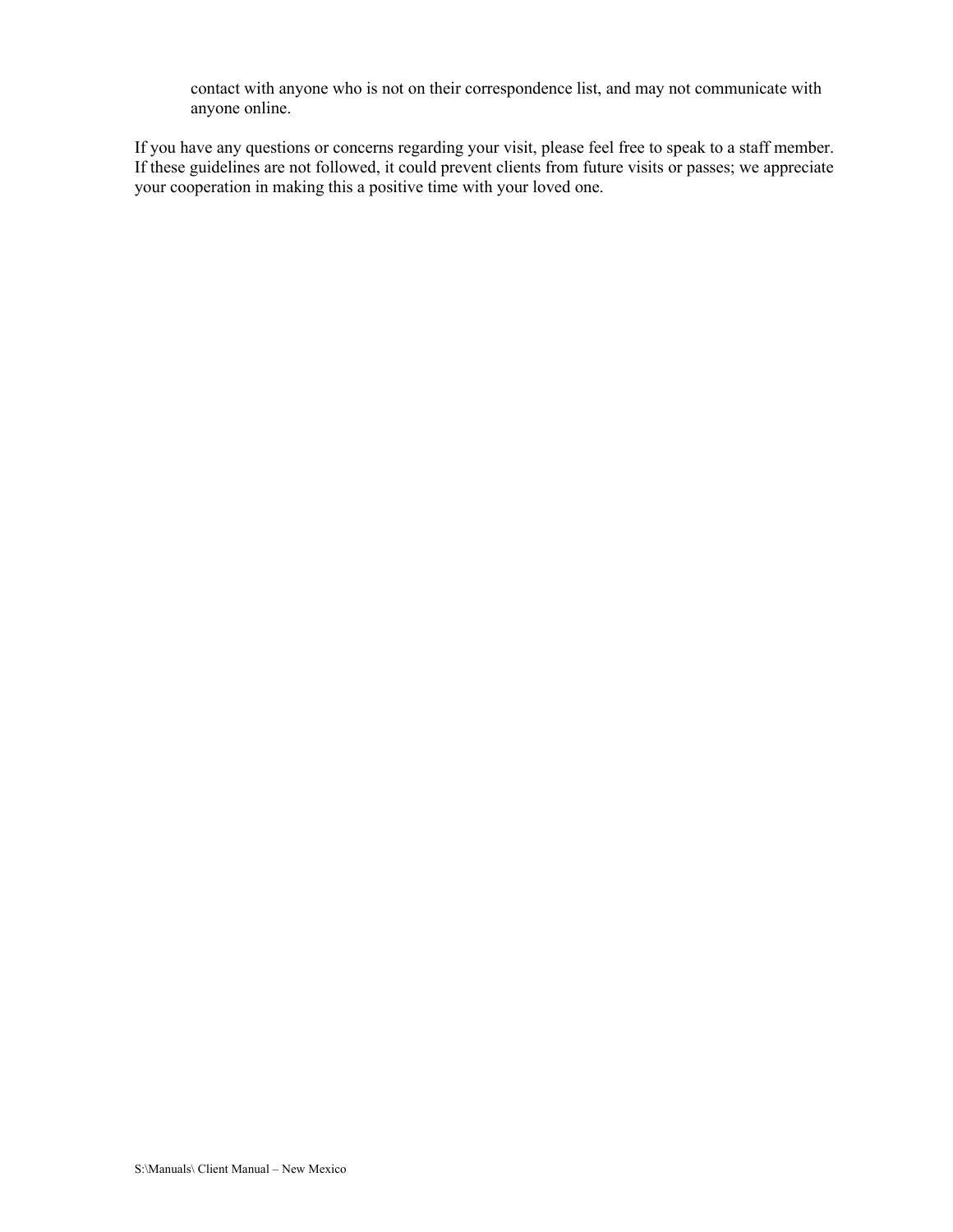contact with anyone who is not on their correspondence list, and may not communicate with anyone online.

If you have any questions or concerns regarding your visit, please feel free to speak to a staff member. If these guidelines are not followed, it could prevent clients from future visits or passes; we appreciate your cooperation in making this a positive time with your loved one.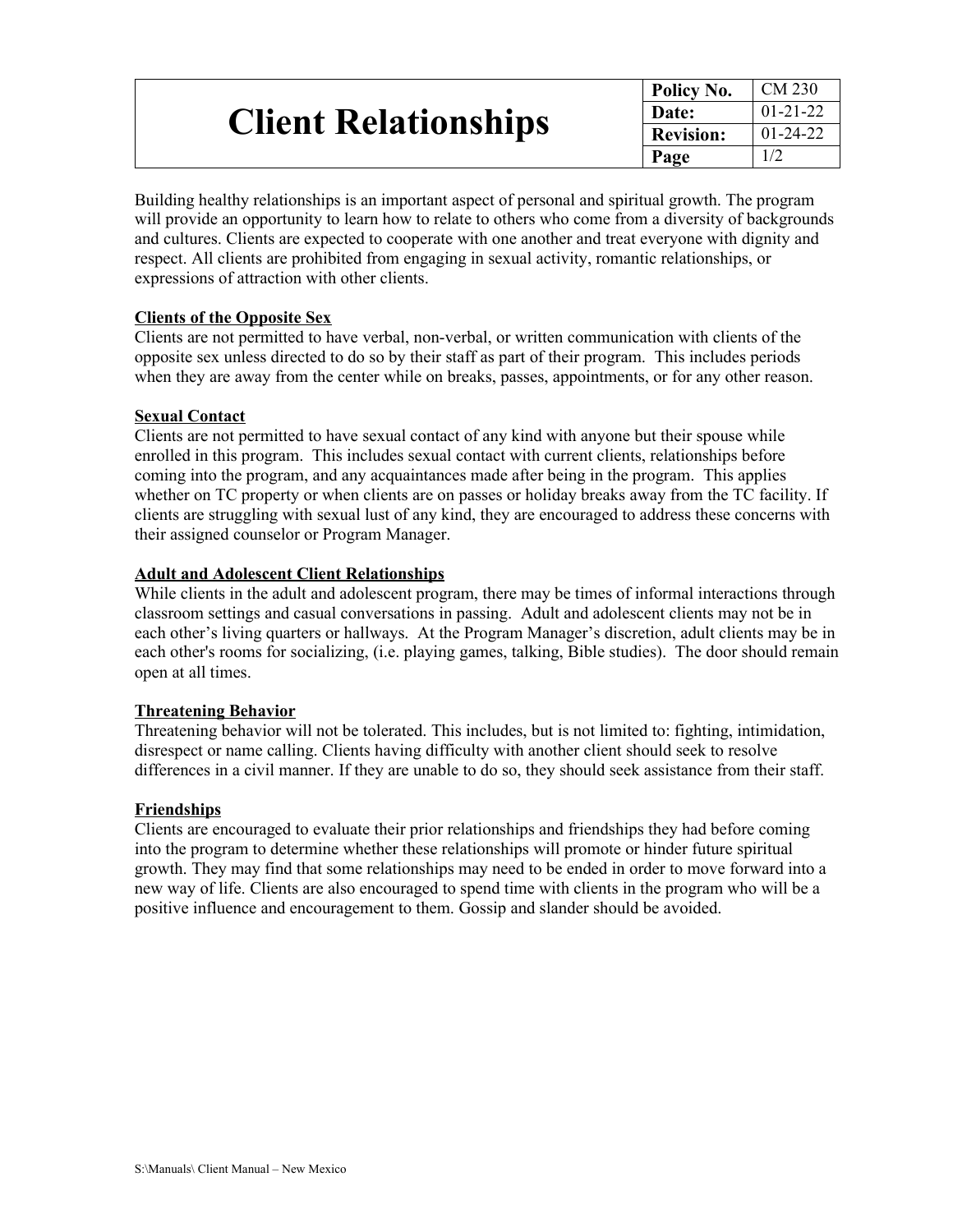# Client Relationships

| Policy No. | CM 230 |
| --- | --- |
| Date: | 01-21-22 |
| Revision: | 01-24-22 |
| Page | 1/2 |

Building healthy relationships is an important aspect of personal and spiritual growth. The program will provide an opportunity to learn how to relate to others who come from a diversity of backgrounds and cultures. Clients are expected to cooperate with one another and treat everyone with dignity and respect. All clients are prohibited from engaging in sexual activity, romantic relationships, or expressions of attraction with other clients.

**Clients of the Opposite Sex**

Clients are not permitted to have verbal, non-verbal, or written communication with clients of the opposite sex unless directed to do so by their staff as part of their program. This includes periods when they are away from the center while on breaks, passes, appointments, or for any other reason.

**Sexual Contact**

Clients are not permitted to have sexual contact of any kind with anyone but their spouse while enrolled in this program. This includes sexual contact with current clients, relationships before coming into the program, and any acquaintances made after being in the program. This applies whether on TC property or when clients are on passes or holiday breaks away from the TC facility. If clients are struggling with sexual lust of any kind, they are encouraged to address these concerns with their assigned counselor or Program Manager.

**Adult and Adolescent Client Relationships**

While clients in the adult and adolescent program, there may be times of informal interactions through classroom settings and casual conversations in passing. Adult and adolescent clients may not be in each other's living quarters or hallways. At the Program Manager's discretion, adult clients may be in each other's rooms for socializing, (i.e. playing games, talking, Bible studies). The door should remain open at all times.

**Threatening Behavior**

Threatening behavior will not be tolerated. This includes, but is not limited to: fighting, intimidation, disrespect or name calling. Clients having difficulty with another client should seek to resolve differences in a civil manner. If they are unable to do so, they should seek assistance from their staff.

**Friendships**

Clients are encouraged to evaluate their prior relationships and friendships they had before coming into the program to determine whether these relationships will promote or hinder future spiritual growth. They may find that some relationships may need to be ended in order to move forward into a new way of life. Clients are also encouraged to spend time with clients in the program who will be a positive influence and encouragement to them. Gossip and slander should be avoided.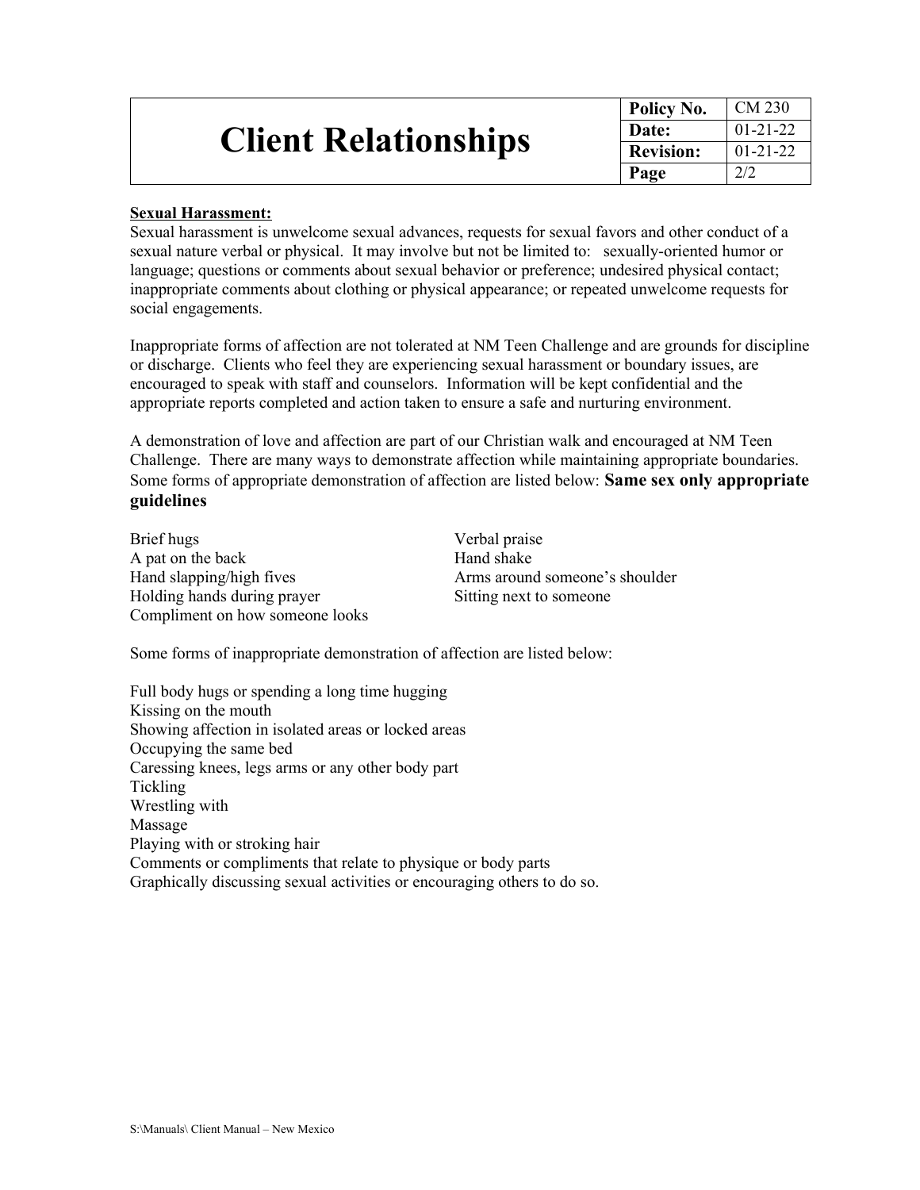# Client Relationships

| Policy No. | CM 230 |
|---|---|
| Date: | 01-21-22 |
| Revision: | 01-21-22 |
| Page | 2/2 |

**Sexual Harassment:**

Sexual harassment is unwelcome sexual advances, requests for sexual favors and other conduct of a sexual nature verbal or physical. It may involve but not be limited to: sexually-oriented humor or language; questions or comments about sexual behavior or preference; undesired physical contact; inappropriate comments about clothing or physical appearance; or repeated unwelcome requests for social engagements.

Inappropriate forms of affection are not tolerated at NM Teen Challenge and are grounds for discipline or discharge. Clients who feel they are experiencing sexual harassment or boundary issues, are encouraged to speak with staff and counselors. Information will be kept confidential and the appropriate reports completed and action taken to ensure a safe and nurturing environment.

A demonstration of love and affection are part of our Christian walk and encouraged at NM Teen Challenge. There are many ways to demonstrate affection while maintaining appropriate boundaries. Some forms of appropriate demonstration of affection are listed below: **Same sex only appropriate guidelines**

Brief hugs
A pat on the back
Hand slapping/high fives
Holding hands during prayer
Compliment on how someone looks
Verbal praise
Hand shake
Arms around someone's shoulder
Sitting next to someone

Some forms of inappropriate demonstration of affection are listed below:

Full body hugs or spending a long time hugging
Kissing on the mouth
Showing affection in isolated areas or locked areas
Occupying the same bed
Caressing knees, legs arms or any other body part
Tickling
Wrestling with
Massage
Playing with or stroking hair
Comments or compliments that relate to physique or body parts
Graphically discussing sexual activities or encouraging others to do so.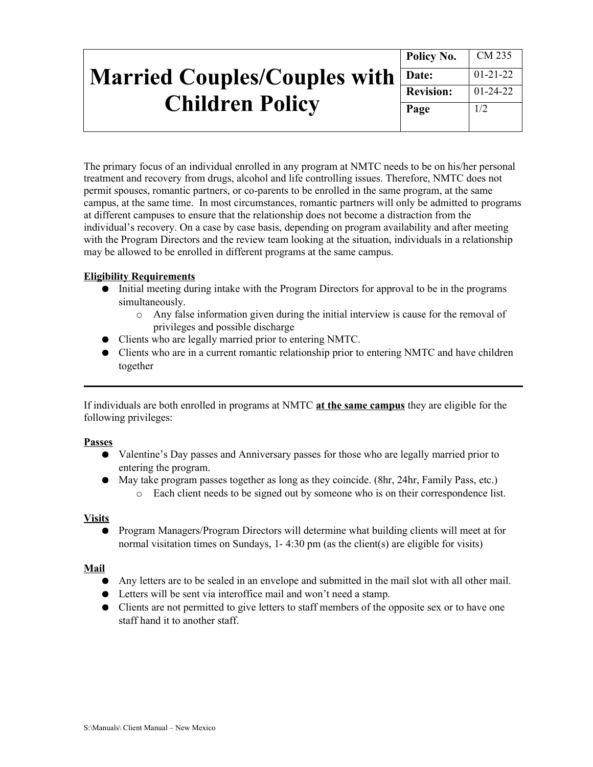# Married Couples/Couples with Children Policy

| Policy No. | CM 235 |
| --- | --- |
| Date: | 01-21-22 |
| Revision: | 01-24-22 |
| Page | 1/2 |

The primary focus of an individual enrolled in any program at NMTC needs to be on his/her personal treatment and recovery from drugs, alcohol and life controlling issues. Therefore, NMTC does not permit spouses, romantic partners, or co-parents to be enrolled in the same program, at the same campus, at the same time. In most circumstances, romantic partners will only be admitted to programs at different campuses to ensure that the relationship does not become a distraction from the individual's recovery. On a case by case basis, depending on program availability and after meeting with the Program Directors and the review team looking at the situation, individuals in a relationship may be allowed to be enrolled in different programs at the same campus.

**Eligibility Requirements**

- Initial meeting during intake with the Program Directors for approval to be in the programs simultaneously.
  - Any false information given during the initial interview is cause for the removal of privileges and possible discharge
- Clients who are legally married prior to entering NMTC.
- Clients who are in a current romantic relationship prior to entering NMTC and have children together

---

If individuals are both enrolled in programs at NMTC **at the same campus** they are eligible for the following privileges:

**Passes**

- Valentine's Day passes and Anniversary passes for those who are legally married prior to entering the program.
- May take program passes together as long as they coincide. (8hr, 24hr, Family Pass, etc.)
  - Each client needs to be signed out by someone who is on their correspondence list.

**Visits**

- Program Managers/Program Directors will determine what building clients will meet at for normal visitation times on Sundays, 1- 4:30 pm (as the client(s) are eligible for visits)

**Mail**

- Any letters are to be sealed in an envelope and submitted in the mail slot with all other mail.
- Letters will be sent via interoffice mail and won't need a stamp.
- Clients are not permitted to give letters to staff members of the opposite sex or to have one staff hand it to another staff.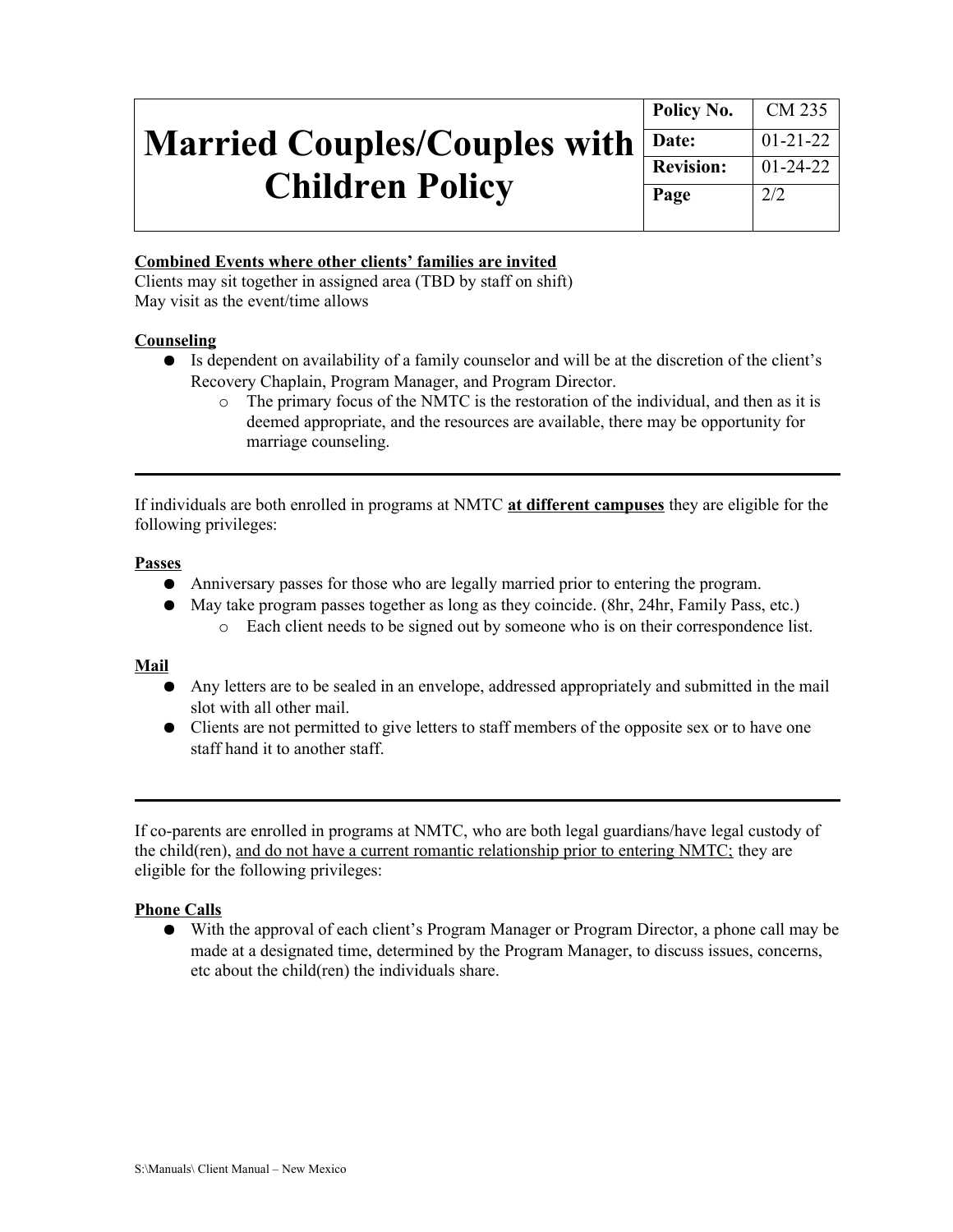# Married Couples/Couples with Children Policy

| Policy No. | CM 235 |
|---|---|
| Date: | 01-21-22 |
| Revision: | 01-24-22 |
| Page | 2/2 |

**Combined Events where other clients' families are invited**

Clients may sit together in assigned area (TBD by staff on shift)
May visit as the event/time allows

**Counseling**

- Is dependent on availability of a family counselor and will be at the discretion of the client's Recovery Chaplain, Program Manager, and Program Director.
  - The primary focus of the NMTC is the restoration of the individual, and then as it is deemed appropriate, and the resources are available, there may be opportunity for marriage counseling.

---

If individuals are both enrolled in programs at NMTC **at different campuses** they are eligible for the following privileges:

**Passes**

- Anniversary passes for those who are legally married prior to entering the program.
- May take program passes together as long as they coincide. (8hr, 24hr, Family Pass, etc.)
  - Each client needs to be signed out by someone who is on their correspondence list.

**Mail**

- Any letters are to be sealed in an envelope, addressed appropriately and submitted in the mail slot with all other mail.
- Clients are not permitted to give letters to staff members of the opposite sex or to have one staff hand it to another staff.

---

If co-parents are enrolled in programs at NMTC, who are both legal guardians/have legal custody of the child(ren), and do not have a current romantic relationship prior to entering NMTC; they are eligible for the following privileges:

**Phone Calls**

- With the approval of each client's Program Manager or Program Director, a phone call may be made at a designated time, determined by the Program Manager, to discuss issues, concerns, etc about the child(ren) the individuals share.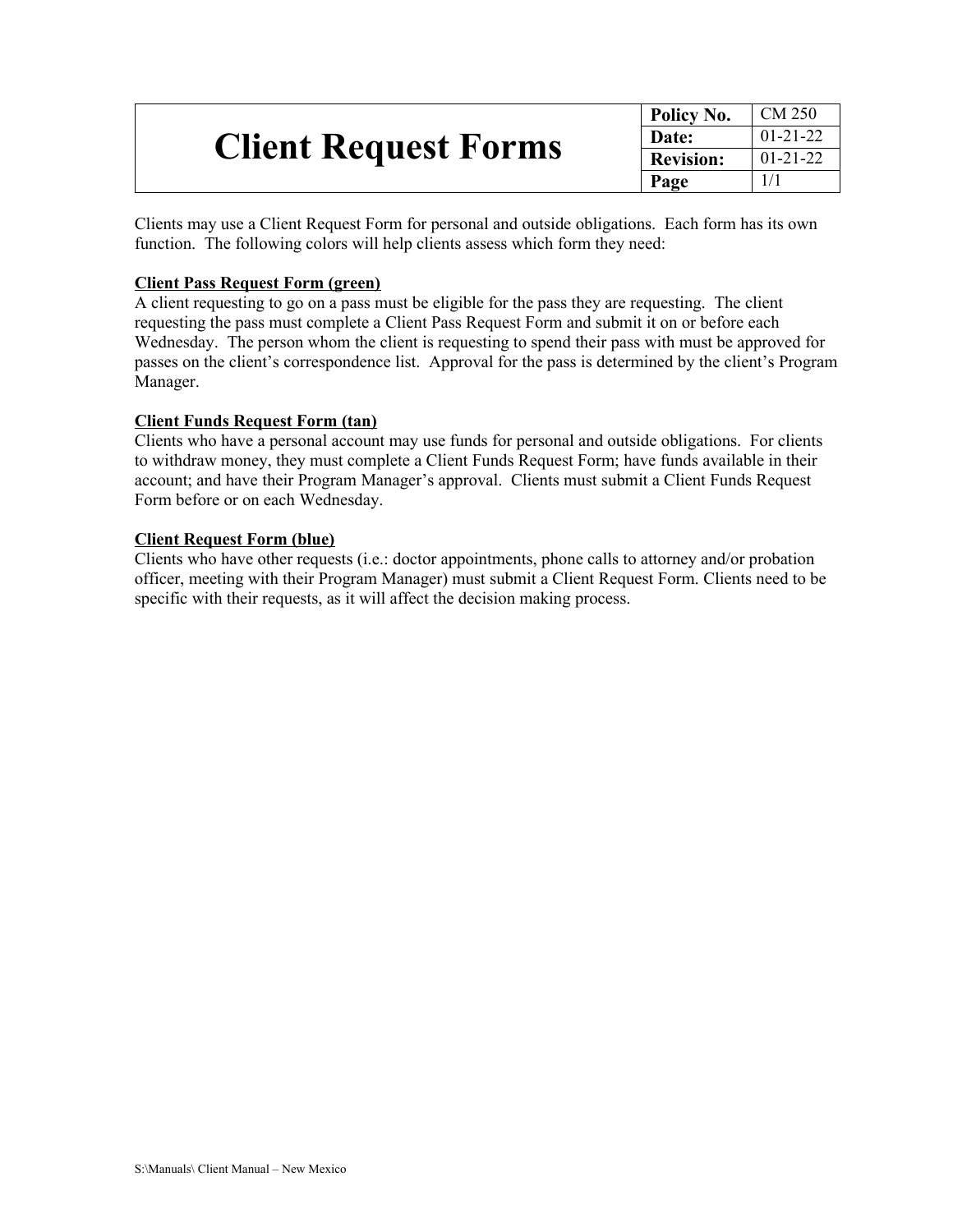# Client Request Forms

| Policy No. | CM 250 |
|---|---|
| Date: | 01-21-22 |
| Revision: | 01-21-22 |
| Page | 1/1 |

Clients may use a Client Request Form for personal and outside obligations. Each form has its own function. The following colors will help clients assess which form they need:

**Client Pass Request Form (green)**

A client requesting to go on a pass must be eligible for the pass they are requesting. The client requesting the pass must complete a Client Pass Request Form and submit it on or before each Wednesday. The person whom the client is requesting to spend their pass with must be approved for passes on the client's correspondence list. Approval for the pass is determined by the client's Program Manager.

**Client Funds Request Form (tan)**

Clients who have a personal account may use funds for personal and outside obligations. For clients to withdraw money, they must complete a Client Funds Request Form; have funds available in their account; and have their Program Manager's approval. Clients must submit a Client Funds Request Form before or on each Wednesday.

**Client Request Form (blue)**

Clients who have other requests (i.e.: doctor appointments, phone calls to attorney and/or probation officer, meeting with their Program Manager) must submit a Client Request Form. Clients need to be specific with their requests, as it will affect the decision making process.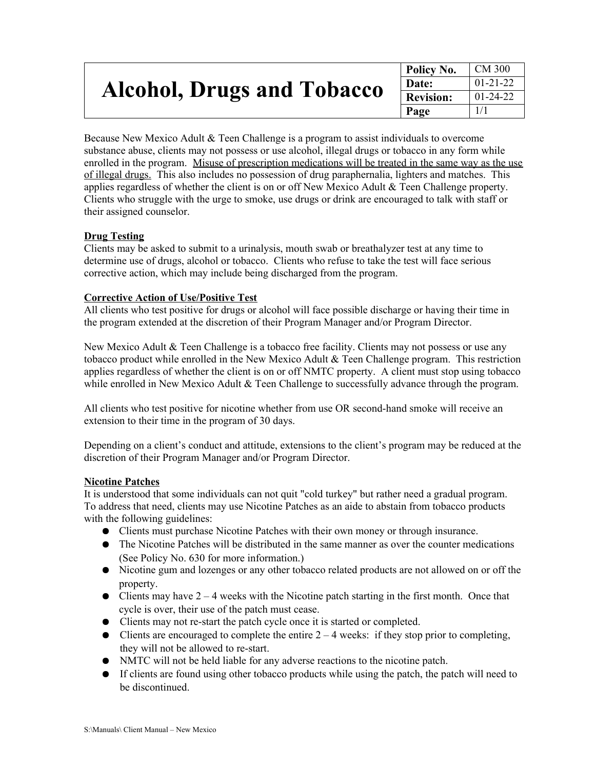# Alcohol, Drugs and Tobacco

| Policy No. | CM 300 |
| --- | --- |
| Date: | 01-21-22 |
| Revision: | 01-24-22 |
| Page | 1/1 |

Because New Mexico Adult & Teen Challenge is a program to assist individuals to overcome substance abuse, clients may not possess or use alcohol, illegal drugs or tobacco in any form while enrolled in the program. <u>Misuse of prescription medications will be treated in the same way as the use of illegal drugs.</u> This also includes no possession of drug paraphernalia, lighters and matches. This applies regardless of whether the client is on or off New Mexico Adult & Teen Challenge property. Clients who struggle with the urge to smoke, use drugs or drink are encouraged to talk with staff or their assigned counselor.

**<u>Drug Testing</u>**

Clients may be asked to submit to a urinalysis, mouth swab or breathalyzer test at any time to determine use of drugs, alcohol or tobacco. Clients who refuse to take the test will face serious corrective action, which may include being discharged from the program.

**<u>Corrective Action of Use/Positive Test</u>**

All clients who test positive for drugs or alcohol will face possible discharge or having their time in the program extended at the discretion of their Program Manager and/or Program Director.

New Mexico Adult & Teen Challenge is a tobacco free facility. Clients may not possess or use any tobacco product while enrolled in the New Mexico Adult & Teen Challenge program. This restriction applies regardless of whether the client is on or off NMTC property. A client must stop using tobacco while enrolled in New Mexico Adult & Teen Challenge to successfully advance through the program.

All clients who test positive for nicotine whether from use OR second-hand smoke will receive an extension to their time in the program of 30 days.

Depending on a client's conduct and attitude, extensions to the client's program may be reduced at the discretion of their Program Manager and/or Program Director.

**<u>Nicotine Patches</u>**

It is understood that some individuals can not quit "cold turkey" but rather need a gradual program. To address that need, clients may use Nicotine Patches as an aide to abstain from tobacco products with the following guidelines:

- Clients must purchase Nicotine Patches with their own money or through insurance.
- The Nicotine Patches will be distributed in the same manner as over the counter medications (See Policy No. 630 for more information.)
- Nicotine gum and lozenges or any other tobacco related products are not allowed on or off the property.
- Clients may have 2 – 4 weeks with the Nicotine patch starting in the first month. Once that cycle is over, their use of the patch must cease.
- Clients may not re-start the patch cycle once it is started or completed.
- Clients are encouraged to complete the entire 2 – 4 weeks: if they stop prior to completing, they will not be allowed to re-start.
- NMTC will not be held liable for any adverse reactions to the nicotine patch.
- If clients are found using other tobacco products while using the patch, the patch will need to be discontinued.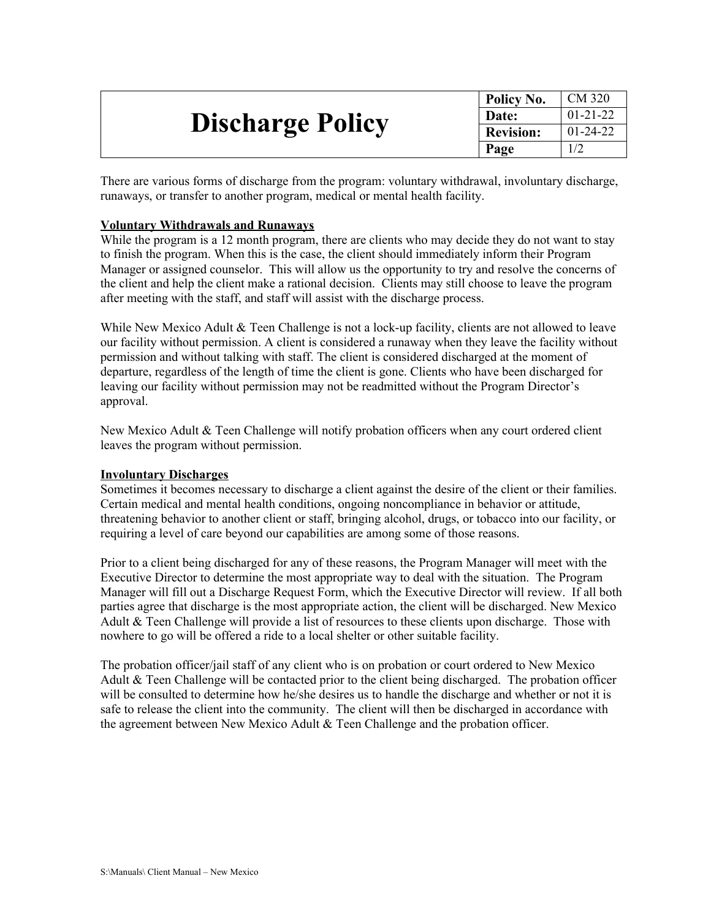| Discharge Policy | Policy No. | CM 320 |
|---|---|---|
| | Date: | 01-21-22 |
| | Revision: | 01-24-22 |
| | Page | 1/2 |

There are various forms of discharge from the program: voluntary withdrawal, involuntary discharge, runaways, or transfer to another program, medical or mental health facility.

**Voluntary Withdrawals and Runaways**

While the program is a 12 month program, there are clients who may decide they do not want to stay to finish the program. When this is the case, the client should immediately inform their Program Manager or assigned counselor. This will allow us the opportunity to try and resolve the concerns of the client and help the client make a rational decision. Clients may still choose to leave the program after meeting with the staff, and staff will assist with the discharge process.

While New Mexico Adult & Teen Challenge is not a lock-up facility, clients are not allowed to leave our facility without permission. A client is considered a runaway when they leave the facility without permission and without talking with staff. The client is considered discharged at the moment of departure, regardless of the length of time the client is gone. Clients who have been discharged for leaving our facility without permission may not be readmitted without the Program Director's approval.

New Mexico Adult & Teen Challenge will notify probation officers when any court ordered client leaves the program without permission.

**Involuntary Discharges**

Sometimes it becomes necessary to discharge a client against the desire of the client or their families. Certain medical and mental health conditions, ongoing noncompliance in behavior or attitude, threatening behavior to another client or staff, bringing alcohol, drugs, or tobacco into our facility, or requiring a level of care beyond our capabilities are among some of those reasons.

Prior to a client being discharged for any of these reasons, the Program Manager will meet with the Executive Director to determine the most appropriate way to deal with the situation. The Program Manager will fill out a Discharge Request Form, which the Executive Director will review. If all both parties agree that discharge is the most appropriate action, the client will be discharged. New Mexico Adult & Teen Challenge will provide a list of resources to these clients upon discharge. Those with nowhere to go will be offered a ride to a local shelter or other suitable facility.

The probation officer/jail staff of any client who is on probation or court ordered to New Mexico Adult & Teen Challenge will be contacted prior to the client being discharged. The probation officer will be consulted to determine how he/she desires us to handle the discharge and whether or not it is safe to release the client into the community. The client will then be discharged in accordance with the agreement between New Mexico Adult & Teen Challenge and the probation officer.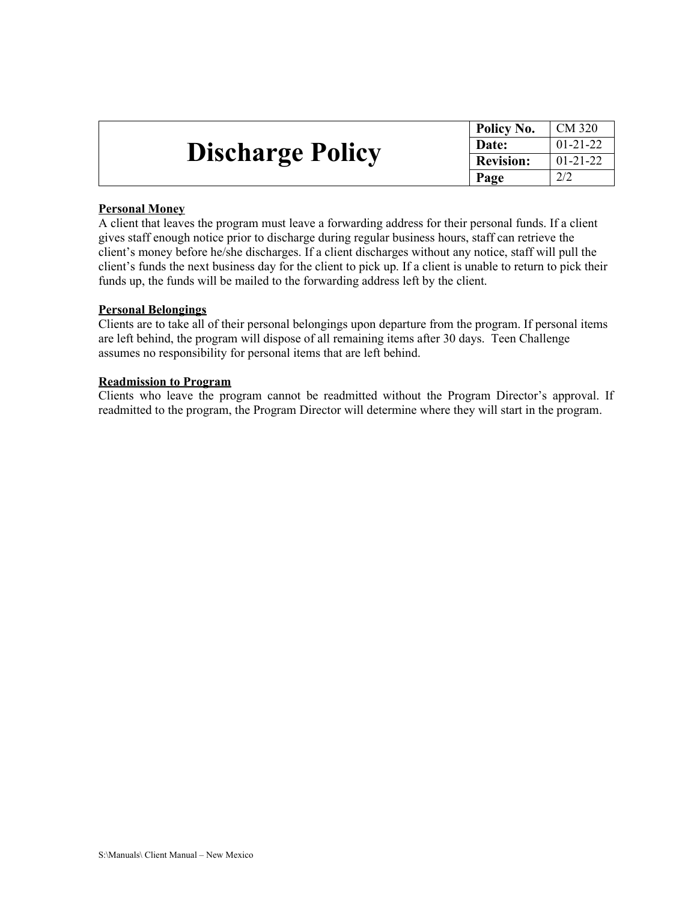| Discharge Policy | Policy No. | CM 320 |
|---|---|---|
| | Date: | 01-21-22 |
| | Revision: | 01-21-22 |
| | Page | 2/2 |

**Personal Money**

A client that leaves the program must leave a forwarding address for their personal funds. If a client gives staff enough notice prior to discharge during regular business hours, staff can retrieve the client's money before he/she discharges. If a client discharges without any notice, staff will pull the client's funds the next business day for the client to pick up. If a client is unable to return to pick their funds up, the funds will be mailed to the forwarding address left by the client.

**Personal Belongings**

Clients are to take all of their personal belongings upon departure from the program. If personal items are left behind, the program will dispose of all remaining items after 30 days. Teen Challenge assumes no responsibility for personal items that are left behind.

**Readmission to Program**

Clients who leave the program cannot be readmitted without the Program Director's approval. If readmitted to the program, the Program Director will determine where they will start in the program.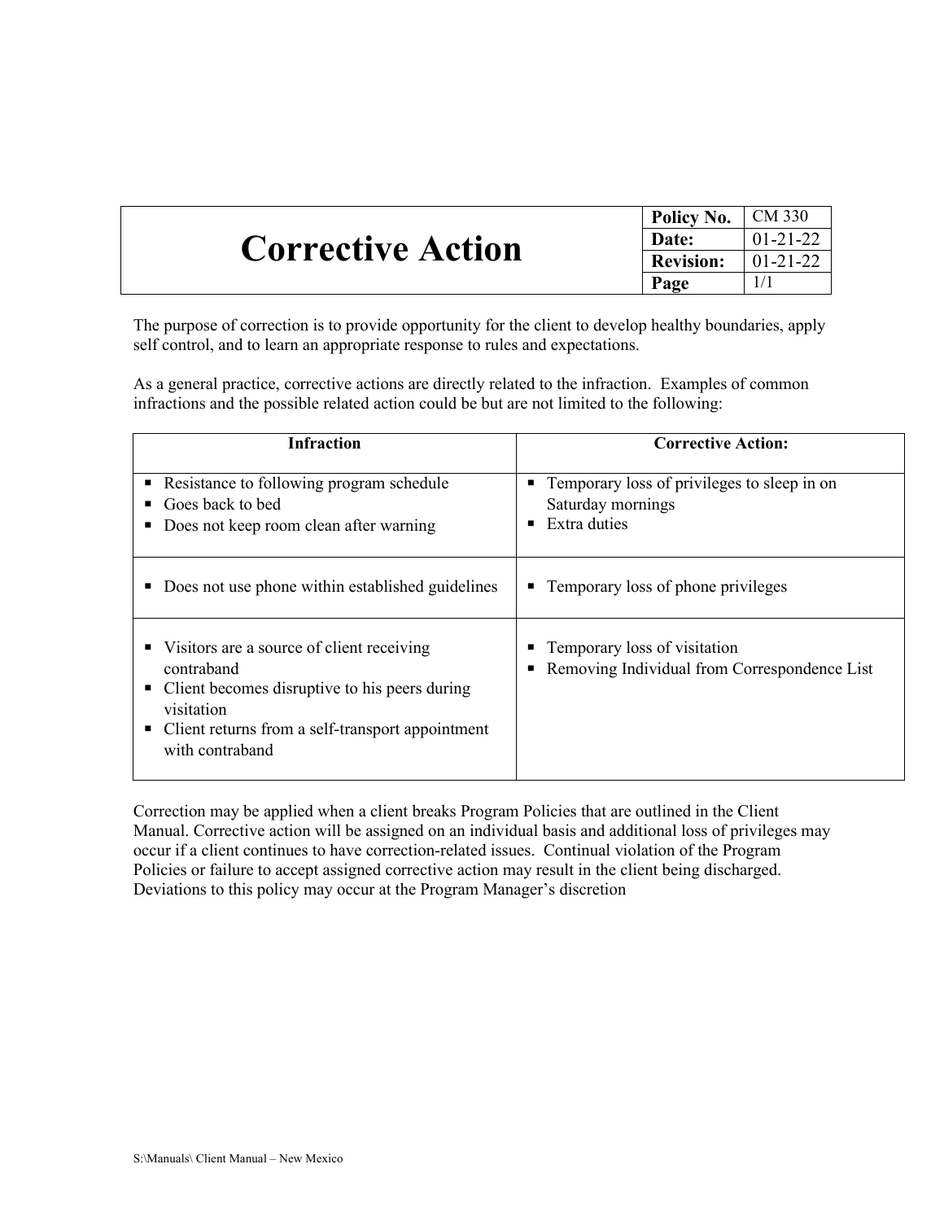# Corrective Action

| Policy No. | CM 330 |
| --- | --- |
| Date: | 01-21-22 |
| Revision: | 01-21-22 |
| Page | 1/1 |

The purpose of correction is to provide opportunity for the client to develop healthy boundaries, apply self control, and to learn an appropriate response to rules and expectations.

As a general practice, corrective actions are directly related to the infraction. Examples of common infractions and the possible related action could be but are not limited to the following:

| Infraction | Corrective Action: |
| --- | --- |
| ▪ Resistance to following program schedule<br>▪ Goes back to bed<br>▪ Does not keep room clean after warning | ▪ Temporary loss of privileges to sleep in on Saturday mornings<br>▪ Extra duties |
| ▪ Does not use phone within established guidelines | ▪ Temporary loss of phone privileges |
| ▪ Visitors are a source of client receiving contraband<br>▪ Client becomes disruptive to his peers during visitation<br>▪ Client returns from a self-transport appointment with contraband | ▪ Temporary loss of visitation<br>▪ Removing Individual from Correspondence List |

Correction may be applied when a client breaks Program Policies that are outlined in the Client Manual. Corrective action will be assigned on an individual basis and additional loss of privileges may occur if a client continues to have correction-related issues. Continual violation of the Program Policies or failure to accept assigned corrective action may result in the client being discharged. Deviations to this policy may occur at the Program Manager's discretion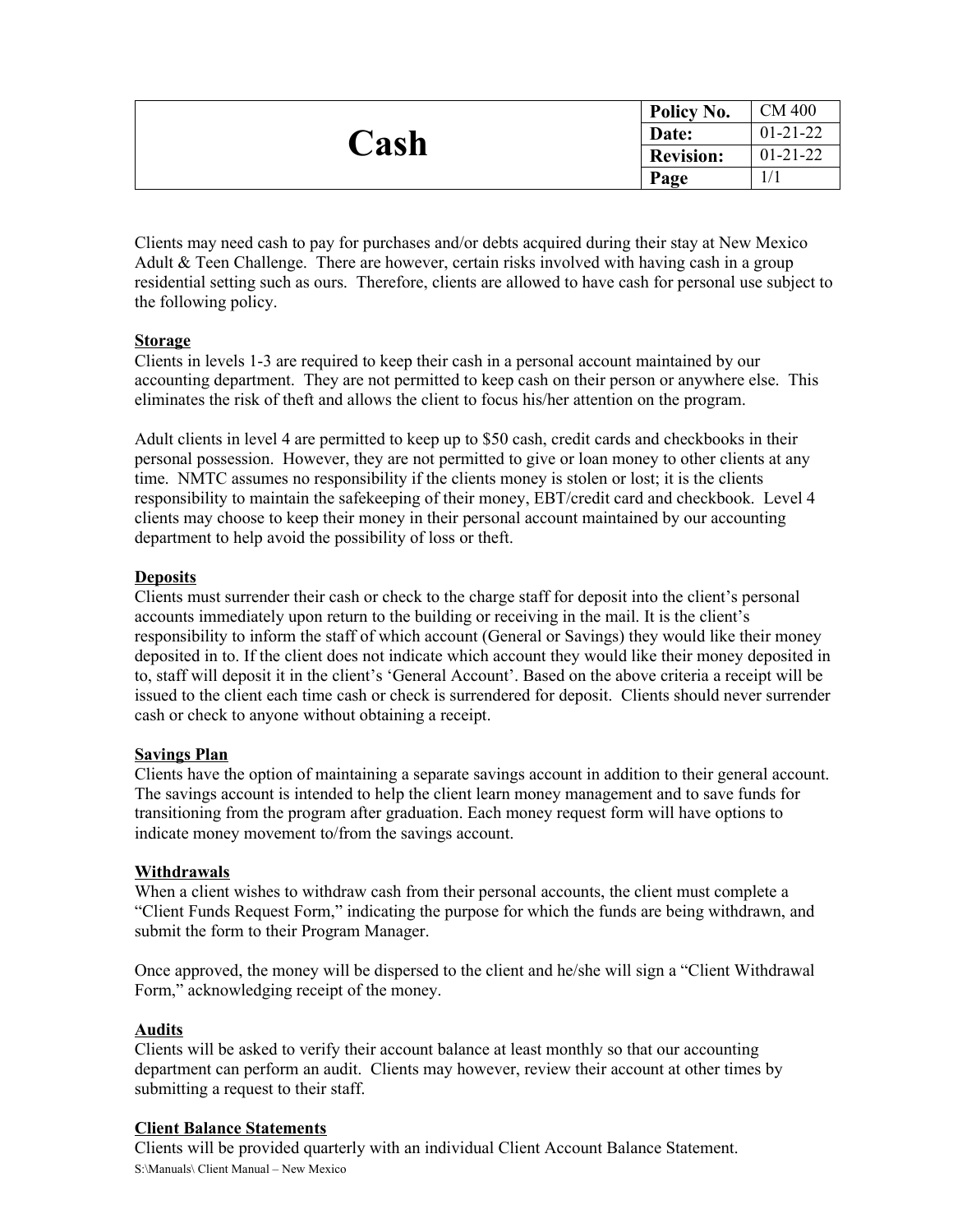# Cash

| Policy No. | CM 400 |
|---|---|
| Date: | 01-21-22 |
| Revision: | 01-21-22 |
| Page | 1/1 |

Clients may need cash to pay for purchases and/or debts acquired during their stay at New Mexico Adult & Teen Challenge. There are however, certain risks involved with having cash in a group residential setting such as ours. Therefore, clients are allowed to have cash for personal use subject to the following policy.

**Storage**

Clients in levels 1-3 are required to keep their cash in a personal account maintained by our accounting department. They are not permitted to keep cash on their person or anywhere else. This eliminates the risk of theft and allows the client to focus his/her attention on the program.

Adult clients in level 4 are permitted to keep up to $50 cash, credit cards and checkbooks in their personal possession. However, they are not permitted to give or loan money to other clients at any time. NMTC assumes no responsibility if the clients money is stolen or lost; it is the clients responsibility to maintain the safekeeping of their money, EBT/credit card and checkbook. Level 4 clients may choose to keep their money in their personal account maintained by our accounting department to help avoid the possibility of loss or theft.

**Deposits**

Clients must surrender their cash or check to the charge staff for deposit into the client's personal accounts immediately upon return to the building or receiving in the mail. It is the client's responsibility to inform the staff of which account (General or Savings) they would like their money deposited in to. If the client does not indicate which account they would like their money deposited in to, staff will deposit it in the client's 'General Account'. Based on the above criteria a receipt will be issued to the client each time cash or check is surrendered for deposit. Clients should never surrender cash or check to anyone without obtaining a receipt.

**Savings Plan**

Clients have the option of maintaining a separate savings account in addition to their general account. The savings account is intended to help the client learn money management and to save funds for transitioning from the program after graduation. Each money request form will have options to indicate money movement to/from the savings account.

**Withdrawals**

When a client wishes to withdraw cash from their personal accounts, the client must complete a "Client Funds Request Form," indicating the purpose for which the funds are being withdrawn, and submit the form to their Program Manager.

Once approved, the money will be dispersed to the client and he/she will sign a "Client Withdrawal Form," acknowledging receipt of the money.

**Audits**

Clients will be asked to verify their account balance at least monthly so that our accounting department can perform an audit. Clients may however, review their account at other times by submitting a request to their staff.

**Client Balance Statements**

Clients will be provided quarterly with an individual Client Account Balance Statement.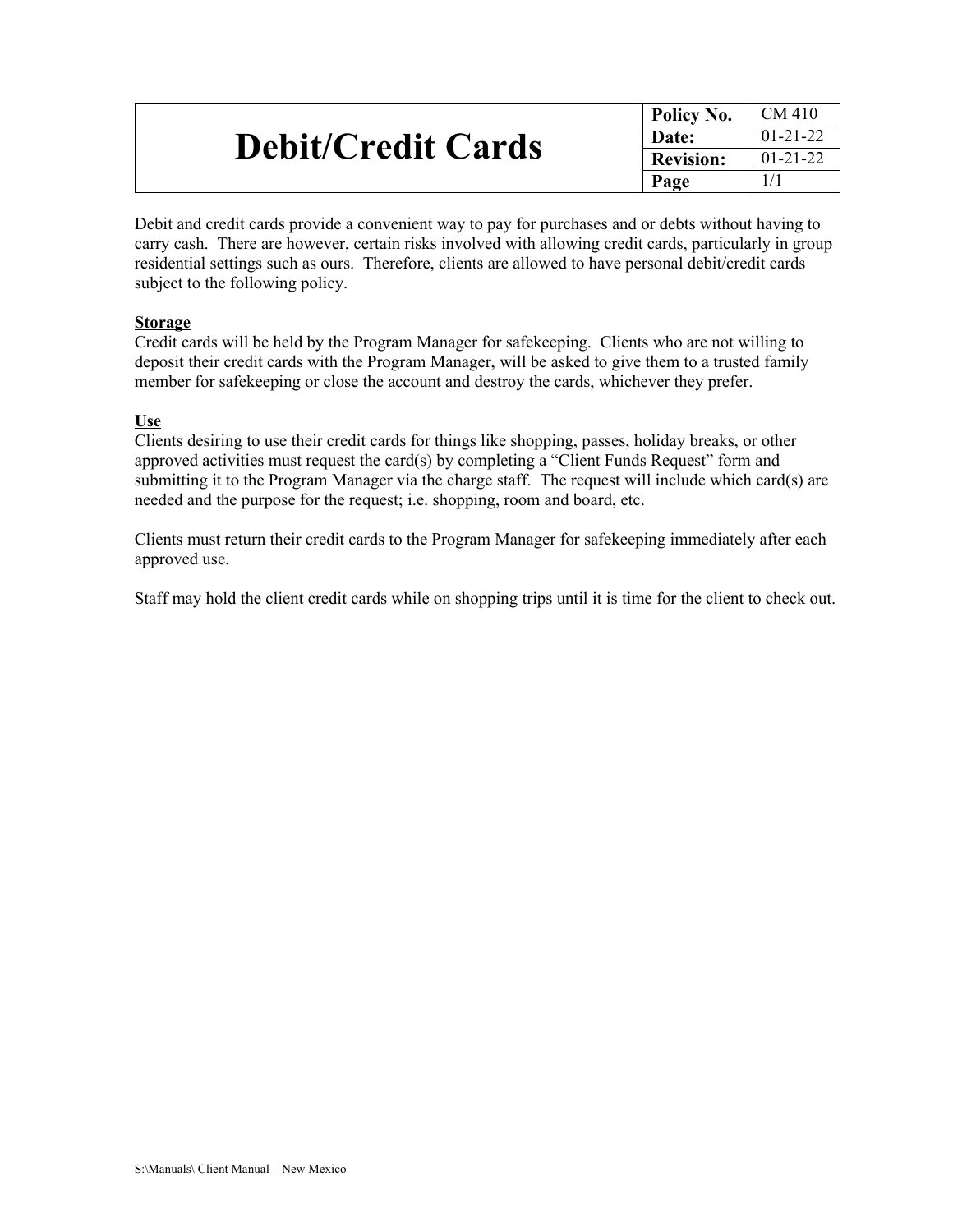# Debit/Credit Cards

| Policy No. | CM 410 |
|---|---|
| Date: | 01-21-22 |
| Revision: | 01-21-22 |
| Page | 1/1 |

Debit and credit cards provide a convenient way to pay for purchases and or debts without having to carry cash. There are however, certain risks involved with allowing credit cards, particularly in group residential settings such as ours. Therefore, clients are allowed to have personal debit/credit cards subject to the following policy.

**Storage**

Credit cards will be held by the Program Manager for safekeeping. Clients who are not willing to deposit their credit cards with the Program Manager, will be asked to give them to a trusted family member for safekeeping or close the account and destroy the cards, whichever they prefer.

**Use**

Clients desiring to use their credit cards for things like shopping, passes, holiday breaks, or other approved activities must request the card(s) by completing a "Client Funds Request" form and submitting it to the Program Manager via the charge staff. The request will include which card(s) are needed and the purpose for the request; i.e. shopping, room and board, etc.

Clients must return their credit cards to the Program Manager for safekeeping immediately after each approved use.

Staff may hold the client credit cards while on shopping trips until it is time for the client to check out.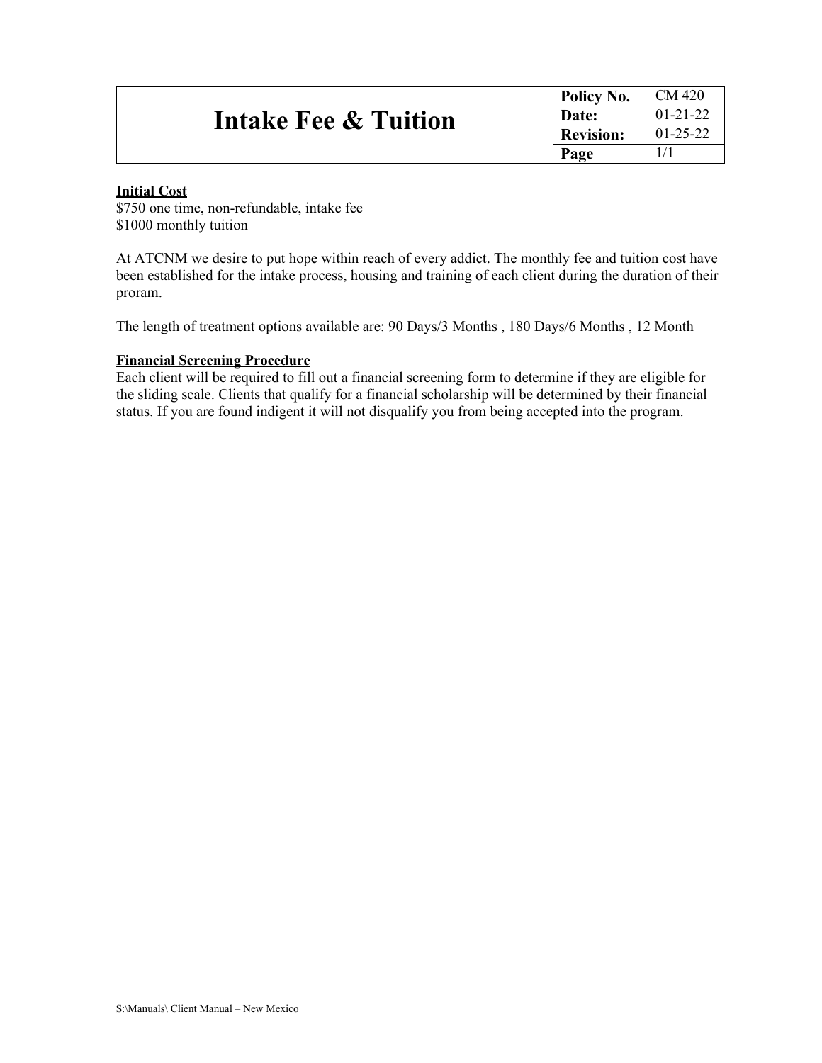| # Intake Fee & Tuition | Policy No. | CM 420 |
|---|---|---|
| | Date: | 01-21-22 |
| | Revision: | 01-25-22 |
| | Page | 1/1 |

**Initial Cost**
$750 one time, non-refundable, intake fee
$1000 monthly tuition

At ATCNM we desire to put hope within reach of every addict. The monthly fee and tuition cost have been established for the intake process, housing and training of each client during the duration of their proram.

The length of treatment options available are: 90 Days/3 Months , 180 Days/6 Months , 12 Month

**Financial Screening Procedure**
Each client will be required to fill out a financial screening form to determine if they are eligible for the sliding scale. Clients that qualify for a financial scholarship will be determined by their financial status. If you are found indigent it will not disqualify you from being accepted into the program.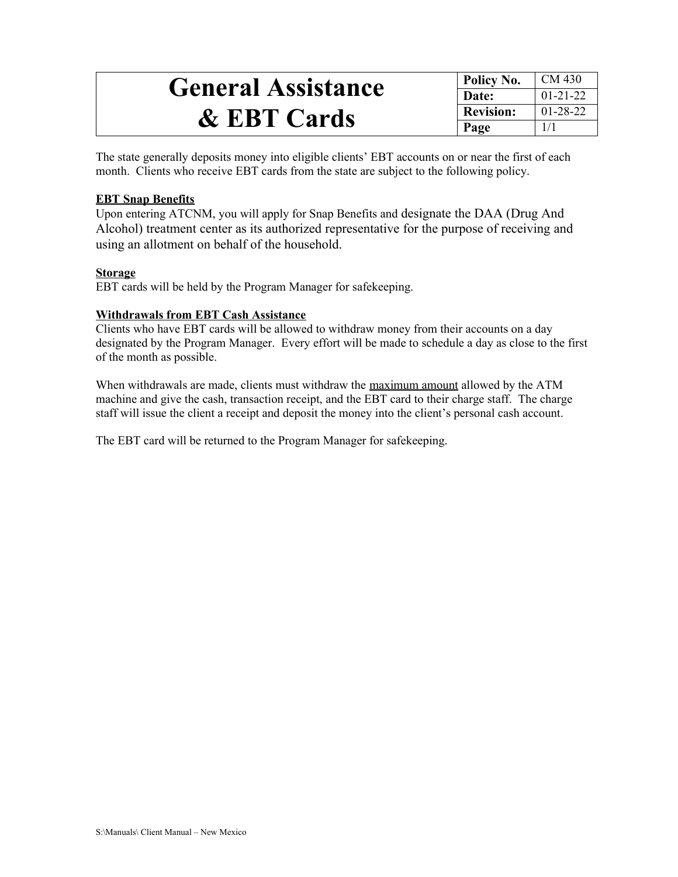# General Assistance & EBT Cards

| Policy No. | CM 430 |
| --- | --- |
| Date: | 01-21-22 |
| Revision: | 01-28-22 |
| Page | 1/1 |

The state generally deposits money into eligible clients' EBT accounts on or near the first of each month. Clients who receive EBT cards from the state are subject to the following policy.

**EBT Snap Benefits**
Upon entering ATCNM, you will apply for Snap Benefits and designate the DAA (Drug And Alcohol) treatment center as its authorized representative for the purpose of receiving and using an allotment on behalf of the household.

**Storage**
EBT cards will be held by the Program Manager for safekeeping.

**Withdrawals from EBT Cash Assistance**
Clients who have EBT cards will be allowed to withdraw money from their accounts on a day designated by the Program Manager. Every effort will be made to schedule a day as close to the first of the month as possible.

When withdrawals are made, clients must withdraw the maximum amount allowed by the ATM machine and give the cash, transaction receipt, and the EBT card to their charge staff. The charge staff will issue the client a receipt and deposit the money into the client's personal cash account.

The EBT card will be returned to the Program Manager for safekeeping.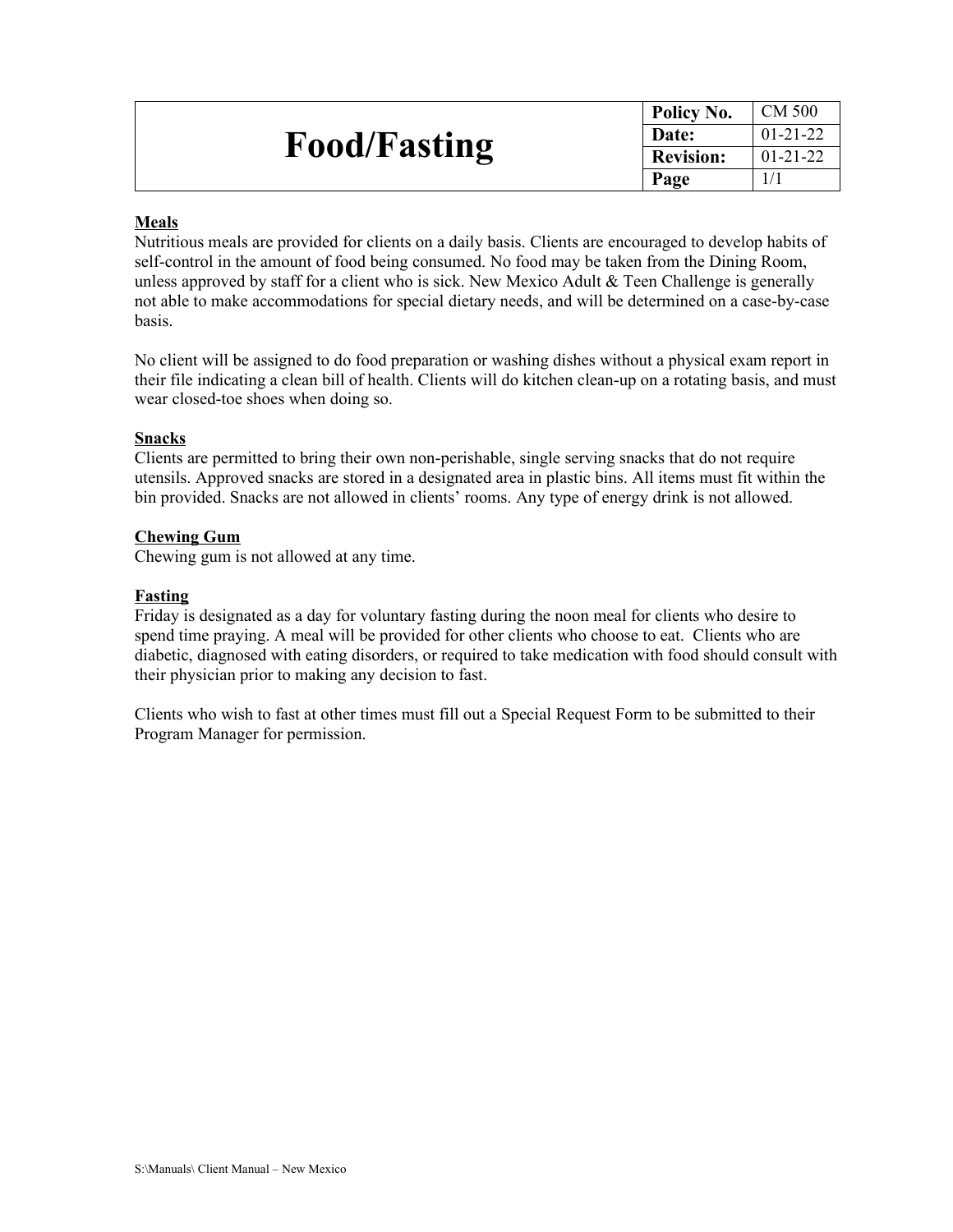| # Food/Fasting | Policy No. | CM 500 |
|---|---|---|
| | Date: | 01-21-22 |
| | Revision: | 01-21-22 |
| | Page | 1/1 |

## Meals

Nutritious meals are provided for clients on a daily basis. Clients are encouraged to develop habits of self-control in the amount of food being consumed. No food may be taken from the Dining Room, unless approved by staff for a client who is sick. New Mexico Adult & Teen Challenge is generally not able to make accommodations for special dietary needs, and will be determined on a case-by-case basis.

No client will be assigned to do food preparation or washing dishes without a physical exam report in their file indicating a clean bill of health. Clients will do kitchen clean-up on a rotating basis, and must wear closed-toe shoes when doing so.

## Snacks

Clients are permitted to bring their own non-perishable, single serving snacks that do not require utensils. Approved snacks are stored in a designated area in plastic bins. All items must fit within the bin provided. Snacks are not allowed in clients' rooms. Any type of energy drink is not allowed.

## Chewing Gum

Chewing gum is not allowed at any time.

## Fasting

Friday is designated as a day for voluntary fasting during the noon meal for clients who desire to spend time praying. A meal will be provided for other clients who choose to eat. Clients who are diabetic, diagnosed with eating disorders, or required to take medication with food should consult with their physician prior to making any decision to fast.

Clients who wish to fast at other times must fill out a Special Request Form to be submitted to their Program Manager for permission.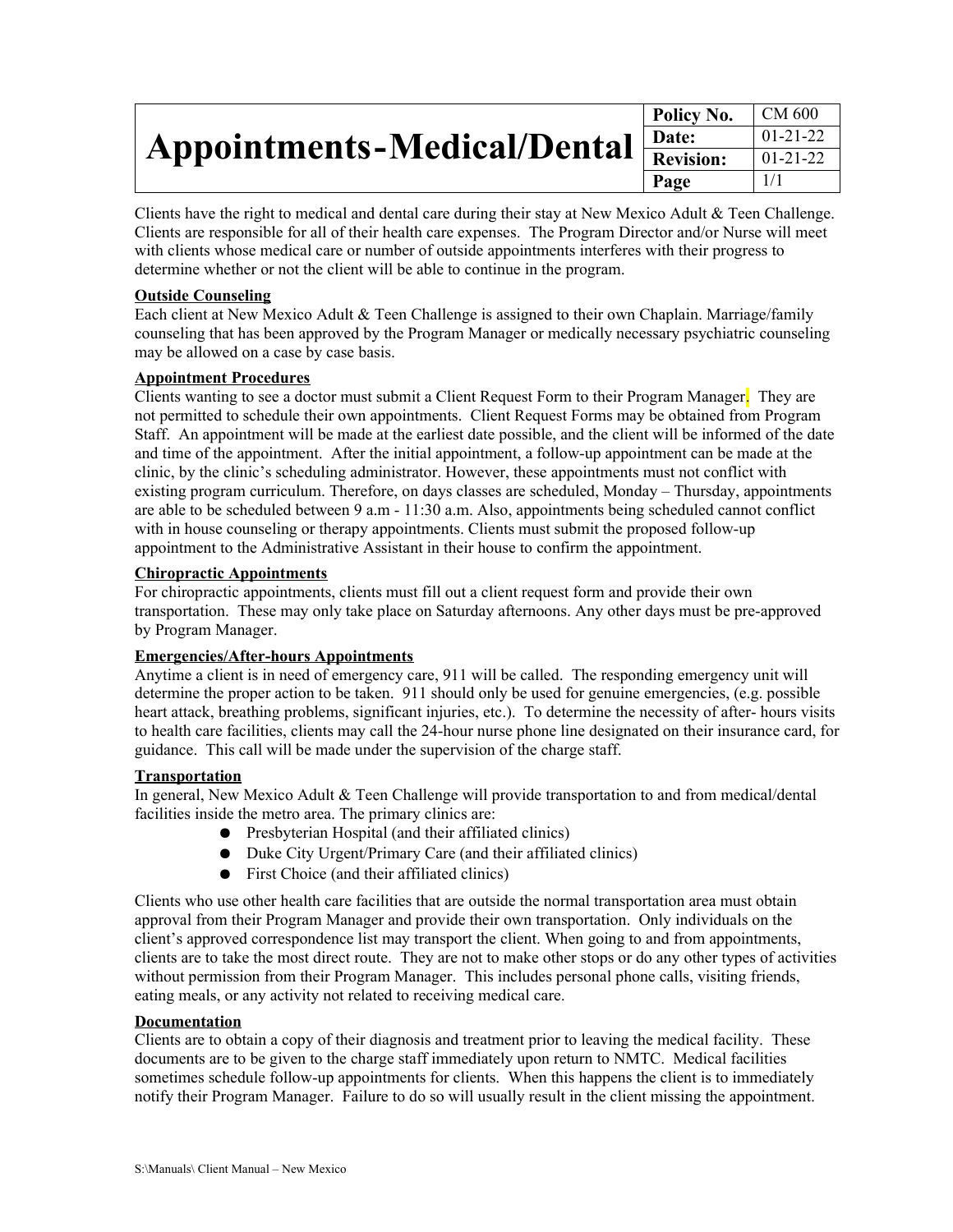# Appointments-Medical/Dental

| Policy No. | CM 600 |
|---|---|
| Date: | 01-21-22 |
| Revision: | 01-21-22 |
| Page | 1/1 |

Clients have the right to medical and dental care during their stay at New Mexico Adult & Teen Challenge. Clients are responsible for all of their health care expenses. The Program Director and/or Nurse will meet with clients whose medical care or number of outside appointments interferes with their progress to determine whether or not the client will be able to continue in the program.

**Outside Counseling**

Each client at New Mexico Adult & Teen Challenge is assigned to their own Chaplain. Marriage/family counseling that has been approved by the Program Manager or medically necessary psychiatric counseling may be allowed on a case by case basis.

**Appointment Procedures**

Clients wanting to see a doctor must submit a Client Request Form to their Program Manager. They are not permitted to schedule their own appointments. Client Request Forms may be obtained from Program Staff. An appointment will be made at the earliest date possible, and the client will be informed of the date and time of the appointment. After the initial appointment, a follow-up appointment can be made at the clinic, by the clinic's scheduling administrator. However, these appointments must not conflict with existing program curriculum. Therefore, on days classes are scheduled, Monday – Thursday, appointments are able to be scheduled between 9 a.m - 11:30 a.m. Also, appointments being scheduled cannot conflict with in house counseling or therapy appointments. Clients must submit the proposed follow-up appointment to the Administrative Assistant in their house to confirm the appointment.

**Chiropractic Appointments**

For chiropractic appointments, clients must fill out a client request form and provide their own transportation. These may only take place on Saturday afternoons. Any other days must be pre-approved by Program Manager.

**Emergencies/After-hours Appointments**

Anytime a client is in need of emergency care, 911 will be called. The responding emergency unit will determine the proper action to be taken. 911 should only be used for genuine emergencies, (e.g. possible heart attack, breathing problems, significant injuries, etc.). To determine the necessity of after- hours visits to health care facilities, clients may call the 24-hour nurse phone line designated on their insurance card, for guidance. This call will be made under the supervision of the charge staff.

**Transportation**

In general, New Mexico Adult & Teen Challenge will provide transportation to and from medical/dental facilities inside the metro area. The primary clinics are:

- Presbyterian Hospital (and their affiliated clinics)
- Duke City Urgent/Primary Care (and their affiliated clinics)
- First Choice (and their affiliated clinics)

Clients who use other health care facilities that are outside the normal transportation area must obtain approval from their Program Manager and provide their own transportation. Only individuals on the client's approved correspondence list may transport the client. When going to and from appointments, clients are to take the most direct route. They are not to make other stops or do any other types of activities without permission from their Program Manager. This includes personal phone calls, visiting friends, eating meals, or any activity not related to receiving medical care.

**Documentation**

Clients are to obtain a copy of their diagnosis and treatment prior to leaving the medical facility. These documents are to be given to the charge staff immediately upon return to NMTC. Medical facilities sometimes schedule follow-up appointments for clients. When this happens the client is to immediately notify their Program Manager. Failure to do so will usually result in the client missing the appointment.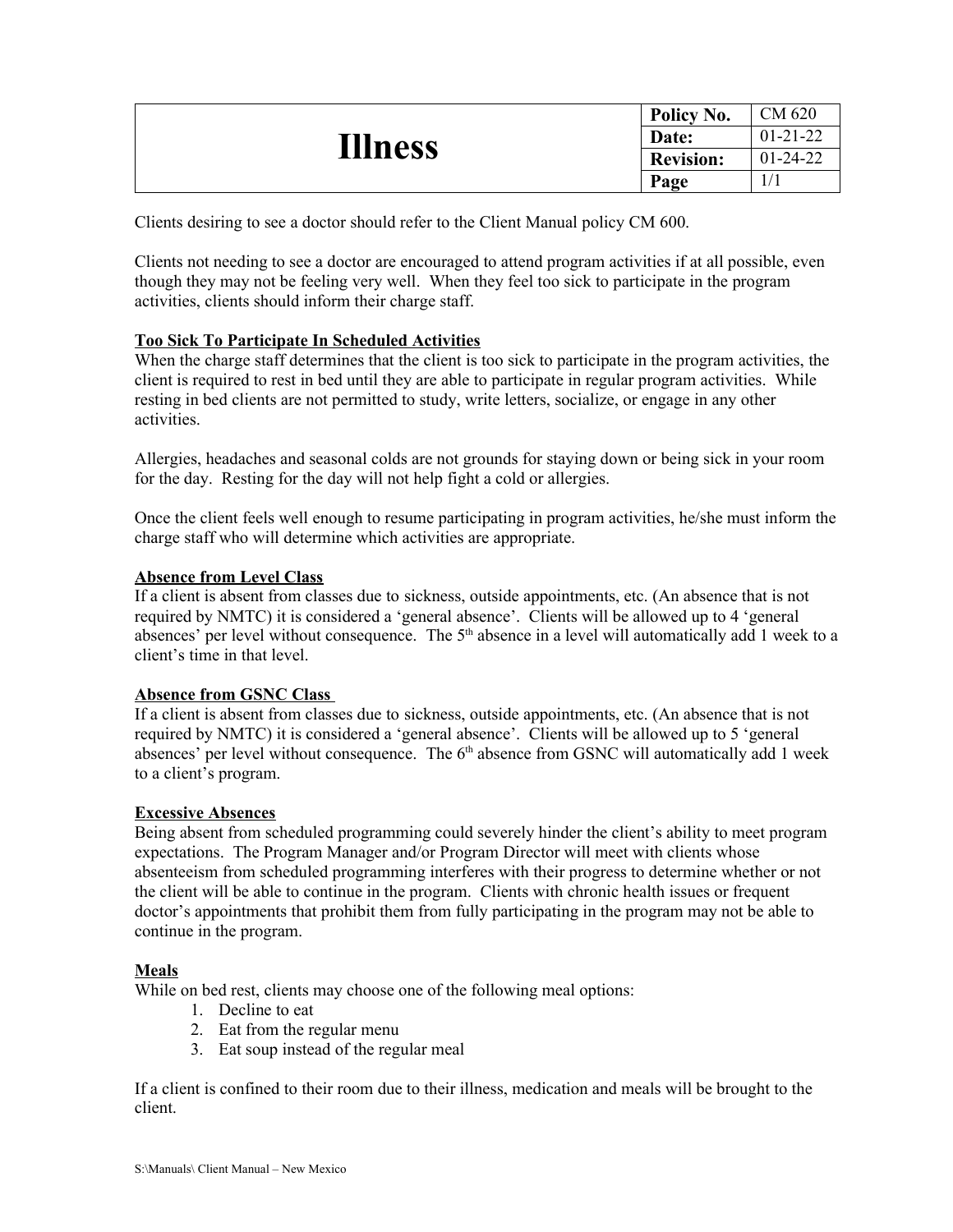| # Illness | Policy No. | CM 620 |
|---|---|---|
| | Date: | 01-21-22 |
| | Revision: | 01-24-22 |
| | Page | 1/1 |

Clients desiring to see a doctor should refer to the Client Manual policy CM 600.

Clients not needing to see a doctor are encouraged to attend program activities if at all possible, even though they may not be feeling very well. When they feel too sick to participate in the program activities, clients should inform their charge staff.

**Too Sick To Participate In Scheduled Activities**

When the charge staff determines that the client is too sick to participate in the program activities, the client is required to rest in bed until they are able to participate in regular program activities. While resting in bed clients are not permitted to study, write letters, socialize, or engage in any other activities.

Allergies, headaches and seasonal colds are not grounds for staying down or being sick in your room for the day. Resting for the day will not help fight a cold or allergies.

Once the client feels well enough to resume participating in program activities, he/she must inform the charge staff who will determine which activities are appropriate.

**Absence from Level Class**

If a client is absent from classes due to sickness, outside appointments, etc. (An absence that is not required by NMTC) it is considered a 'general absence'. Clients will be allowed up to 4 'general absences' per level without consequence. The 5th absence in a level will automatically add 1 week to a client's time in that level.

**Absence from GSNC Class**

If a client is absent from classes due to sickness, outside appointments, etc. (An absence that is not required by NMTC) it is considered a 'general absence'. Clients will be allowed up to 5 'general absences' per level without consequence. The 6th absence from GSNC will automatically add 1 week to a client's program.

**Excessive Absences**

Being absent from scheduled programming could severely hinder the client's ability to meet program expectations. The Program Manager and/or Program Director will meet with clients whose absenteeism from scheduled programming interferes with their progress to determine whether or not the client will be able to continue in the program. Clients with chronic health issues or frequent doctor's appointments that prohibit them from fully participating in the program may not be able to continue in the program.

**Meals**

While on bed rest, clients may choose one of the following meal options:

1. Decline to eat
2. Eat from the regular menu
3. Eat soup instead of the regular meal

If a client is confined to their room due to their illness, medication and meals will be brought to the client.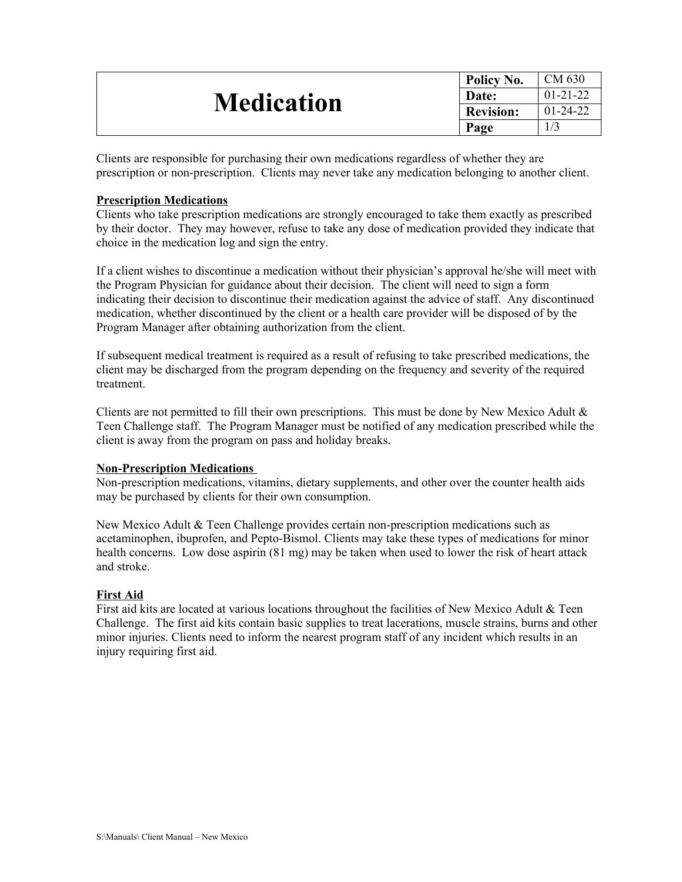# Medication

| Policy No. | CM 630 |
| --- | --- |
| Date: | 01-21-22 |
| Revision: | 01-24-22 |
| Page | 1/3 |

Clients are responsible for purchasing their own medications regardless of whether they are prescription or non-prescription. Clients may never take any medication belonging to another client.

## Prescription Medications

Clients who take prescription medications are strongly encouraged to take them exactly as prescribed by their doctor. They may however, refuse to take any dose of medication provided they indicate that choice in the medication log and sign the entry.

If a client wishes to discontinue a medication without their physician's approval he/she will meet with the Program Physician for guidance about their decision. The client will need to sign a form indicating their decision to discontinue their medication against the advice of staff. Any discontinued medication, whether discontinued by the client or a health care provider will be disposed of by the Program Manager after obtaining authorization from the client.

If subsequent medical treatment is required as a result of refusing to take prescribed medications, the client may be discharged from the program depending on the frequency and severity of the required treatment.

Clients are not permitted to fill their own prescriptions. This must be done by New Mexico Adult & Teen Challenge staff. The Program Manager must be notified of any medication prescribed while the client is away from the program on pass and holiday breaks.

## Non-Prescription Medications

Non-prescription medications, vitamins, dietary supplements, and other over the counter health aids may be purchased by clients for their own consumption.

New Mexico Adult & Teen Challenge provides certain non-prescription medications such as acetaminophen, ibuprofen, and Pepto-Bismol. Clients may take these types of medications for minor health concerns. Low dose aspirin (81 mg) may be taken when used to lower the risk of heart attack and stroke.

## First Aid

First aid kits are located at various locations throughout the facilities of New Mexico Adult & Teen Challenge. The first aid kits contain basic supplies to treat lacerations, muscle strains, burns and other minor injuries. Clients need to inform the nearest program staff of any incident which results in an injury requiring first aid.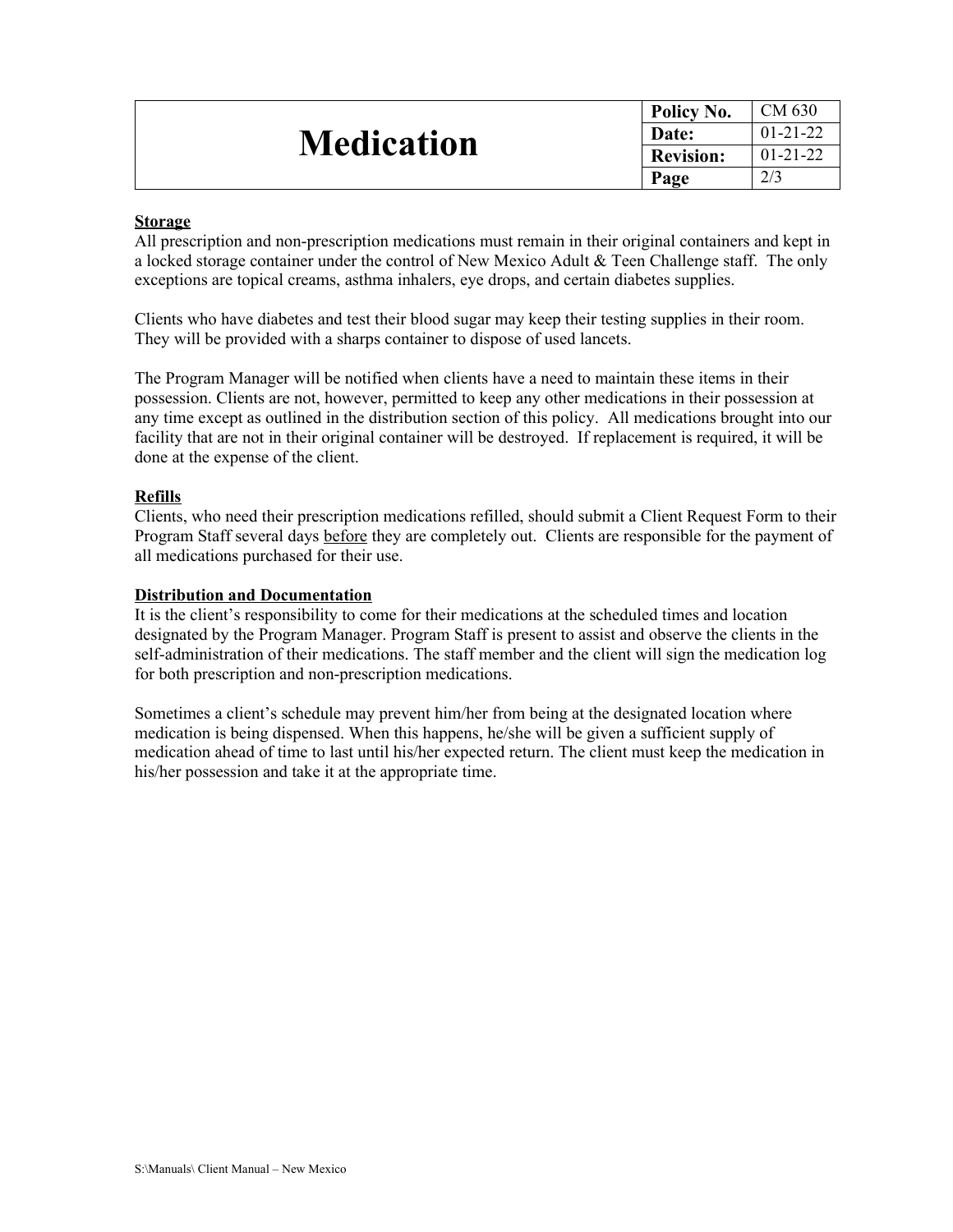| **Medication** | **Policy No.** | CM 630 |
| --- | --- | --- |
| | **Date:** | 01-21-22 |
| | **Revision:** | 01-21-22 |
| | **Page** | 2/3 |

**Storage**

All prescription and non-prescription medications must remain in their original containers and kept in a locked storage container under the control of New Mexico Adult & Teen Challenge staff. The only exceptions are topical creams, asthma inhalers, eye drops, and certain diabetes supplies.

Clients who have diabetes and test their blood sugar may keep their testing supplies in their room. They will be provided with a sharps container to dispose of used lancets.

The Program Manager will be notified when clients have a need to maintain these items in their possession. Clients are not, however, permitted to keep any other medications in their possession at any time except as outlined in the distribution section of this policy. All medications brought into our facility that are not in their original container will be destroyed. If replacement is required, it will be done at the expense of the client.

**Refills**

Clients, who need their prescription medications refilled, should submit a Client Request Form to their Program Staff several days before they are completely out. Clients are responsible for the payment of all medications purchased for their use.

**Distribution and Documentation**

It is the client's responsibility to come for their medications at the scheduled times and location designated by the Program Manager. Program Staff is present to assist and observe the clients in the self-administration of their medications. The staff member and the client will sign the medication log for both prescription and non-prescription medications.

Sometimes a client's schedule may prevent him/her from being at the designated location where medication is being dispensed. When this happens, he/she will be given a sufficient supply of medication ahead of time to last until his/her expected return. The client must keep the medication in his/her possession and take it at the appropriate time.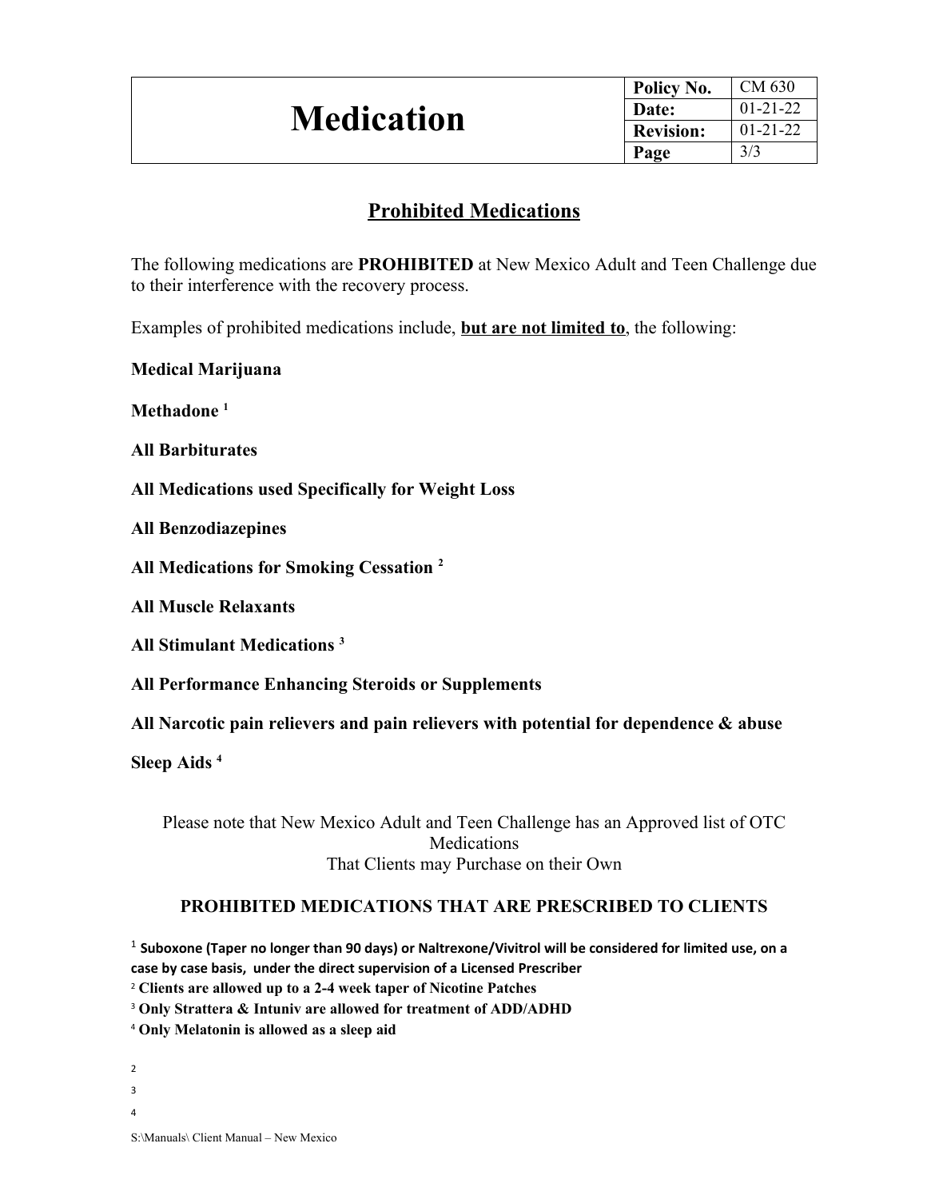| Medication | Policy No. | CM 630 |
|---|---|---|
| | Date: | 01-21-22 |
| | Revision: | 01-21-22 |
| | Page | 3/3 |

## Prohibited Medications

The following medications are **PROHIBITED** at New Mexico Adult and Teen Challenge due to their interference with the recovery process.

Examples of prohibited medications include, **but are not limited to**, the following:

**Medical Marijuana**

**Methadone** [1]

**All Barbiturates**

**All Medications used Specifically for Weight Loss**

**All Benzodiazepines**

**All Medications for Smoking Cessation** [2]

**All Muscle Relaxants**

**All Stimulant Medications** [3]

**All Performance Enhancing Steroids or Supplements**

**All Narcotic pain relievers and pain relievers with potential for dependence & abuse**

**Sleep Aids** [4]

Please note that New Mexico Adult and Teen Challenge has an Approved list of OTC Medications
That Clients may Purchase on their Own

### PROHIBITED MEDICATIONS THAT ARE PRESCRIBED TO CLIENTS

[1] **Suboxone (Taper no longer than 90 days) or Naltrexone/Vivitrol will be considered for limited use, on a case by case basis, under the direct supervision of a Licensed Prescriber**

[2] **Clients are allowed up to a 2-4 week taper of Nicotine Patches**

[3] **Only Strattera & Intuniv are allowed for treatment of ADD/ADHD**

[4] **Only Melatonin is allowed as a sleep aid**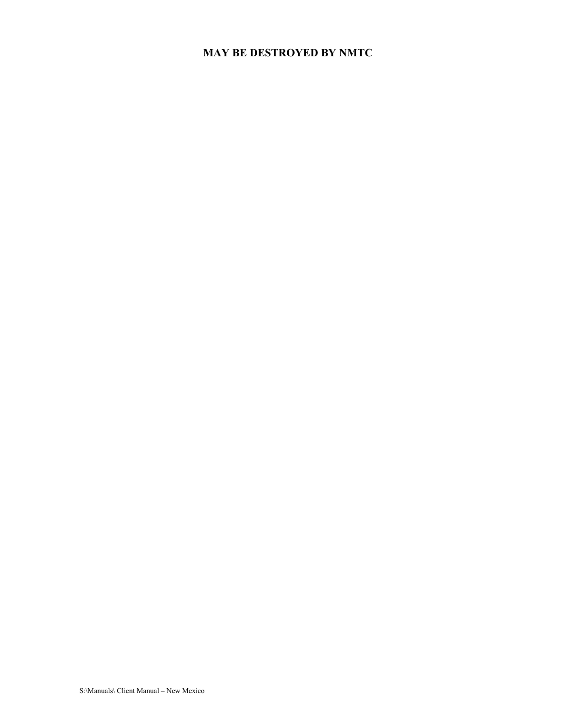**MAY BE DESTROYED BY NMTC**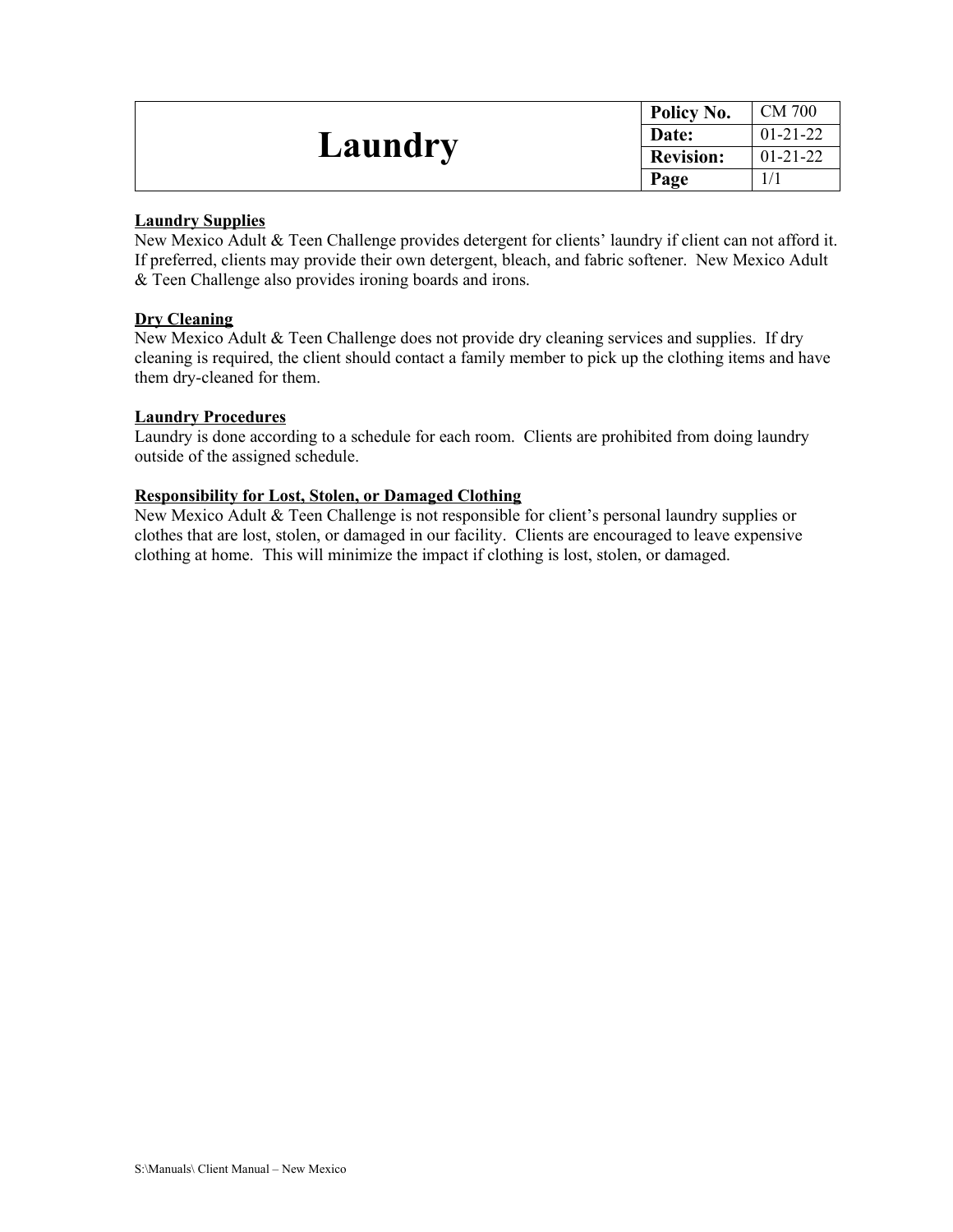# Laundry

| Policy No. | CM 700 |
| --- | --- |
| Date: | 01-21-22 |
| Revision: | 01-21-22 |
| Page | 1/1 |

**Laundry Supplies**

New Mexico Adult & Teen Challenge provides detergent for clients' laundry if client can not afford it. If preferred, clients may provide their own detergent, bleach, and fabric softener. New Mexico Adult & Teen Challenge also provides ironing boards and irons.

**Dry Cleaning**

New Mexico Adult & Teen Challenge does not provide dry cleaning services and supplies. If dry cleaning is required, the client should contact a family member to pick up the clothing items and have them dry-cleaned for them.

**Laundry Procedures**

Laundry is done according to a schedule for each room. Clients are prohibited from doing laundry outside of the assigned schedule.

**Responsibility for Lost, Stolen, or Damaged Clothing**

New Mexico Adult & Teen Challenge is not responsible for client's personal laundry supplies or clothes that are lost, stolen, or damaged in our facility. Clients are encouraged to leave expensive clothing at home. This will minimize the impact if clothing is lost, stolen, or damaged.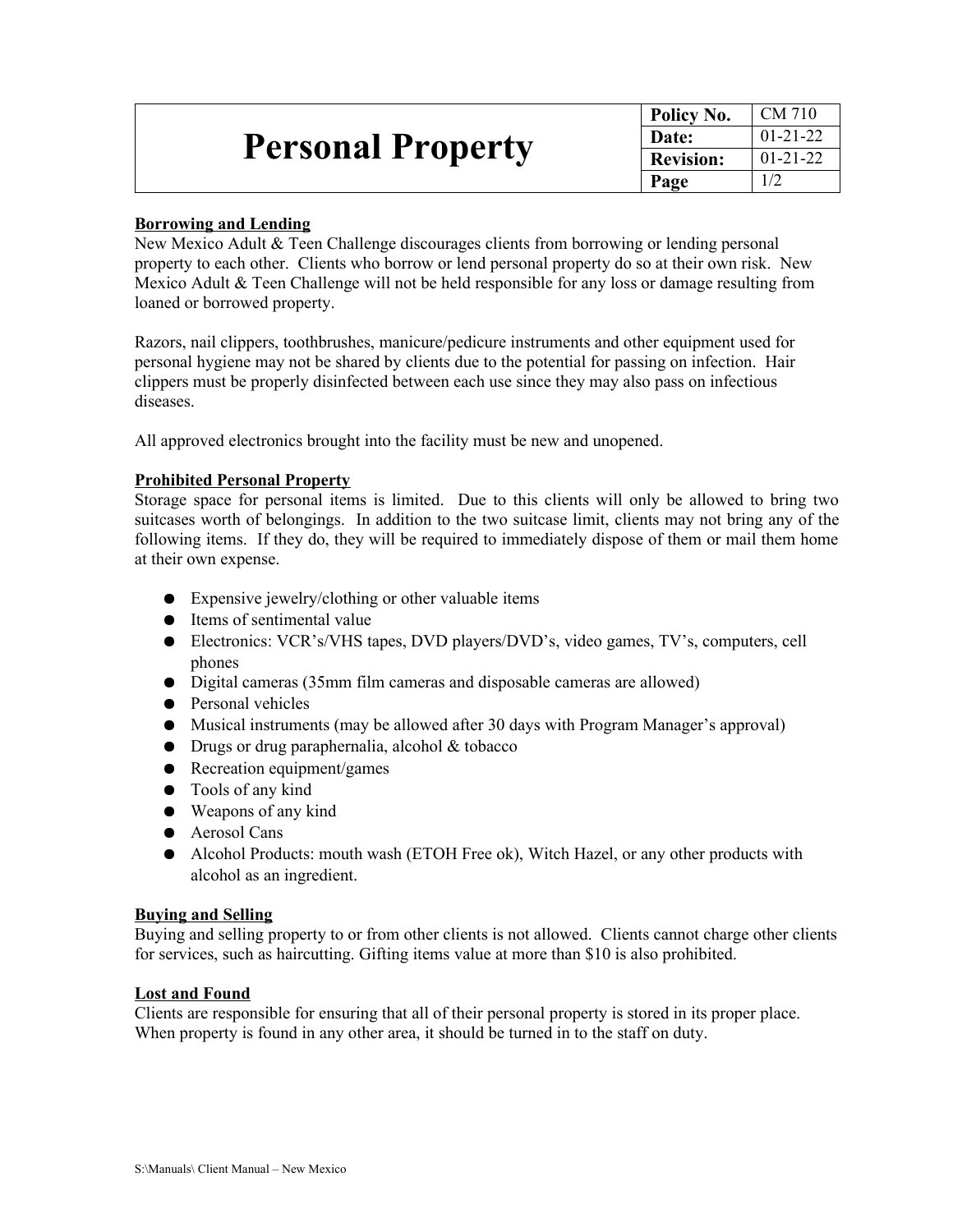| # Personal Property | Policy No. | CM 710 |
|---|---|---|
| | Date: | 01-21-22 |
| | Revision: | 01-21-22 |
| | Page | 1/2 |

**Borrowing and Lending**

New Mexico Adult & Teen Challenge discourages clients from borrowing or lending personal property to each other. Clients who borrow or lend personal property do so at their own risk. New Mexico Adult & Teen Challenge will not be held responsible for any loss or damage resulting from loaned or borrowed property.

Razors, nail clippers, toothbrushes, manicure/pedicure instruments and other equipment used for personal hygiene may not be shared by clients due to the potential for passing on infection. Hair clippers must be properly disinfected between each use since they may also pass on infectious diseases.

All approved electronics brought into the facility must be new and unopened.

**Prohibited Personal Property**

Storage space for personal items is limited. Due to this clients will only be allowed to bring two suitcases worth of belongings. In addition to the two suitcase limit, clients may not bring any of the following items. If they do, they will be required to immediately dispose of them or mail them home at their own expense.

- Expensive jewelry/clothing or other valuable items
- Items of sentimental value
- Electronics: VCR's/VHS tapes, DVD players/DVD's, video games, TV's, computers, cell phones
- Digital cameras (35mm film cameras and disposable cameras are allowed)
- Personal vehicles
- Musical instruments (may be allowed after 30 days with Program Manager's approval)
- Drugs or drug paraphernalia, alcohol & tobacco
- Recreation equipment/games
- Tools of any kind
- Weapons of any kind
- Aerosol Cans
- Alcohol Products: mouth wash (ETOH Free ok), Witch Hazel, or any other products with alcohol as an ingredient.

**Buying and Selling**

Buying and selling property to or from other clients is not allowed. Clients cannot charge other clients for services, such as haircutting. Gifting items value at more than $10 is also prohibited.

**Lost and Found**

Clients are responsible for ensuring that all of their personal property is stored in its proper place. When property is found in any other area, it should be turned in to the staff on duty.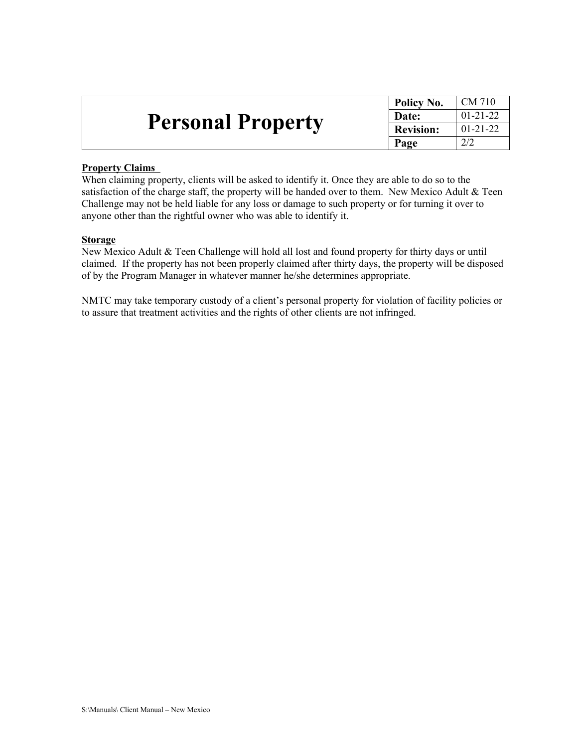| # Personal Property | Policy No. | CM 710 |
|---|---|---|
| | Date: | 01-21-22 |
| | Revision: | 01-21-22 |
| | Page | 2/2 |

**Property Claims**

When claiming property, clients will be asked to identify it. Once they are able to do so to the satisfaction of the charge staff, the property will be handed over to them. New Mexico Adult & Teen Challenge may not be held liable for any loss or damage to such property or for turning it over to anyone other than the rightful owner who was able to identify it.

**Storage**

New Mexico Adult & Teen Challenge will hold all lost and found property for thirty days or until claimed. If the property has not been properly claimed after thirty days, the property will be disposed of by the Program Manager in whatever manner he/she determines appropriate.

NMTC may take temporary custody of a client's personal property for violation of facility policies or to assure that treatment activities and the rights of other clients are not infringed.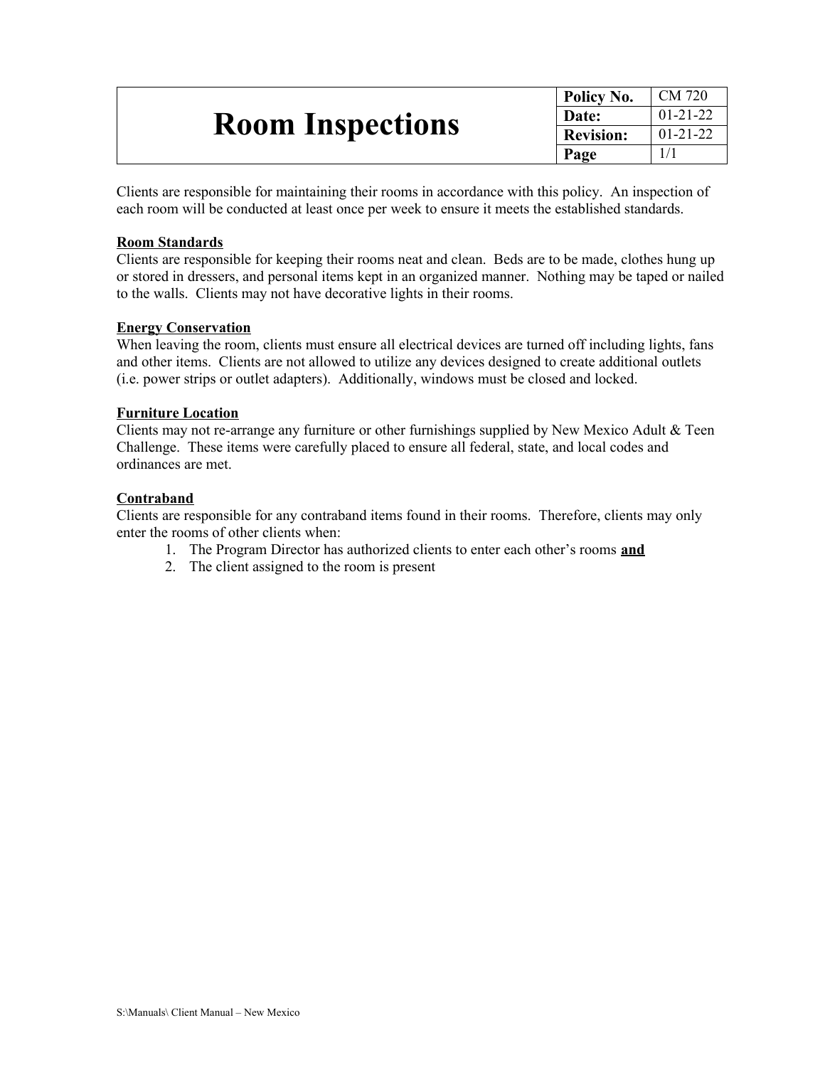# Room Inspections

| Policy No. | CM 720 |
|---|---|
| Date: | 01-21-22 |
| Revision: | 01-21-22 |
| Page | 1/1 |

Clients are responsible for maintaining their rooms in accordance with this policy. An inspection of each room will be conducted at least once per week to ensure it meets the established standards.

**Room Standards**

Clients are responsible for keeping their rooms neat and clean. Beds are to be made, clothes hung up or stored in dressers, and personal items kept in an organized manner. Nothing may be taped or nailed to the walls. Clients may not have decorative lights in their rooms.

**Energy Conservation**

When leaving the room, clients must ensure all electrical devices are turned off including lights, fans and other items. Clients are not allowed to utilize any devices designed to create additional outlets (i.e. power strips or outlet adapters). Additionally, windows must be closed and locked.

**Furniture Location**

Clients may not re-arrange any furniture or other furnishings supplied by New Mexico Adult & Teen Challenge. These items were carefully placed to ensure all federal, state, and local codes and ordinances are met.

**Contraband**

Clients are responsible for any contraband items found in their rooms. Therefore, clients may only enter the rooms of other clients when:

1. The Program Director has authorized clients to enter each other's rooms **and**
2. The client assigned to the room is present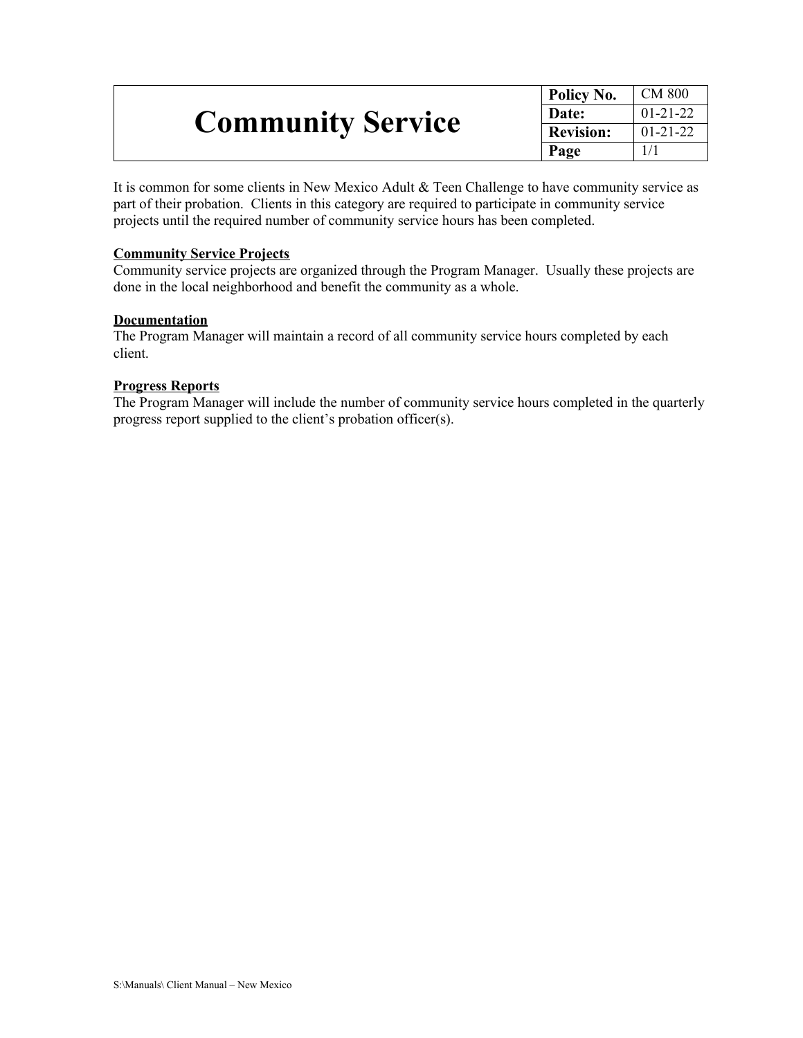# Community Service

| Policy No. | CM 800 |
| --- | --- |
| Date: | 01-21-22 |
| Revision: | 01-21-22 |
| Page | 1/1 |

It is common for some clients in New Mexico Adult & Teen Challenge to have community service as part of their probation. Clients in this category are required to participate in community service projects until the required number of community service hours has been completed.

**Community Service Projects**

Community service projects are organized through the Program Manager. Usually these projects are done in the local neighborhood and benefit the community as a whole.

**Documentation**

The Program Manager will maintain a record of all community service hours completed by each client.

**Progress Reports**

The Program Manager will include the number of community service hours completed in the quarterly progress report supplied to the client's probation officer(s).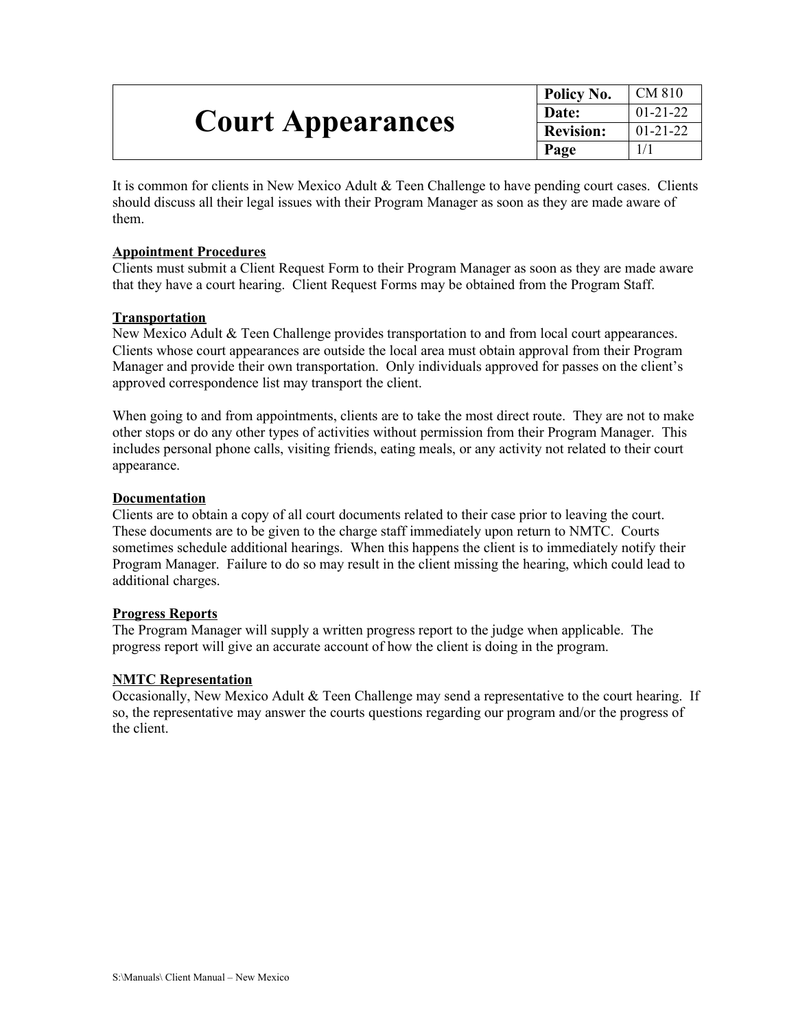# Court Appearances

| Policy No. | CM 810 |
| --- | --- |
| Date: | 01-21-22 |
| Revision: | 01-21-22 |
| Page | 1/1 |

It is common for clients in New Mexico Adult & Teen Challenge to have pending court cases. Clients should discuss all their legal issues with their Program Manager as soon as they are made aware of them.

**Appointment Procedures**

Clients must submit a Client Request Form to their Program Manager as soon as they are made aware that they have a court hearing. Client Request Forms may be obtained from the Program Staff.

**Transportation**

New Mexico Adult & Teen Challenge provides transportation to and from local court appearances. Clients whose court appearances are outside the local area must obtain approval from their Program Manager and provide their own transportation. Only individuals approved for passes on the client's approved correspondence list may transport the client.

When going to and from appointments, clients are to take the most direct route. They are not to make other stops or do any other types of activities without permission from their Program Manager. This includes personal phone calls, visiting friends, eating meals, or any activity not related to their court appearance.

**Documentation**

Clients are to obtain a copy of all court documents related to their case prior to leaving the court. These documents are to be given to the charge staff immediately upon return to NMTC. Courts sometimes schedule additional hearings. When this happens the client is to immediately notify their Program Manager. Failure to do so may result in the client missing the hearing, which could lead to additional charges.

**Progress Reports**

The Program Manager will supply a written progress report to the judge when applicable. The progress report will give an accurate account of how the client is doing in the program.

**NMTC Representation**

Occasionally, New Mexico Adult & Teen Challenge may send a representative to the court hearing. If so, the representative may answer the courts questions regarding our program and/or the progress of the client.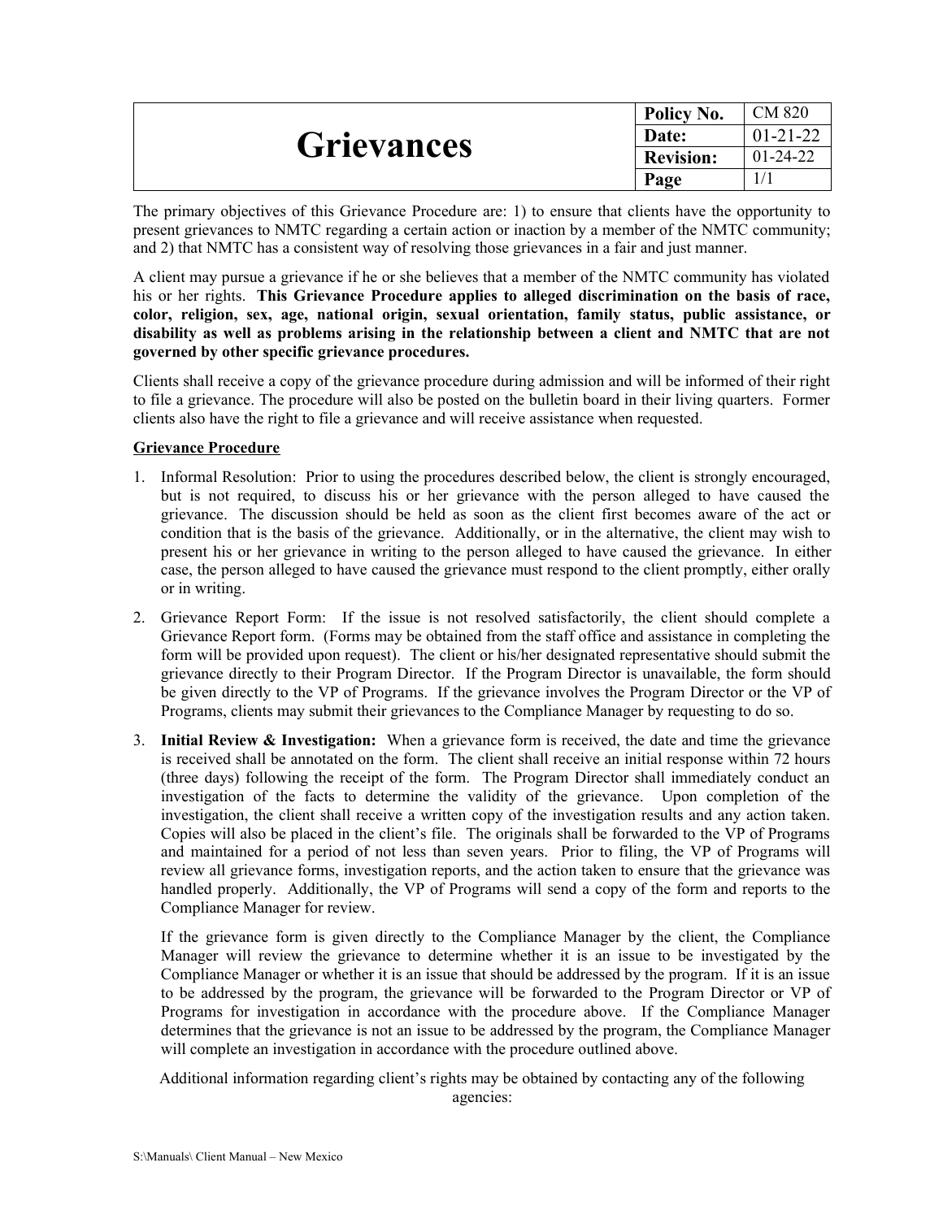| Grievances | Policy No. | CM 820 |
| --- | --- | --- |
| | Date: | 01-21-22 |
| | Revision: | 01-24-22 |
| | Page | 1/1 |

The primary objectives of this Grievance Procedure are: 1) to ensure that clients have the opportunity to present grievances to NMTC regarding a certain action or inaction by a member of the NMTC community; and 2) that NMTC has a consistent way of resolving those grievances in a fair and just manner.

A client may pursue a grievance if he or she believes that a member of the NMTC community has violated his or her rights. **This Grievance Procedure applies to alleged discrimination on the basis of race, color, religion, sex, age, national origin, sexual orientation, family status, public assistance, or disability as well as problems arising in the relationship between a client and NMTC that are not governed by other specific grievance procedures.**

Clients shall receive a copy of the grievance procedure during admission and will be informed of their right to file a grievance. The procedure will also be posted on the bulletin board in their living quarters. Former clients also have the right to file a grievance and will receive assistance when requested.

<u>Grievance Procedure</u>

1. Informal Resolution: Prior to using the procedures described below, the client is strongly encouraged, but is not required, to discuss his or her grievance with the person alleged to have caused the grievance. The discussion should be held as soon as the client first becomes aware of the act or condition that is the basis of the grievance. Additionally, or in the alternative, the client may wish to present his or her grievance in writing to the person alleged to have caused the grievance. In either case, the person alleged to have caused the grievance must respond to the client promptly, either orally or in writing.

2. Grievance Report Form: If the issue is not resolved satisfactorily, the client should complete a Grievance Report form. (Forms may be obtained from the staff office and assistance in completing the form will be provided upon request). The client or his/her designated representative should submit the grievance directly to their Program Director. If the Program Director is unavailable, the form should be given directly to the VP of Programs. If the grievance involves the Program Director or the VP of Programs, clients may submit their grievances to the Compliance Manager by requesting to do so.

3. **Initial Review & Investigation:** When a grievance form is received, the date and time the grievance is received shall be annotated on the form. The client shall receive an initial response within 72 hours (three days) following the receipt of the form. The Program Director shall immediately conduct an investigation of the facts to determine the validity of the grievance. Upon completion of the investigation, the client shall receive a written copy of the investigation results and any action taken. Copies will also be placed in the client's file. The originals shall be forwarded to the VP of Programs and maintained for a period of not less than seven years. Prior to filing, the VP of Programs will review all grievance forms, investigation reports, and the action taken to ensure that the grievance was handled properly. Additionally, the VP of Programs will send a copy of the form and reports to the Compliance Manager for review.

   If the grievance form is given directly to the Compliance Manager by the client, the Compliance Manager will review the grievance to determine whether it is an issue to be investigated by the Compliance Manager or whether it is an issue that should be addressed by the program. If it is an issue to be addressed by the program, the grievance will be forwarded to the Program Director or VP of Programs for investigation in accordance with the procedure above. If the Compliance Manager determines that the grievance is not an issue to be addressed by the program, the Compliance Manager will complete an investigation in accordance with the procedure outlined above.

Additional information regarding client's rights may be obtained by contacting any of the following agencies: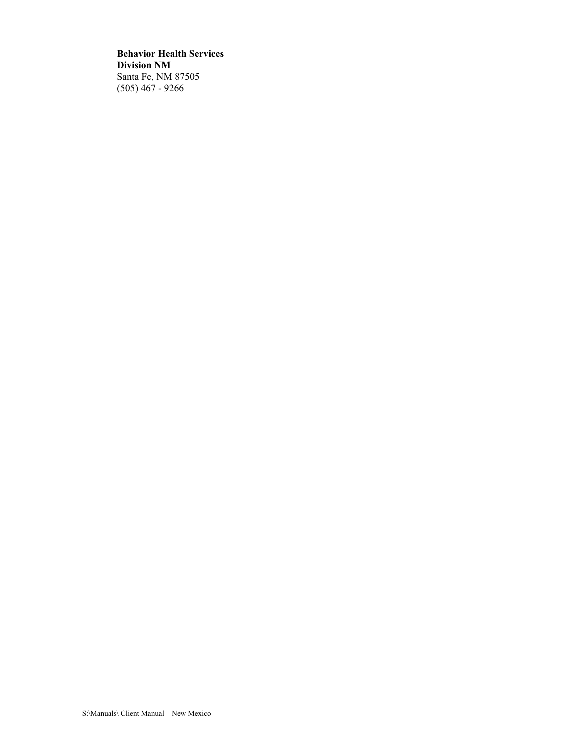**Behavior Health Services**
**Division NM**
Santa Fe, NM 87505
(505) 467 - 9266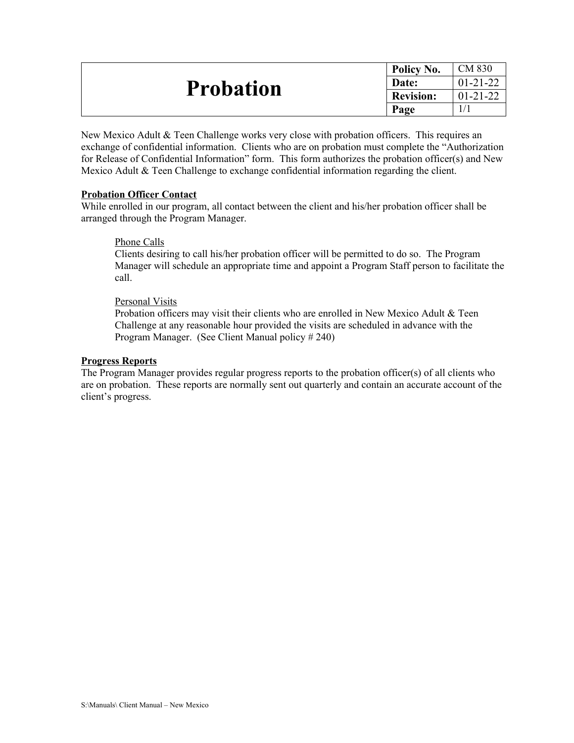# Probation

| Policy No. | CM 830 |
|---|---|
| Date: | 01-21-22 |
| Revision: | 01-21-22 |
| Page | 1/1 |

New Mexico Adult & Teen Challenge works very close with probation officers. This requires an exchange of confidential information. Clients who are on probation must complete the "Authorization for Release of Confidential Information" form. This form authorizes the probation officer(s) and New Mexico Adult & Teen Challenge to exchange confidential information regarding the client.

## Probation Officer Contact

While enrolled in our program, all contact between the client and his/her probation officer shall be arranged through the Program Manager.

### Phone Calls

Clients desiring to call his/her probation officer will be permitted to do so. The Program Manager will schedule an appropriate time and appoint a Program Staff person to facilitate the call.

### Personal Visits

Probation officers may visit their clients who are enrolled in New Mexico Adult & Teen Challenge at any reasonable hour provided the visits are scheduled in advance with the Program Manager. (See Client Manual policy # 240)

## Progress Reports

The Program Manager provides regular progress reports to the probation officer(s) of all clients who are on probation. These reports are normally sent out quarterly and contain an accurate account of the client's progress.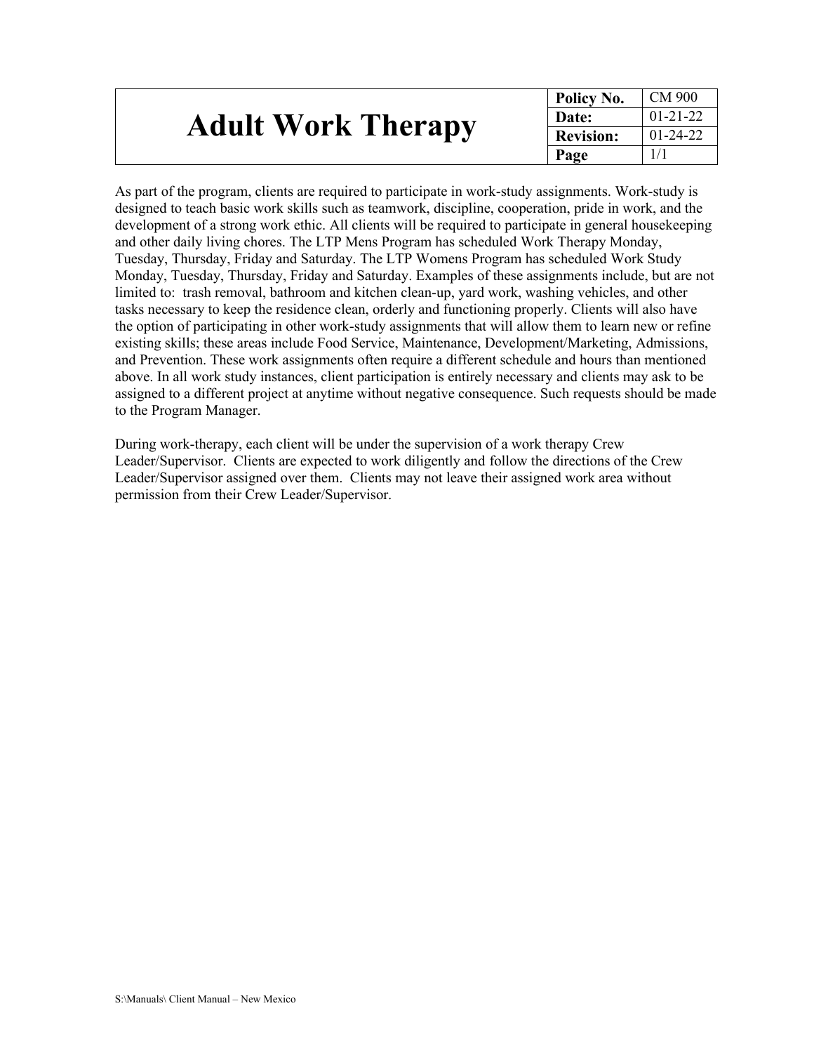| # Adult Work Therapy | Policy No. | CM 900 |
|---|---|---|
| | Date: | 01-21-22 |
| | Revision: | 01-24-22 |
| | Page | 1/1 |

As part of the program, clients are required to participate in work-study assignments. Work-study is designed to teach basic work skills such as teamwork, discipline, cooperation, pride in work, and the development of a strong work ethic. All clients will be required to participate in general housekeeping and other daily living chores. The LTP Mens Program has scheduled Work Therapy Monday, Tuesday, Thursday, Friday and Saturday. The LTP Womens Program has scheduled Work Study Monday, Tuesday, Thursday, Friday and Saturday. Examples of these assignments include, but are not limited to: trash removal, bathroom and kitchen clean-up, yard work, washing vehicles, and other tasks necessary to keep the residence clean, orderly and functioning properly. Clients will also have the option of participating in other work-study assignments that will allow them to learn new or refine existing skills; these areas include Food Service, Maintenance, Development/Marketing, Admissions, and Prevention. These work assignments often require a different schedule and hours than mentioned above. In all work study instances, client participation is entirely necessary and clients may ask to be assigned to a different project at anytime without negative consequence. Such requests should be made to the Program Manager.

During work-therapy, each client will be under the supervision of a work therapy Crew Leader/Supervisor. Clients are expected to work diligently and follow the directions of the Crew Leader/Supervisor assigned over them. Clients may not leave their assigned work area without permission from their Crew Leader/Supervisor.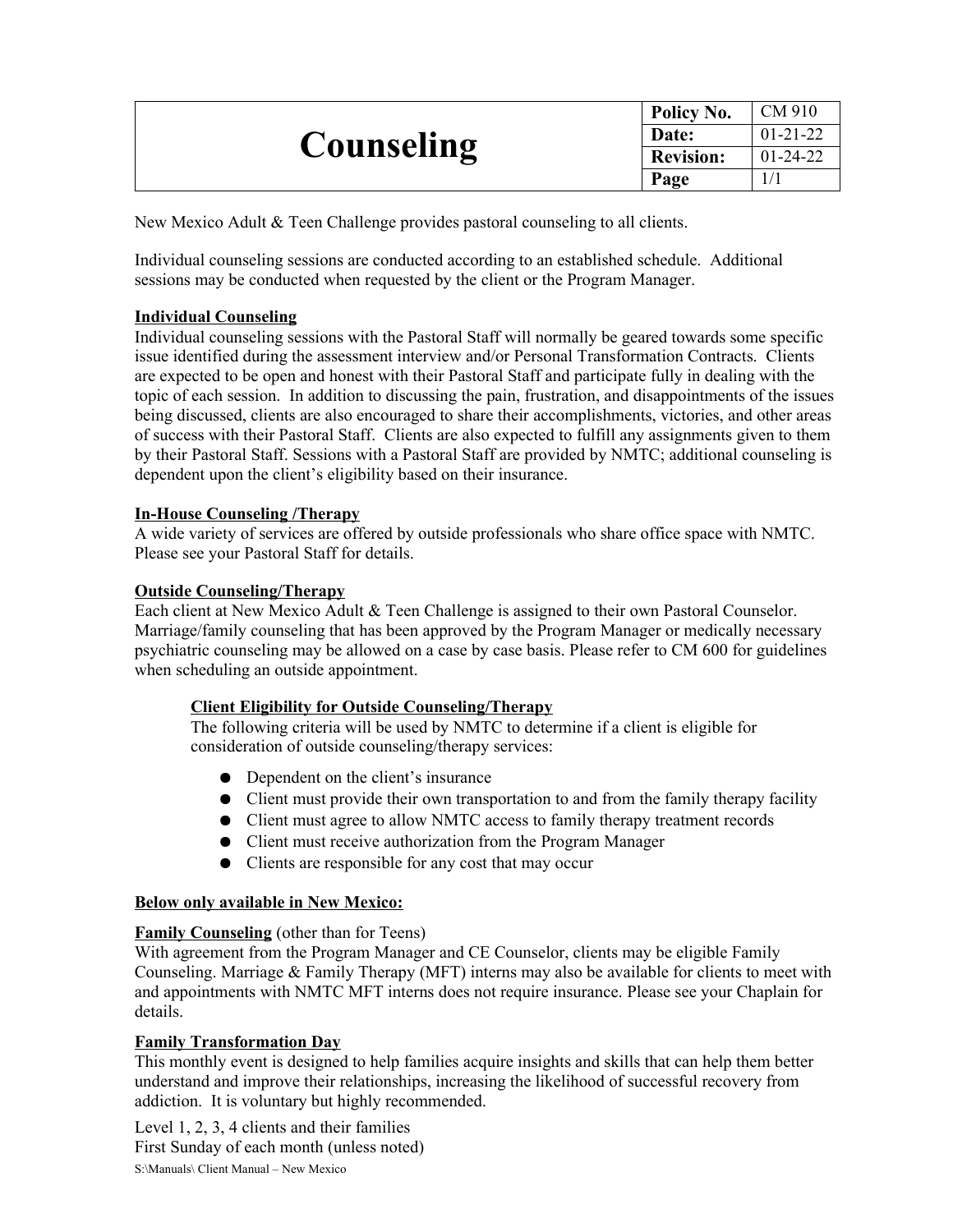| # Counseling | Policy No. | CM 910 |
|---|---|---|
| | Date: | 01-21-22 |
| | Revision: | 01-24-22 |
| | Page | 1/1 |

New Mexico Adult & Teen Challenge provides pastoral counseling to all clients.

Individual counseling sessions are conducted according to an established schedule. Additional sessions may be conducted when requested by the client or the Program Manager.

**Individual Counseling**
Individual counseling sessions with the Pastoral Staff will normally be geared towards some specific issue identified during the assessment interview and/or Personal Transformation Contracts. Clients are expected to be open and honest with their Pastoral Staff and participate fully in dealing with the topic of each session. In addition to discussing the pain, frustration, and disappointments of the issues being discussed, clients are also encouraged to share their accomplishments, victories, and other areas of success with their Pastoral Staff. Clients are also expected to fulfill any assignments given to them by their Pastoral Staff. Sessions with a Pastoral Staff are provided by NMTC; additional counseling is dependent upon the client's eligibility based on their insurance.

**In-House Counseling /Therapy**
A wide variety of services are offered by outside professionals who share office space with NMTC. Please see your Pastoral Staff for details.

**Outside Counseling/Therapy**
Each client at New Mexico Adult & Teen Challenge is assigned to their own Pastoral Counselor. Marriage/family counseling that has been approved by the Program Manager or medically necessary psychiatric counseling may be allowed on a case by case basis. Please refer to CM 600 for guidelines when scheduling an outside appointment.

**Client Eligibility for Outside Counseling/Therapy**
The following criteria will be used by NMTC to determine if a client is eligible for consideration of outside counseling/therapy services:

- Dependent on the client's insurance
- Client must provide their own transportation to and from the family therapy facility
- Client must agree to allow NMTC access to family therapy treatment records
- Client must receive authorization from the Program Manager
- Clients are responsible for any cost that may occur

**Below only available in New Mexico:**

**Family Counseling** (other than for Teens)
With agreement from the Program Manager and CE Counselor, clients may be eligible Family Counseling. Marriage & Family Therapy (MFT) interns may also be available for clients to meet with and appointments with NMTC MFT interns does not require insurance. Please see your Chaplain for details.

**Family Transformation Day**
This monthly event is designed to help families acquire insights and skills that can help them better understand and improve their relationships, increasing the likelihood of successful recovery from addiction. It is voluntary but highly recommended.

Level 1, 2, 3, 4 clients and their families
First Sunday of each month (unless noted)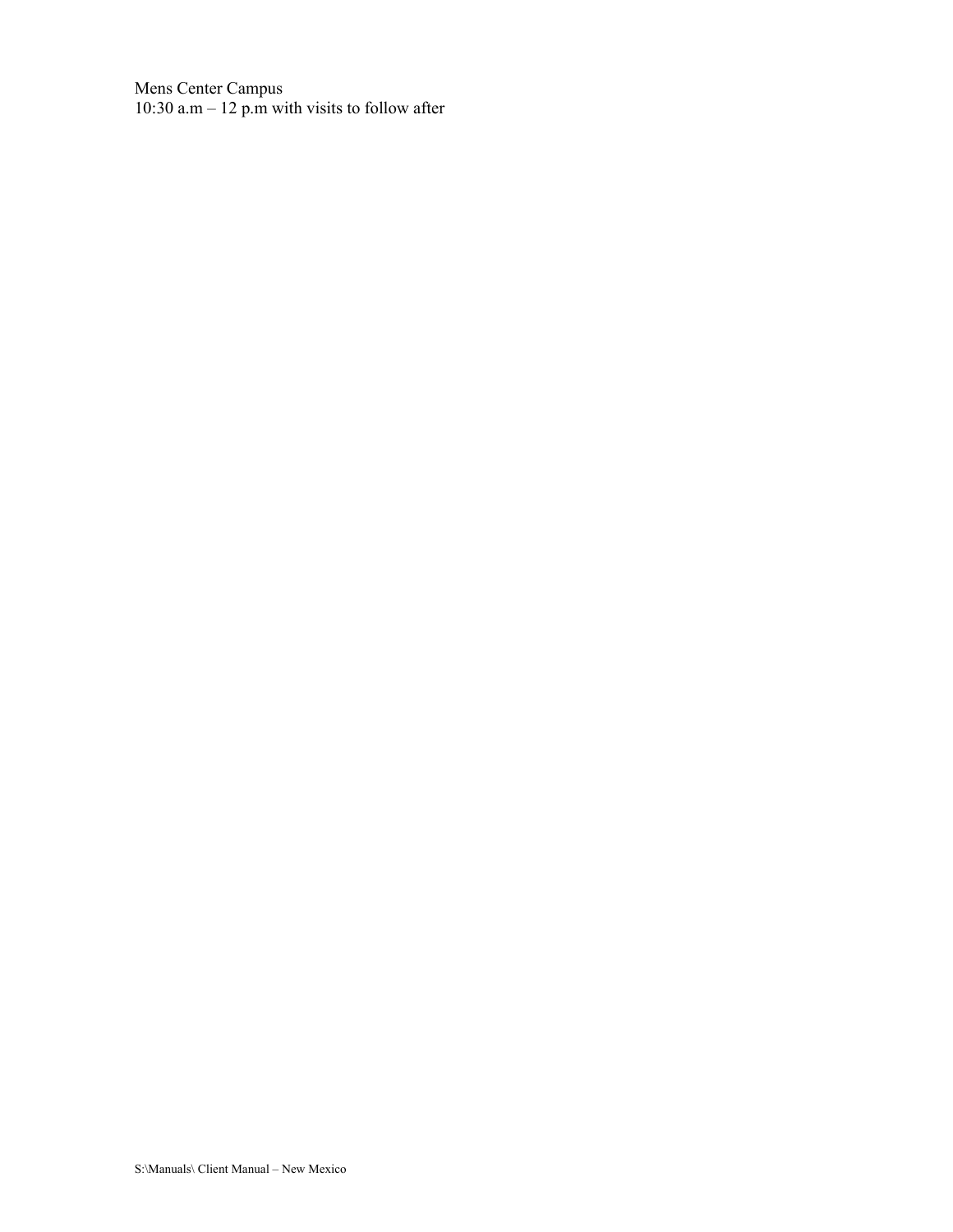Mens Center Campus
10:30 a.m – 12 p.m with visits to follow after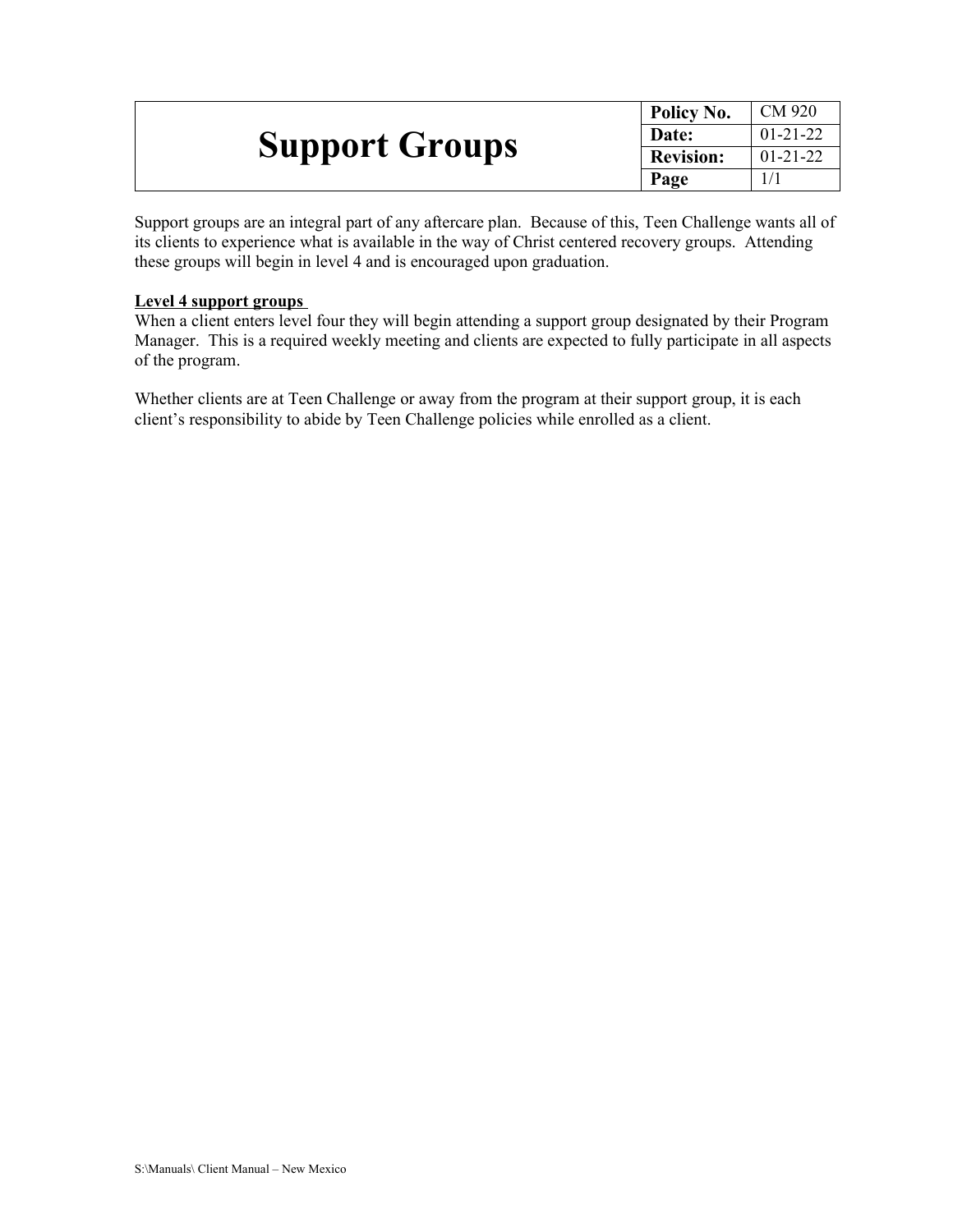# Support Groups

| Policy No. | CM 920 |
| --- | --- |
| Date: | 01-21-22 |
| Revision: | 01-21-22 |
| Page | 1/1 |

Support groups are an integral part of any aftercare plan. Because of this, Teen Challenge wants all of its clients to experience what is available in the way of Christ centered recovery groups. Attending these groups will begin in level 4 and is encouraged upon graduation.

**Level 4 support groups**

When a client enters level four they will begin attending a support group designated by their Program Manager. This is a required weekly meeting and clients are expected to fully participate in all aspects of the program.

Whether clients are at Teen Challenge or away from the program at their support group, it is each client's responsibility to abide by Teen Challenge policies while enrolled as a client.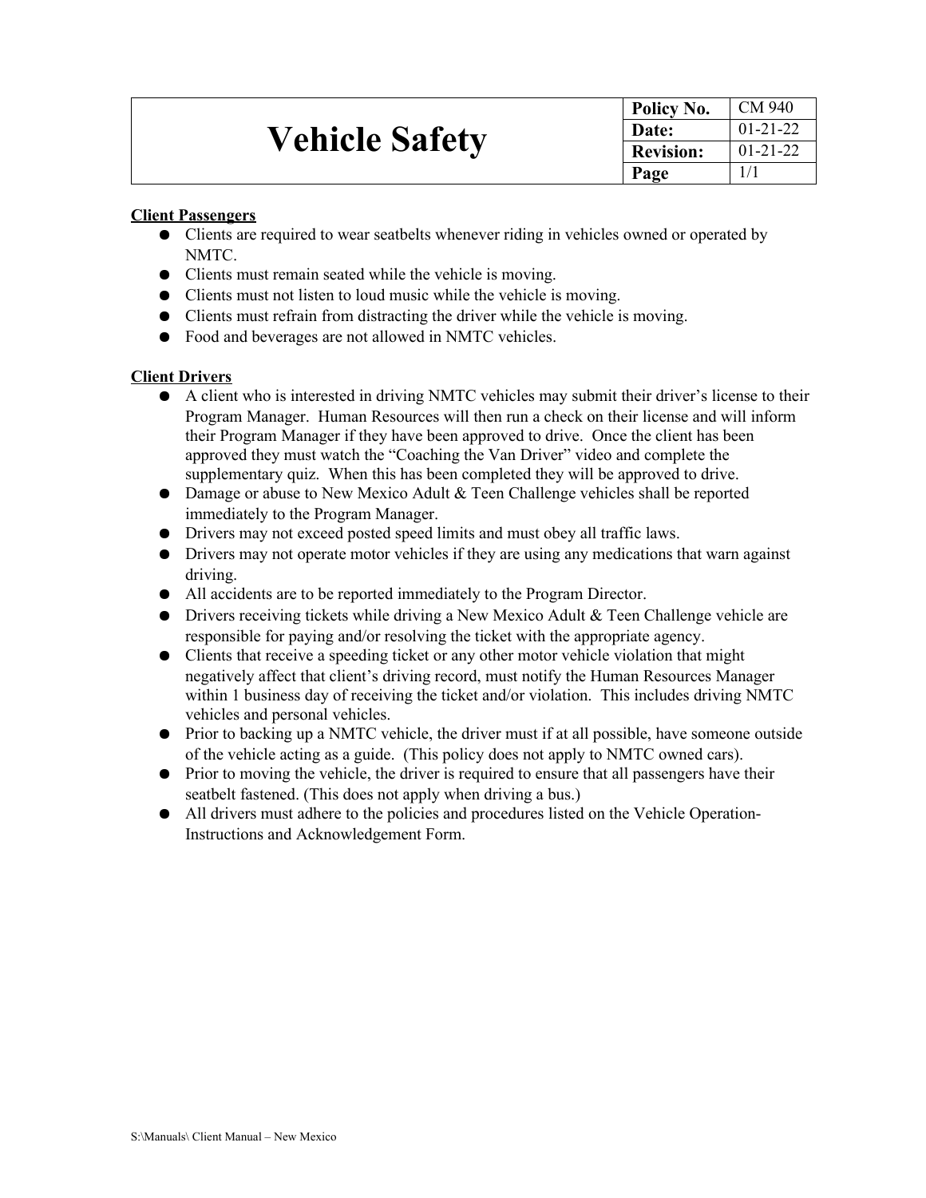# Vehicle Safety

| Policy No. | CM 940 |
| --- | --- |
| Date: | 01-21-22 |
| Revision: | 01-21-22 |
| Page | 1/1 |

**Client Passengers**

- Clients are required to wear seatbelts whenever riding in vehicles owned or operated by NMTC.
- Clients must remain seated while the vehicle is moving.
- Clients must not listen to loud music while the vehicle is moving.
- Clients must refrain from distracting the driver while the vehicle is moving.
- Food and beverages are not allowed in NMTC vehicles.

**Client Drivers**

- A client who is interested in driving NMTC vehicles may submit their driver's license to their Program Manager. Human Resources will then run a check on their license and will inform their Program Manager if they have been approved to drive. Once the client has been approved they must watch the "Coaching the Van Driver" video and complete the supplementary quiz. When this has been completed they will be approved to drive.
- Damage or abuse to New Mexico Adult & Teen Challenge vehicles shall be reported immediately to the Program Manager.
- Drivers may not exceed posted speed limits and must obey all traffic laws.
- Drivers may not operate motor vehicles if they are using any medications that warn against driving.
- All accidents are to be reported immediately to the Program Director.
- Drivers receiving tickets while driving a New Mexico Adult & Teen Challenge vehicle are responsible for paying and/or resolving the ticket with the appropriate agency.
- Clients that receive a speeding ticket or any other motor vehicle violation that might negatively affect that client's driving record, must notify the Human Resources Manager within 1 business day of receiving the ticket and/or violation. This includes driving NMTC vehicles and personal vehicles.
- Prior to backing up a NMTC vehicle, the driver must if at all possible, have someone outside of the vehicle acting as a guide. (This policy does not apply to NMTC owned cars).
- Prior to moving the vehicle, the driver is required to ensure that all passengers have their seatbelt fastened. (This does not apply when driving a bus.)
- All drivers must adhere to the policies and procedures listed on the Vehicle Operation-Instructions and Acknowledgement Form.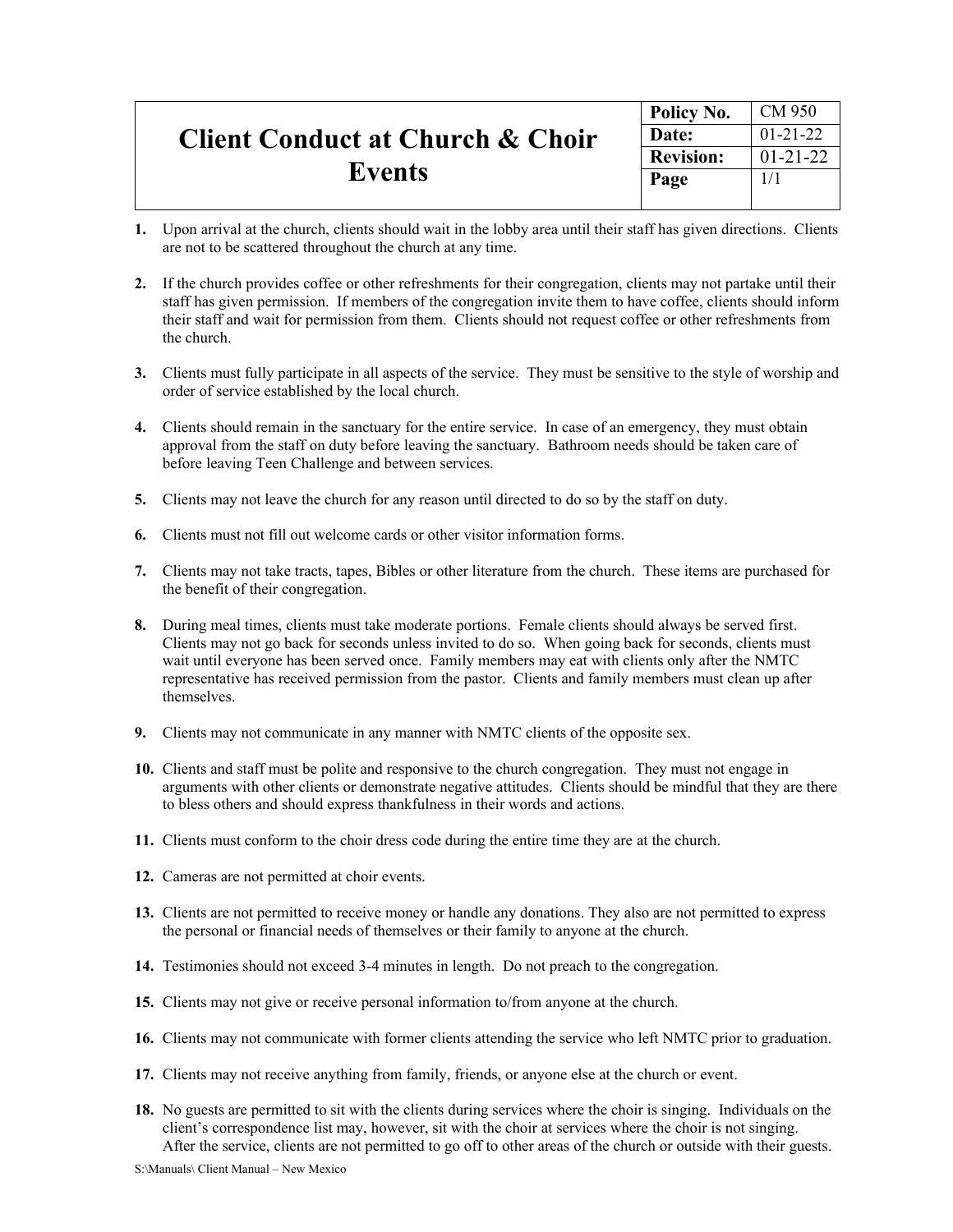| # Client Conduct at Church & Choir Events | Policy No. | CM 950 |
| --- | --- | --- |
| | Date: | 01-21-22 |
| | Revision: | 01-21-22 |
| | Page | 1/1 |

1. Upon arrival at the church, clients should wait in the lobby area until their staff has given directions. Clients are not to be scattered throughout the church at any time.

2. If the church provides coffee or other refreshments for their congregation, clients may not partake until their staff has given permission. If members of the congregation invite them to have coffee, clients should inform their staff and wait for permission from them. Clients should not request coffee or other refreshments from the church.

3. Clients must fully participate in all aspects of the service. They must be sensitive to the style of worship and order of service established by the local church.

4. Clients should remain in the sanctuary for the entire service. In case of an emergency, they must obtain approval from the staff on duty before leaving the sanctuary. Bathroom needs should be taken care of before leaving Teen Challenge and between services.

5. Clients may not leave the church for any reason until directed to do so by the staff on duty.

6. Clients must not fill out welcome cards or other visitor information forms.

7. Clients may not take tracts, tapes, Bibles or other literature from the church. These items are purchased for the benefit of their congregation.

8. During meal times, clients must take moderate portions. Female clients should always be served first. Clients may not go back for seconds unless invited to do so. When going back for seconds, clients must wait until everyone has been served once. Family members may eat with clients only after the NMTC representative has received permission from the pastor. Clients and family members must clean up after themselves.

9. Clients may not communicate in any manner with NMTC clients of the opposite sex.

10. Clients and staff must be polite and responsive to the church congregation. They must not engage in arguments with other clients or demonstrate negative attitudes. Clients should be mindful that they are there to bless others and should express thankfulness in their words and actions.

11. Clients must conform to the choir dress code during the entire time they are at the church.

12. Cameras are not permitted at choir events.

13. Clients are not permitted to receive money or handle any donations. They also are not permitted to express the personal or financial needs of themselves or their family to anyone at the church.

14. Testimonies should not exceed 3-4 minutes in length. Do not preach to the congregation.

15. Clients may not give or receive personal information to/from anyone at the church.

16. Clients may not communicate with former clients attending the service who left NMTC prior to graduation.

17. Clients may not receive anything from family, friends, or anyone else at the church or event.

18. No guests are permitted to sit with the clients during services where the choir is singing. Individuals on the client's correspondence list may, however, sit with the choir at services where the choir is not singing. After the service, clients are not permitted to go off to other areas of the church or outside with their guests.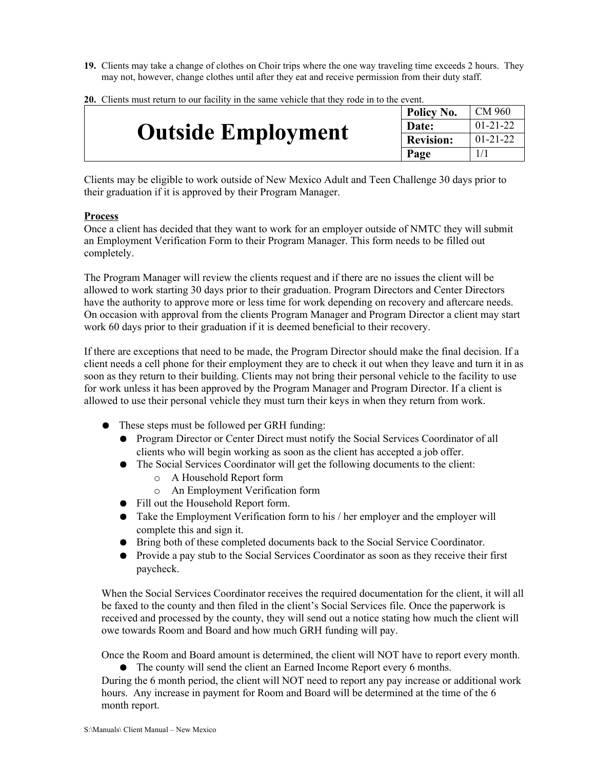19. Clients may take a change of clothes on Choir trips where the one way traveling time exceeds 2 hours. They may not, however, change clothes until after they eat and receive permission from their duty staff.

20. Clients must return to our facility in the same vehicle that they rode in to the event.

| # Outside Employment | Policy No. | CM 960 |
|---|---|---|
| | Date: | 01-21-22 |
| | Revision: | 01-21-22 |
| | Page | 1/1 |

Clients may be eligible to work outside of New Mexico Adult and Teen Challenge 30 days prior to their graduation if it is approved by their Program Manager.

**Process**

Once a client has decided that they want to work for an employer outside of NMTC they will submit an Employment Verification Form to their Program Manager. This form needs to be filled out completely.

The Program Manager will review the clients request and if there are no issues the client will be allowed to work starting 30 days prior to their graduation. Program Directors and Center Directors have the authority to approve more or less time for work depending on recovery and aftercare needs. On occasion with approval from the clients Program Manager and Program Director a client may start work 60 days prior to their graduation if it is deemed beneficial to their recovery.

If there are exceptions that need to be made, the Program Director should make the final decision. If a client needs a cell phone for their employment they are to check it out when they leave and turn it in as soon as they return to their building. Clients may not bring their personal vehicle to the facility to use for work unless it has been approved by the Program Manager and Program Director. If a client is allowed to use their personal vehicle they must turn their keys in when they return from work.

- These steps must be followed per GRH funding:
  - Program Director or Center Direct must notify the Social Services Coordinator of all clients who will begin working as soon as the client has accepted a job offer.
  - The Social Services Coordinator will get the following documents to the client:
    - A Household Report form
    - An Employment Verification form
  - Fill out the Household Report form.
  - Take the Employment Verification form to his / her employer and the employer will complete this and sign it.
  - Bring both of these completed documents back to the Social Service Coordinator.
  - Provide a pay stub to the Social Services Coordinator as soon as they receive their first paycheck.

When the Social Services Coordinator receives the required documentation for the client, it will all be faxed to the county and then filed in the client's Social Services file. Once the paperwork is received and processed by the county, they will send out a notice stating how much the client will owe towards Room and Board and how much GRH funding will pay.

Once the Room and Board amount is determined, the client will NOT have to report every month.

- The county will send the client an Earned Income Report every 6 months.

During the 6 month period, the client will NOT need to report any pay increase or additional work hours. Any increase in payment for Room and Board will be determined at the time of the 6 month report.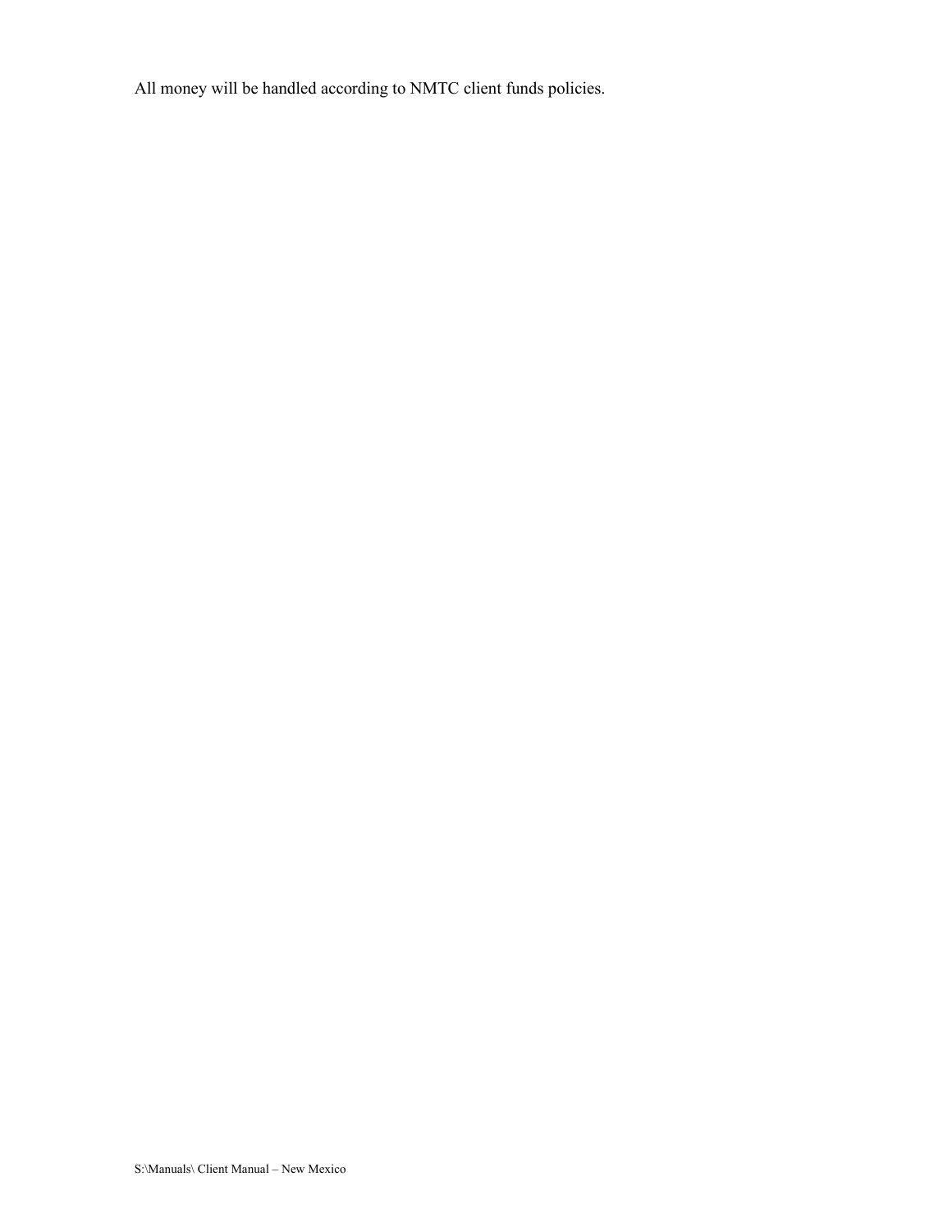All money will be handled according to NMTC client funds policies.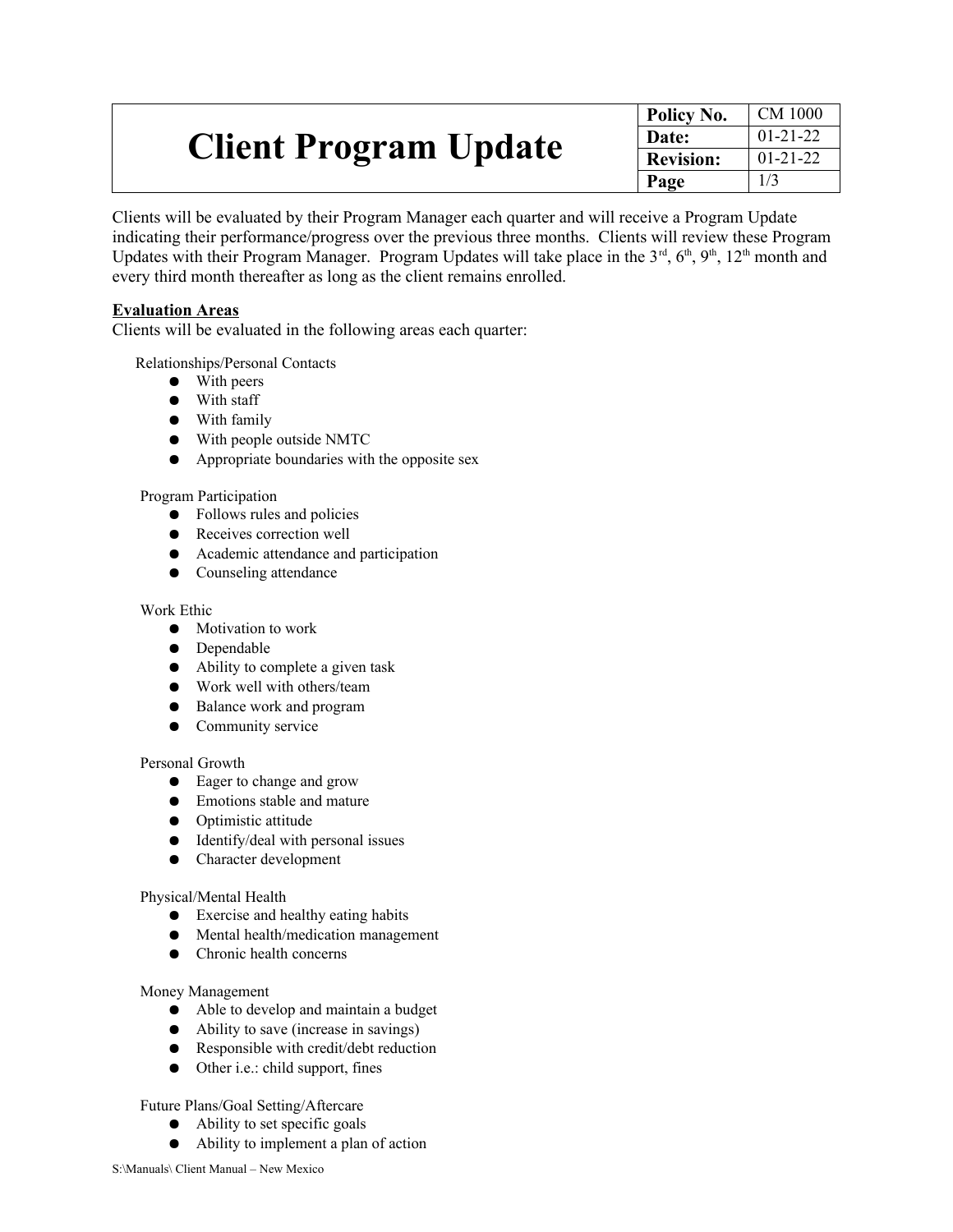| # Client Program Update | Policy No. | CM 1000 |
|---|---|---|
| | Date: | 01-21-22 |
| | Revision: | 01-21-22 |
| | Page | 1/3 |

Clients will be evaluated by their Program Manager each quarter and will receive a Program Update indicating their performance/progress over the previous three months. Clients will review these Program Updates with their Program Manager. Program Updates will take place in the 3rd, 6th, 9th, 12th month and every third month thereafter as long as the client remains enrolled.

**Evaluation Areas**

Clients will be evaluated in the following areas each quarter:

Relationships/Personal Contacts

- With peers
- With staff
- With family
- With people outside NMTC
- Appropriate boundaries with the opposite sex

Program Participation

- Follows rules and policies
- Receives correction well
- Academic attendance and participation
- Counseling attendance

Work Ethic

- Motivation to work
- Dependable
- Ability to complete a given task
- Work well with others/team
- Balance work and program
- Community service

Personal Growth

- Eager to change and grow
- Emotions stable and mature
- Optimistic attitude
- Identify/deal with personal issues
- Character development

Physical/Mental Health

- Exercise and healthy eating habits
- Mental health/medication management
- Chronic health concerns

Money Management

- Able to develop and maintain a budget
- Ability to save (increase in savings)
- Responsible with credit/debt reduction
- Other i.e.: child support, fines

Future Plans/Goal Setting/Aftercare

- Ability to set specific goals
- Ability to implement a plan of action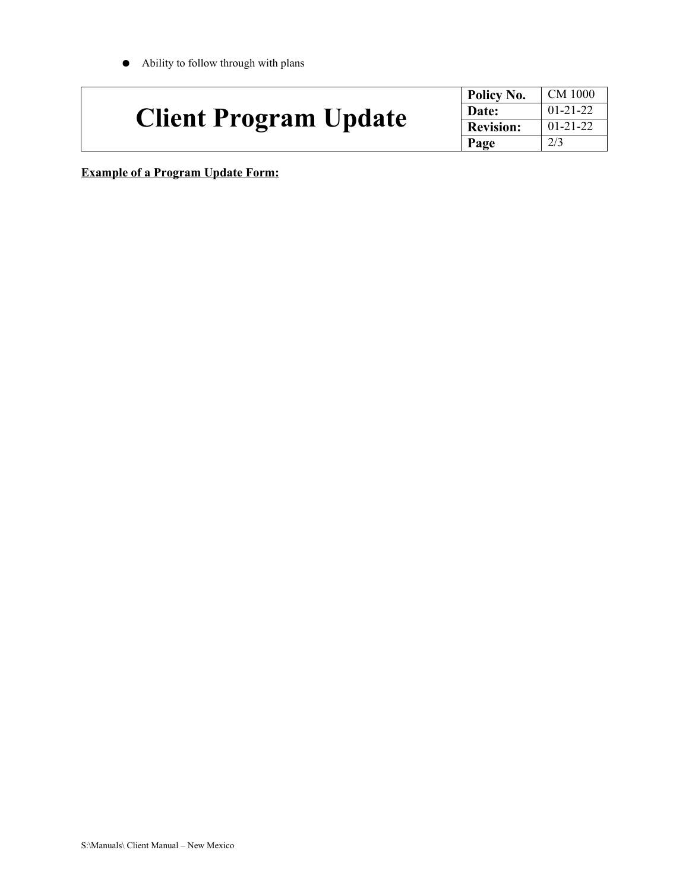- Ability to follow through with plans

| # Client Program Update | Policy No. | CM 1000 |
| --- | --- | --- |
| | Date: | 01-21-22 |
| | Revision: | 01-21-22 |
| | Page | 2/3 |

**Example of a Program Update Form:**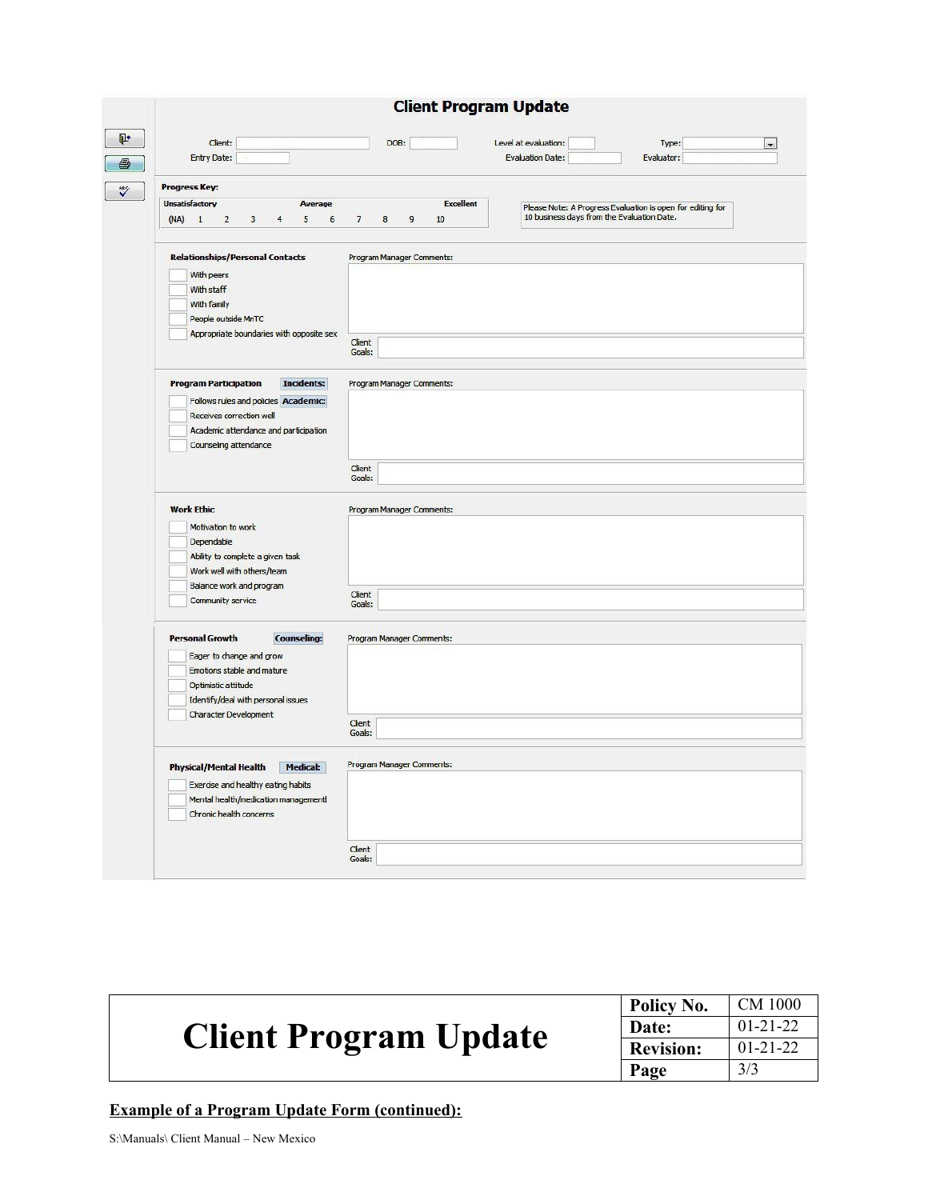# Client Program Update

Client: | DOB: | Level at evaluation: | Type:

Entry Date: | Evaluation Date: | Evaluator:

**Progress Key:**

| Unsatisfactory | | | | | Average | | | | | Excellent |
|---|---|---|---|---|---|---|---|---|---|---|
| (NA) | 1 | 2 | 3 | 4 | 5 | 6 | 7 | 8 | 9 | 10 |

Please Note: A Progress Evaluation is open for editing for 10 business days from the Evaluation Date.

**Relationships/Personal Contacts**

- With peers
- With staff
- With family
- People outside MnTC
- Appropriate boundaries with opposite sex

Program Manager Comments:

Client Goals:

**Program Participation** — **Incidents:**

- Follows rules and policies — **Academic:**
- Receives correction well
- Academic attendance and participation
- Counseling attendance

Program Manager Comments:

Client Goals:

**Work Ethic**

- Motivation to work
- Dependable
- Ability to complete a given task
- Work well with others/team
- Balance work and program
- Community service

Program Manager Comments:

Client Goals:

**Personal Growth** — **Counseling:**

- Eager to change and grow
- Emotions stable and mature
- Optimistic attitude
- Identify/deal with personal issues
- Character Development

Program Manager Comments:

Client Goals:

**Physical/Mental Health** — **Medical:**

- Exercise and healthy eating habits
- Mental health/medication management
- Chronic health concerns

Program Manager Comments:

Client Goals:

| **Client Program Update** | **Policy No.** | CM 1000 |
|---|---|---|
| | **Date:** | 01-21-22 |
| | **Revision:** | 01-21-22 |
| | **Page** | 3/3 |

**Example of a Program Update Form (continued):**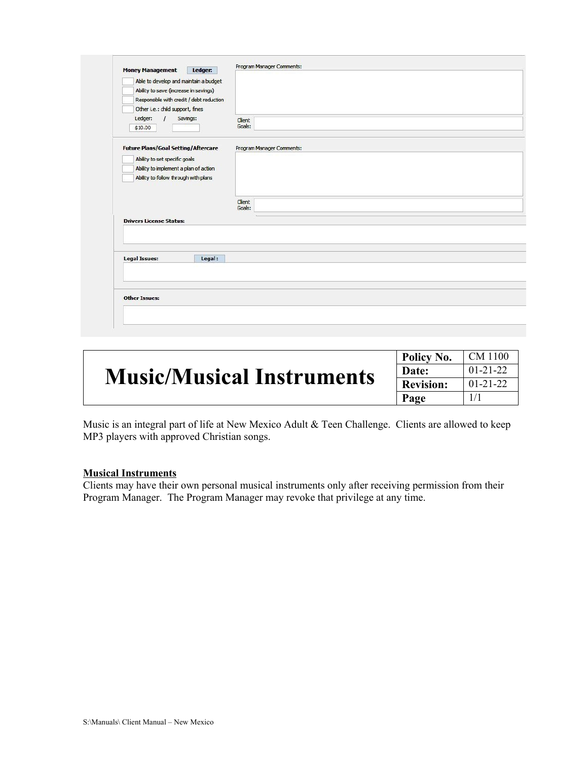**Money Management** Ledger:

- [ ] Able to develop and maintain a budget
- [ ] Ability to save (increase in savings)
- [ ] Responsible with credit / debt reduction
- [ ] Other i.e.: child support, fines

Ledger: / Savings:

$10.00

Program Manager Comments:

Client Goals:

**Future Plans/Goal Setting/Aftercare**

- [ ] Ability to set specific goals
- [ ] Ability to implement a plan of action
- [ ] Ability to follow through with plans

Program Manager Comments:

Client Goals:

**Drivers License Status:**

**Legal Issues:** Legal :

**Other Issues:**

| # Music/Musical Instruments | Policy No. | CM 1100 |
|---|---|---|
| | Date: | 01-21-22 |
| | Revision: | 01-21-22 |
| | Page | 1/1 |

Music is an integral part of life at New Mexico Adult & Teen Challenge. Clients are allowed to keep MP3 players with approved Christian songs.

**Musical Instruments**

Clients may have their own personal musical instruments only after receiving permission from their Program Manager. The Program Manager may revoke that privilege at any time.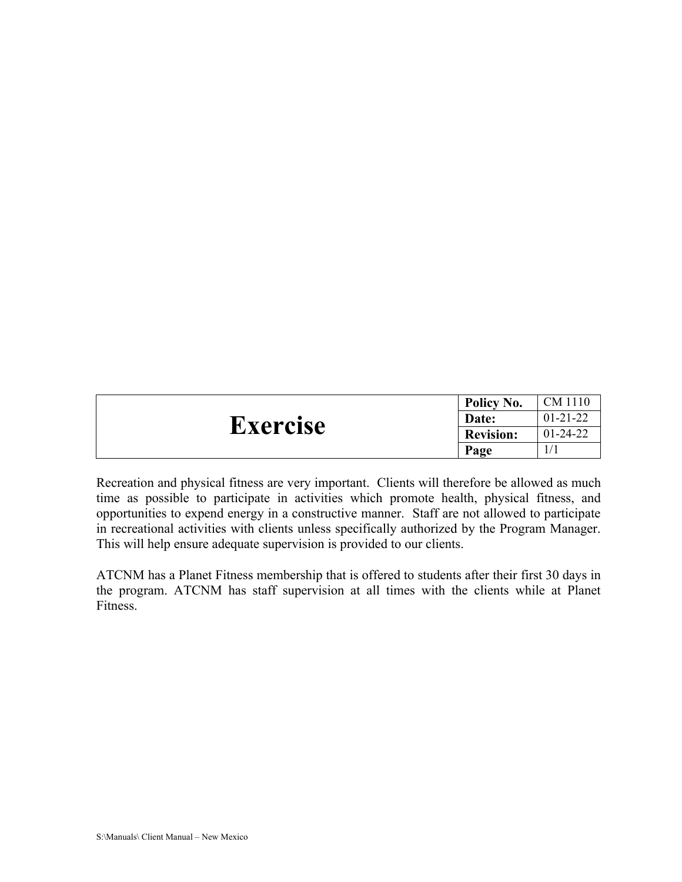| Exercise | Policy No. | CM 1110 |
| --- | --- | --- |
| | Date: | 01-21-22 |
| | Revision: | 01-24-22 |
| | Page | 1/1 |

Recreation and physical fitness are very important. Clients will therefore be allowed as much time as possible to participate in activities which promote health, physical fitness, and opportunities to expend energy in a constructive manner. Staff are not allowed to participate in recreational activities with clients unless specifically authorized by the Program Manager. This will help ensure adequate supervision is provided to our clients.

ATCNM has a Planet Fitness membership that is offered to students after their first 30 days in the program. ATCNM has staff supervision at all times with the clients while at Planet Fitness.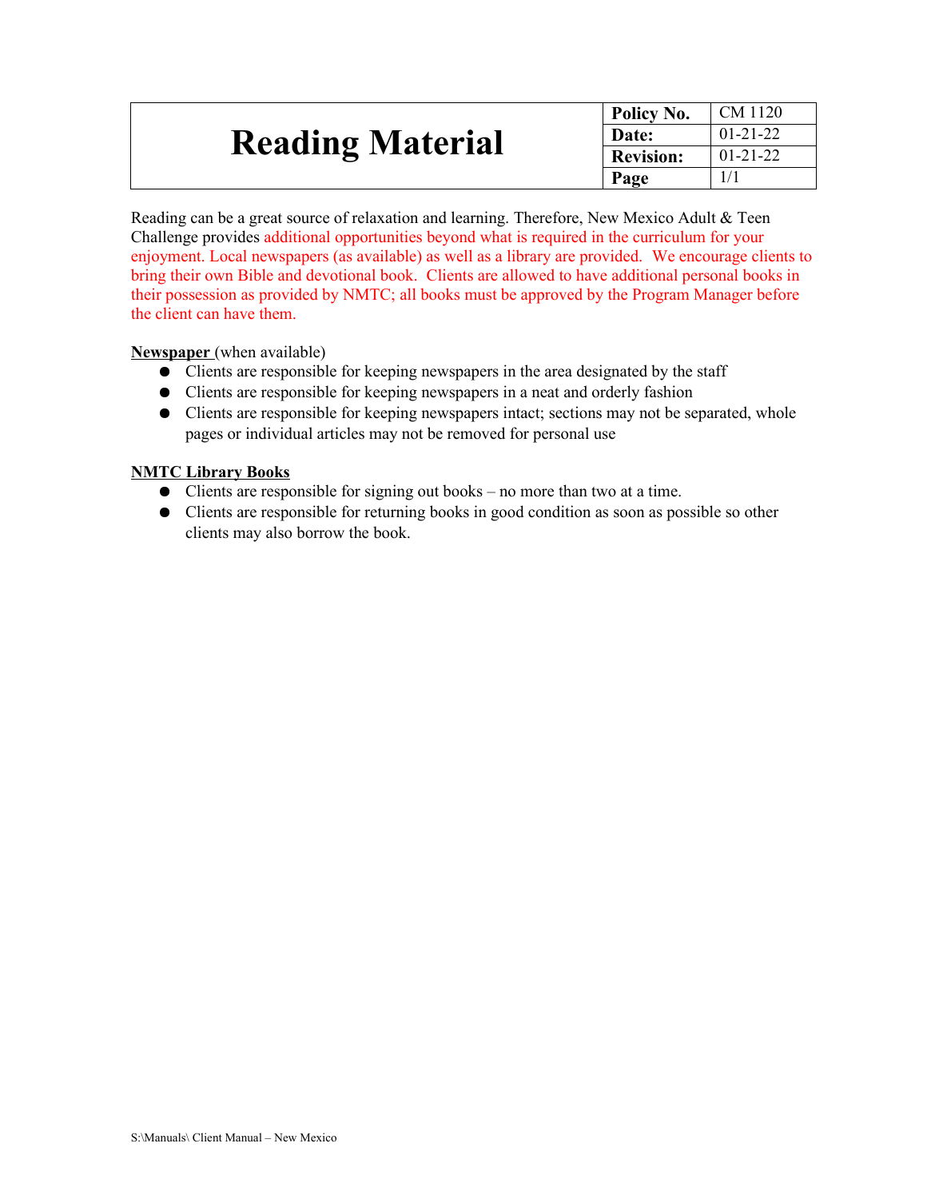# Reading Material

| Policy No. | CM 1120 |
|---|---|
| Date: | 01-21-22 |
| Revision: | 01-21-22 |
| Page | 1/1 |

Reading can be a great source of relaxation and learning. Therefore, New Mexico Adult & Teen Challenge provides additional opportunities beyond what is required in the curriculum for your enjoyment. Local newspapers (as available) as well as a library are provided. We encourage clients to bring their own Bible and devotional book. Clients are allowed to have additional personal books in their possession as provided by NMTC; all books must be approved by the Program Manager before the client can have them.

**Newspaper** (when available)

- Clients are responsible for keeping newspapers in the area designated by the staff
- Clients are responsible for keeping newspapers in a neat and orderly fashion
- Clients are responsible for keeping newspapers intact; sections may not be separated, whole pages or individual articles may not be removed for personal use

**NMTC Library Books**

- Clients are responsible for signing out books – no more than two at a time.
- Clients are responsible for returning books in good condition as soon as possible so other clients may also borrow the book.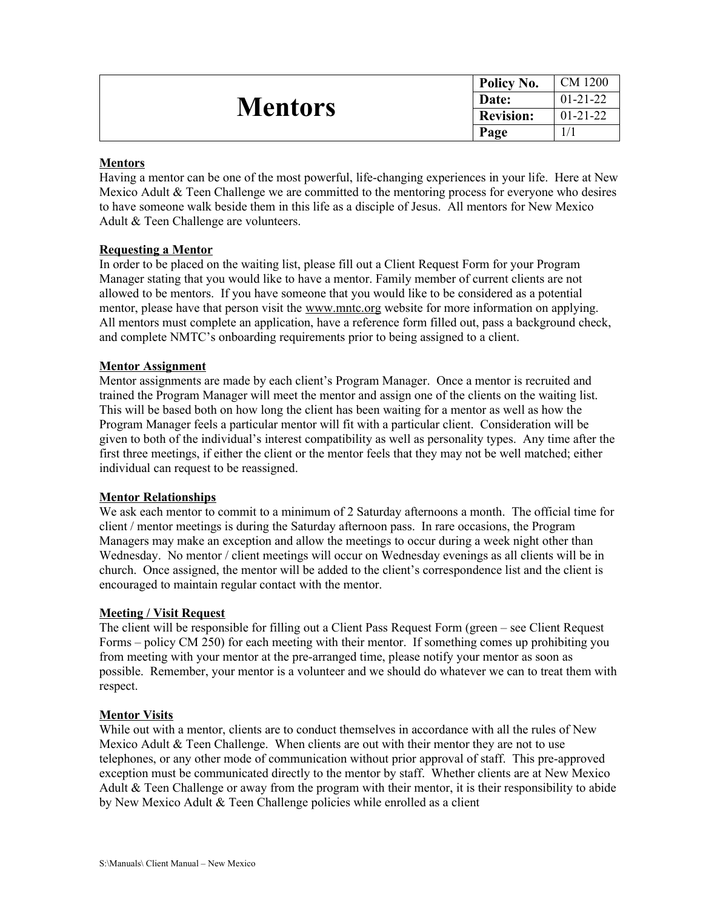# Mentors

| Policy No. | CM 1200 |
| --- | --- |
| Date: | 01-21-22 |
| Revision: | 01-21-22 |
| Page | 1/1 |

## Mentors

Having a mentor can be one of the most powerful, life-changing experiences in your life. Here at New Mexico Adult & Teen Challenge we are committed to the mentoring process for everyone who desires to have someone walk beside them in this life as a disciple of Jesus. All mentors for New Mexico Adult & Teen Challenge are volunteers.

## Requesting a Mentor

In order to be placed on the waiting list, please fill out a Client Request Form for your Program Manager stating that you would like to have a mentor. Family member of current clients are not allowed to be mentors. If you have someone that you would like to be considered as a potential mentor, please have that person visit the www.mntc.org website for more information on applying. All mentors must complete an application, have a reference form filled out, pass a background check, and complete NMTC's onboarding requirements prior to being assigned to a client.

## Mentor Assignment

Mentor assignments are made by each client's Program Manager. Once a mentor is recruited and trained the Program Manager will meet the mentor and assign one of the clients on the waiting list. This will be based both on how long the client has been waiting for a mentor as well as how the Program Manager feels a particular mentor will fit with a particular client. Consideration will be given to both of the individual's interest compatibility as well as personality types. Any time after the first three meetings, if either the client or the mentor feels that they may not be well matched; either individual can request to be reassigned.

## Mentor Relationships

We ask each mentor to commit to a minimum of 2 Saturday afternoons a month. The official time for client / mentor meetings is during the Saturday afternoon pass. In rare occasions, the Program Managers may make an exception and allow the meetings to occur during a week night other than Wednesday. No mentor / client meetings will occur on Wednesday evenings as all clients will be in church. Once assigned, the mentor will be added to the client's correspondence list and the client is encouraged to maintain regular contact with the mentor.

## Meeting / Visit Request

The client will be responsible for filling out a Client Pass Request Form (green – see Client Request Forms – policy CM 250) for each meeting with their mentor. If something comes up prohibiting you from meeting with your mentor at the pre-arranged time, please notify your mentor as soon as possible. Remember, your mentor is a volunteer and we should do whatever we can to treat them with respect.

## Mentor Visits

While out with a mentor, clients are to conduct themselves in accordance with all the rules of New Mexico Adult & Teen Challenge. When clients are out with their mentor they are not to use telephones, or any other mode of communication without prior approval of staff. This pre-approved exception must be communicated directly to the mentor by staff. Whether clients are at New Mexico Adult & Teen Challenge or away from the program with their mentor, it is their responsibility to abide by New Mexico Adult & Teen Challenge policies while enrolled as a client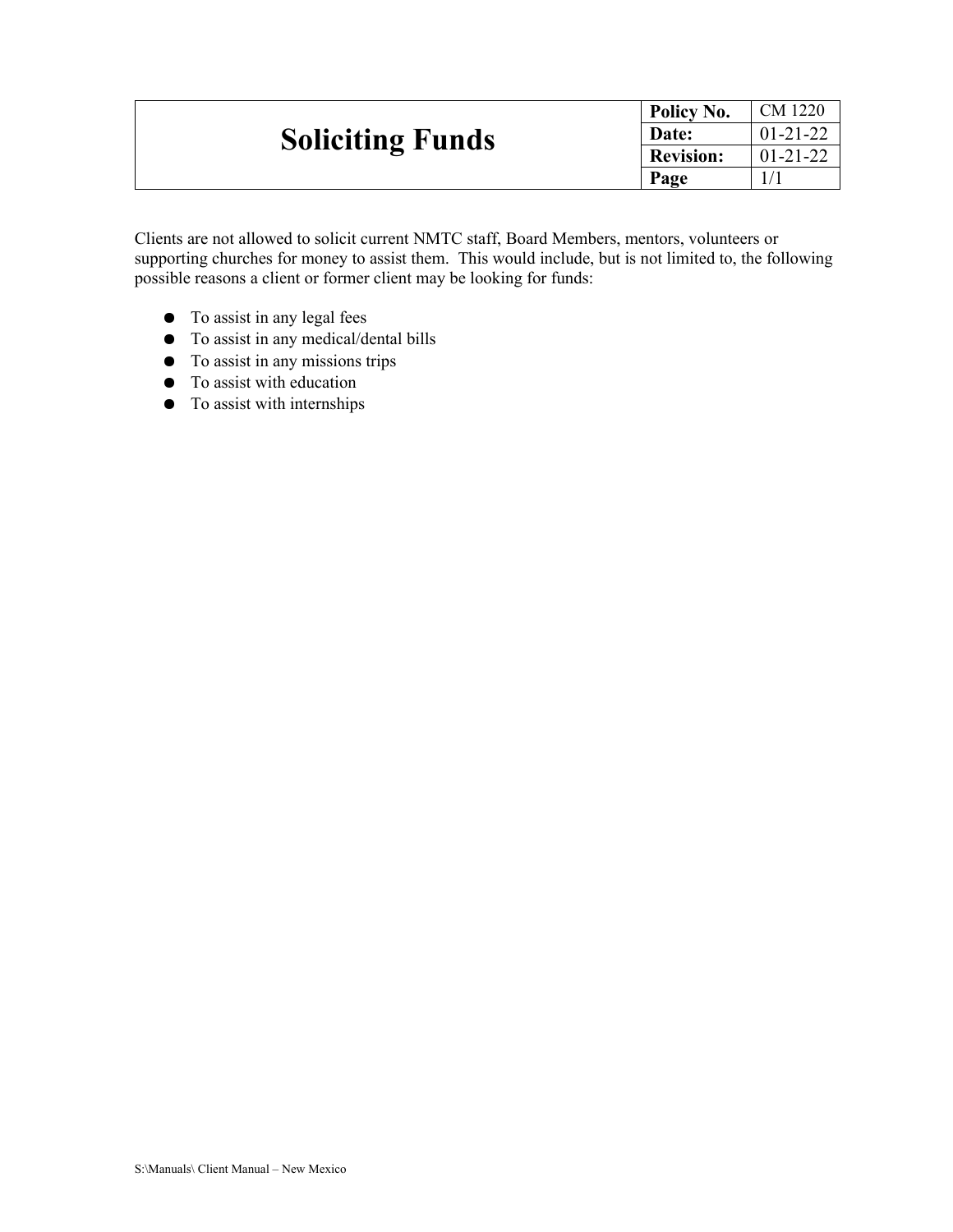| # Soliciting Funds | Policy No. | CM 1220 |
|---|---|---|
| | Date: | 01-21-22 |
| | Revision: | 01-21-22 |
| | Page | 1/1 |

Clients are not allowed to solicit current NMTC staff, Board Members, mentors, volunteers or supporting churches for money to assist them. This would include, but is not limited to, the following possible reasons a client or former client may be looking for funds:

- To assist in any legal fees
- To assist in any medical/dental bills
- To assist in any missions trips
- To assist with education
- To assist with internships